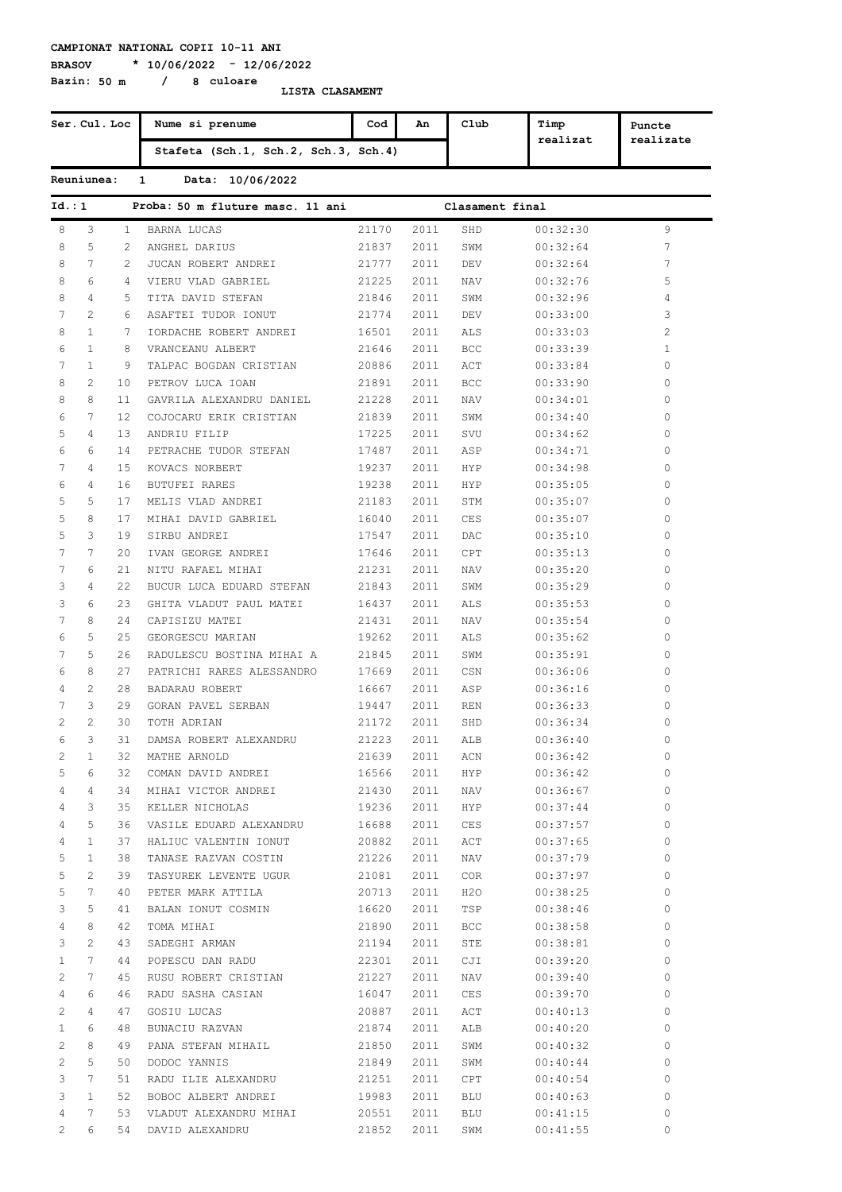**CAMPIONAT NATIONAL COPII 10-11 ANI**

**BRASOV * 10/06/2022 - 12/06/2022**

**Bazin: 50 m / 8 culoare**

**LISTA CLASAMENT**

| Ser. | Cul. | Loc | Nume si prenume / Stafeta (Sch.1, Sch.2, Sch.3, Sch.4) | Cod | An | Club | Timp realizat | Puncte realizate |
|---|---|---|---|---|---|---|---|---|

**Reuniunea: 1 Data: 10/06/2022**

**Id.: 1 Proba: 50 m fluture masc. 11 ani — Clasament final**

| Ser. | Cul. | Loc | Nume si prenume | Cod | An | Club | Timp realizat | Puncte realizate |
|---|---|---|---|---|---|---|---|---|
| 8 | 3 | 1 | BARNA LUCAS | 21170 | 2011 | SHD | 00:32:30 | 9 |
| 8 | 5 | 2 | ANGHEL DARIUS | 21837 | 2011 | SWM | 00:32:64 | 7 |
| 8 | 7 | 2 | JUCAN ROBERT ANDREI | 21777 | 2011 | DEV | 00:32:64 | 7 |
| 8 | 6 | 4 | VIERU VLAD GABRIEL | 21225 | 2011 | NAV | 00:32:76 | 5 |
| 8 | 4 | 5 | TITA DAVID STEFAN | 21846 | 2011 | SWM | 00:32:96 | 4 |
| 7 | 2 | 6 | ASAFTEI TUDOR IONUT | 21774 | 2011 | DEV | 00:33:00 | 3 |
| 8 | 1 | 7 | IORDACHE ROBERT ANDREI | 16501 | 2011 | ALS | 00:33:03 | 2 |
| 6 | 1 | 8 | VRANCEANU ALBERT | 21646 | 2011 | BCC | 00:33:39 | 1 |
| 7 | 1 | 9 | TALPAC BOGDAN CRISTIAN | 20886 | 2011 | ACT | 00:33:84 | 0 |
| 8 | 2 | 10 | PETROV LUCA IOAN | 21891 | 2011 | BCC | 00:33:90 | 0 |
| 8 | 8 | 11 | GAVRILA ALEXANDRU DANIEL | 21228 | 2011 | NAV | 00:34:01 | 0 |
| 6 | 7 | 12 | COJOCARU ERIK CRISTIAN | 21839 | 2011 | SWM | 00:34:40 | 0 |
| 5 | 4 | 13 | ANDRIU FILIP | 17225 | 2011 | SVU | 00:34:62 | 0 |
| 6 | 6 | 14 | PETRACHE TUDOR STEFAN | 17487 | 2011 | ASP | 00:34:71 | 0 |
| 7 | 4 | 15 | KOVACS NORBERT | 19237 | 2011 | HYP | 00:34:98 | 0 |
| 6 | 4 | 16 | BUTUFEI RARES | 19238 | 2011 | HYP | 00:35:05 | 0 |
| 5 | 5 | 17 | MELIS VLAD ANDREI | 21183 | 2011 | STM | 00:35:07 | 0 |
| 5 | 8 | 17 | MIHAI DAVID GABRIEL | 16040 | 2011 | CES | 00:35:07 | 0 |
| 5 | 3 | 19 | SIRBU ANDREI | 17547 | 2011 | DAC | 00:35:10 | 0 |
| 7 | 7 | 20 | IVAN GEORGE ANDREI | 17646 | 2011 | CPT | 00:35:13 | 0 |
| 7 | 6 | 21 | NITU RAFAEL MIHAI | 21231 | 2011 | NAV | 00:35:20 | 0 |
| 3 | 4 | 22 | BUCUR LUCA EDUARD STEFAN | 21843 | 2011 | SWM | 00:35:29 | 0 |
| 3 | 6 | 23 | GHITA VLADUT PAUL MATEI | 16437 | 2011 | ALS | 00:35:53 | 0 |
| 7 | 8 | 24 | CAPISIZU MATEI | 21431 | 2011 | NAV | 00:35:54 | 0 |
| 6 | 5 | 25 | GEORGESCU MARIAN | 19262 | 2011 | ALS | 00:35:62 | 0 |
| 7 | 5 | 26 | RADULESCU BOSTINA MIHAI A | 21845 | 2011 | SWM | 00:35:91 | 0 |
| 6 | 8 | 27 | PATRICHI RARES ALESSANDRO | 17669 | 2011 | CSN | 00:36:06 | 0 |
| 4 | 2 | 28 | BADARAU ROBERT | 16667 | 2011 | ASP | 00:36:16 | 0 |
| 7 | 3 | 29 | GORAN PAVEL SERBAN | 19447 | 2011 | REN | 00:36:33 | 0 |
| 2 | 2 | 30 | TOTH ADRIAN | 21172 | 2011 | SHD | 00:36:34 | 0 |
| 6 | 3 | 31 | DAMSA ROBERT ALEXANDRU | 21223 | 2011 | ALB | 00:36:40 | 0 |
| 2 | 1 | 32 | MATHE ARNOLD | 21639 | 2011 | ACN | 00:36:42 | 0 |
| 5 | 6 | 32 | COMAN DAVID ANDREI | 16566 | 2011 | HYP | 00:36:42 | 0 |
| 4 | 4 | 34 | MIHAI VICTOR ANDREI | 21430 | 2011 | NAV | 00:36:67 | 0 |
| 4 | 3 | 35 | KELLER NICHOLAS | 19236 | 2011 | HYP | 00:37:44 | 0 |
| 4 | 5 | 36 | VASILE EDUARD ALEXANDRU | 16688 | 2011 | CES | 00:37:57 | 0 |
| 4 | 1 | 37 | HALIUC VALENTIN IONUT | 20882 | 2011 | ACT | 00:37:65 | 0 |
| 5 | 1 | 38 | TANASE RAZVAN COSTIN | 21226 | 2011 | NAV | 00:37:79 | 0 |
| 5 | 2 | 39 | TASYUREK LEVENTE UGUR | 21081 | 2011 | COR | 00:37:97 | 0 |
| 5 | 7 | 40 | PETER MARK ATTILA | 20713 | 2011 | H2O | 00:38:25 | 0 |
| 3 | 5 | 41 | BALAN IONUT COSMIN | 16620 | 2011 | TSP | 00:38:46 | 0 |
| 4 | 8 | 42 | TOMA MIHAI | 21890 | 2011 | BCC | 00:38:58 | 0 |
| 3 | 2 | 43 | SADEGHI ARMAN | 21194 | 2011 | STE | 00:38:81 | 0 |
| 1 | 7 | 44 | POPESCU DAN RADU | 22301 | 2011 | CJI | 00:39:20 | 0 |
| 2 | 7 | 45 | RUSU ROBERT CRISTIAN | 21227 | 2011 | NAV | 00:39:40 | 0 |
| 4 | 6 | 46 | RADU SASHA CASIAN | 16047 | 2011 | CES | 00:39:70 | 0 |
| 2 | 4 | 47 | GOSIU LUCAS | 20887 | 2011 | ACT | 00:40:13 | 0 |
| 1 | 6 | 48 | BUNACIU RAZVAN | 21874 | 2011 | ALB | 00:40:20 | 0 |
| 2 | 8 | 49 | PANA STEFAN MIHAIL | 21850 | 2011 | SWM | 00:40:32 | 0 |
| 2 | 5 | 50 | DODOC YANNIS | 21849 | 2011 | SWM | 00:40:44 | 0 |
| 3 | 7 | 51 | RADU ILIE ALEXANDRU | 21251 | 2011 | CPT | 00:40:54 | 0 |
| 3 | 1 | 52 | BOBOC ALBERT ANDREI | 19983 | 2011 | BLU | 00:40:63 | 0 |
| 4 | 7 | 53 | VLADUT ALEXANDRU MIHAI | 20551 | 2011 | BLU | 00:41:15 | 0 |
| 2 | 6 | 54 | DAVID ALEXANDRU | 21852 | 2011 | SWM | 00:41:55 | 0 |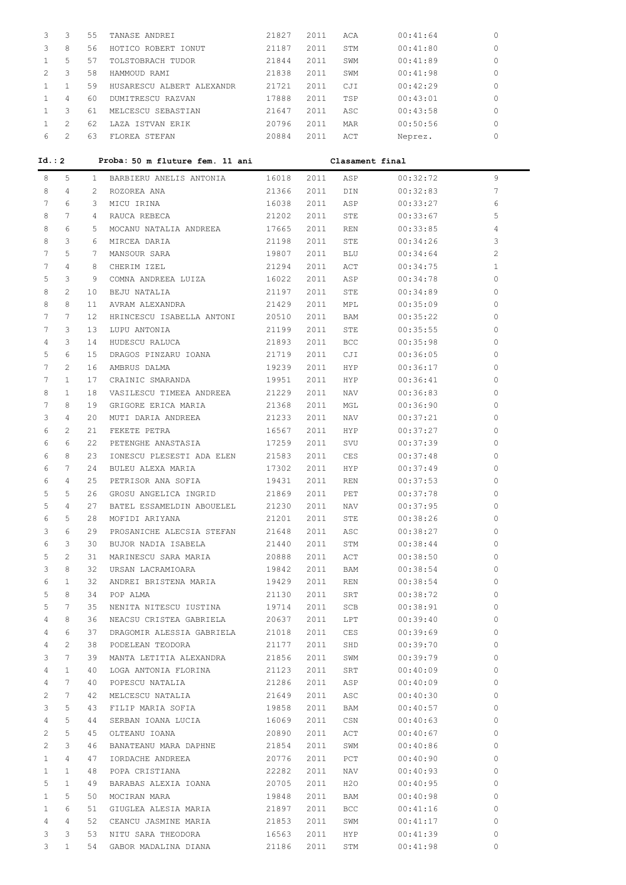| | | | | | | | | |
|---|---|---|---|---|---|---|---|---|
| 3 | 3 | 55 | TANASE ANDREI | 21827 | 2011 | ACA | 00:41:64 | 0 |
| 3 | 8 | 56 | HOTICO ROBERT IONUT | 21187 | 2011 | STM | 00:41:80 | 0 |
| 1 | 5 | 57 | TOLSTOBRACH TUDOR | 21844 | 2011 | SWM | 00:41:89 | 0 |
| 2 | 3 | 58 | HAMMOUD RAMI | 21838 | 2011 | SWM | 00:41:98 | 0 |
| 1 | 1 | 59 | HUSARESCU ALBERT ALEXANDR | 21721 | 2011 | CJI | 00:42:29 | 0 |
| 1 | 4 | 60 | DUMITRESCU RAZVAN | 17888 | 2011 | TSP | 00:43:01 | 0 |
| 1 | 3 | 61 | MELCESCU SEBASTIAN | 21647 | 2011 | ASC | 00:43:58 | 0 |
| 1 | 2 | 62 | LAZA ISTVAN ERIK | 20796 | 2011 | MAR | 00:50:56 | 0 |
| 6 | 2 | 63 | FLOREA STEFAN | 20884 | 2011 | ACT | Neprez. | 0 |

**Id.: 2 Proba: 50 m fluture fem. 11 ani Clasament final**

| | | | | | | | | |
|---|---|---|---|---|---|---|---|---|
| 8 | 5 | 1 | BARBIERU ANELIS ANTONIA | 16018 | 2011 | ASP | 00:32:72 | 9 |
| 8 | 4 | 2 | ROZOREA ANA | 21366 | 2011 | DIN | 00:32:83 | 7 |
| 7 | 6 | 3 | MICU IRINA | 16038 | 2011 | ASP | 00:33:27 | 6 |
| 8 | 7 | 4 | RAUCA REBECA | 21202 | 2011 | STE | 00:33:67 | 5 |
| 8 | 6 | 5 | MOCANU NATALIA ANDREEA | 17665 | 2011 | REN | 00:33:85 | 4 |
| 8 | 3 | 6 | MIRCEA DARIA | 21198 | 2011 | STE | 00:34:26 | 3 |
| 7 | 5 | 7 | MANSOUR SARA | 19807 | 2011 | BLU | 00:34:64 | 2 |
| 7 | 4 | 8 | CHERIM IZEL | 21294 | 2011 | ACT | 00:34:75 | 1 |
| 5 | 3 | 9 | COMNA ANDREEA LUIZA | 16022 | 2011 | ASP | 00:34:78 | 0 |
| 8 | 2 | 10 | BEJU NATALIA | 21197 | 2011 | STE | 00:34:89 | 0 |
| 8 | 8 | 11 | AVRAM ALEXANDRA | 21429 | 2011 | MPL | 00:35:09 | 0 |
| 7 | 7 | 12 | HRINCESCU ISABELLA ANTONI | 20510 | 2011 | BAM | 00:35:22 | 0 |
| 7 | 3 | 13 | LUPU ANTONIA | 21199 | 2011 | STE | 00:35:55 | 0 |
| 4 | 3 | 14 | HUDESCU RALUCA | 21893 | 2011 | BCC | 00:35:98 | 0 |
| 5 | 6 | 15 | DRAGOS PINZARU IOANA | 21719 | 2011 | CJI | 00:36:05 | 0 |
| 7 | 2 | 16 | AMBRUS DALMA | 19239 | 2011 | HYP | 00:36:17 | 0 |
| 7 | 1 | 17 | CRAINIC SMARANDA | 19951 | 2011 | HYP | 00:36:41 | 0 |
| 8 | 1 | 18 | VASILESCU TIMEEA ANDREEA | 21229 | 2011 | NAV | 00:36:83 | 0 |
| 7 | 8 | 19 | GRIGORE ERICA MARIA | 21368 | 2011 | MGL | 00:36:90 | 0 |
| 3 | 4 | 20 | MUTI DARIA ANDREEA | 21233 | 2011 | NAV | 00:37:21 | 0 |
| 6 | 2 | 21 | FEKETE PETRA | 16567 | 2011 | HYP | 00:37:27 | 0 |
| 6 | 6 | 22 | PETENGHE ANASTASIA | 17259 | 2011 | SVU | 00:37:39 | 0 |
| 6 | 8 | 23 | IONESCU PLESESTI ADA ELEN | 21583 | 2011 | CES | 00:37:48 | 0 |
| 6 | 7 | 24 | BULEU ALEXA MARIA | 17302 | 2011 | HYP | 00:37:49 | 0 |
| 6 | 4 | 25 | PETRISOR ANA SOFIA | 19431 | 2011 | REN | 00:37:53 | 0 |
| 5 | 5 | 26 | GROSU ANGELICA INGRID | 21869 | 2011 | PET | 00:37:78 | 0 |
| 5 | 4 | 27 | BATEL ESSAMELDIN ABOUELEL | 21230 | 2011 | NAV | 00:37:95 | 0 |
| 6 | 5 | 28 | MOFIDI ARIYANA | 21201 | 2011 | STE | 00:38:26 | 0 |
| 3 | 6 | 29 | PROSANICHE ALECSIA STEFAN | 21648 | 2011 | ASC | 00:38:27 | 0 |
| 6 | 3 | 30 | BUJOR NADIA ISABELA | 21440 | 2011 | STM | 00:38:44 | 0 |
| 5 | 2 | 31 | MARINESCU SARA MARIA | 20888 | 2011 | ACT | 00:38:50 | 0 |
| 3 | 8 | 32 | URSAN LACRAMIOARA | 19842 | 2011 | BAM | 00:38:54 | 0 |
| 6 | 1 | 32 | ANDREI BRISTENA MARIA | 19429 | 2011 | REN | 00:38:54 | 0 |
| 5 | 8 | 34 | POP ALMA | 21130 | 2011 | SRT | 00:38:72 | 0 |
| 5 | 7 | 35 | NENITA NITESCU IUSTINA | 19714 | 2011 | SCB | 00:38:91 | 0 |
| 4 | 8 | 36 | NEACSU CRISTEA GABRIELA | 20637 | 2011 | LPT | 00:39:40 | 0 |
| 4 | 6 | 37 | DRAGOMIR ALESSIA GABRIELA | 21018 | 2011 | CES | 00:39:69 | 0 |
| 4 | 2 | 38 | PODELEAN TEODORA | 21177 | 2011 | SHD | 00:39:70 | 0 |
| 3 | 7 | 39 | MANTA LETITIA ALEXANDRA | 21856 | 2011 | SWM | 00:39:79 | 0 |
| 4 | 1 | 40 | LOGA ANTONIA FLORINA | 21123 | 2011 | SRT | 00:40:09 | 0 |
| 4 | 7 | 40 | POPESCU NATALIA | 21286 | 2011 | ASP | 00:40:09 | 0 |
| 2 | 7 | 42 | MELCESCU NATALIA | 21649 | 2011 | ASC | 00:40:30 | 0 |
| 3 | 5 | 43 | FILIP MARIA SOFIA | 19858 | 2011 | BAM | 00:40:57 | 0 |
| 4 | 5 | 44 | SERBAN IOANA LUCIA | 16069 | 2011 | CSN | 00:40:63 | 0 |
| 2 | 5 | 45 | OLTEANU IOANA | 20890 | 2011 | ACT | 00:40:67 | 0 |
| 2 | 3 | 46 | BANATEANU MARA DAPHNE | 21854 | 2011 | SWM | 00:40:86 | 0 |
| 1 | 4 | 47 | IORDACHE ANDREEA | 20776 | 2011 | PCT | 00:40:90 | 0 |
| 1 | 1 | 48 | POPA CRISTIANA | 22282 | 2011 | NAV | 00:40:93 | 0 |
| 5 | 1 | 49 | BARABAS ALEXIA IOANA | 20705 | 2011 | H2O | 00:40:95 | 0 |
| 1 | 5 | 50 | MOCIRAN MARA | 19848 | 2011 | BAM | 00:40:98 | 0 |
| 1 | 6 | 51 | GIUGLEA ALESIA MARIA | 21897 | 2011 | BCC | 00:41:16 | 0 |
| 4 | 4 | 52 | CEANCU JASMINE MARIA | 21853 | 2011 | SWM | 00:41:17 | 0 |
| 3 | 3 | 53 | NITU SARA THEODORA | 16563 | 2011 | HYP | 00:41:39 | 0 |
| 3 | 1 | 54 | GABOR MADALINA DIANA | 21186 | 2011 | STM | 00:41:98 | 0 |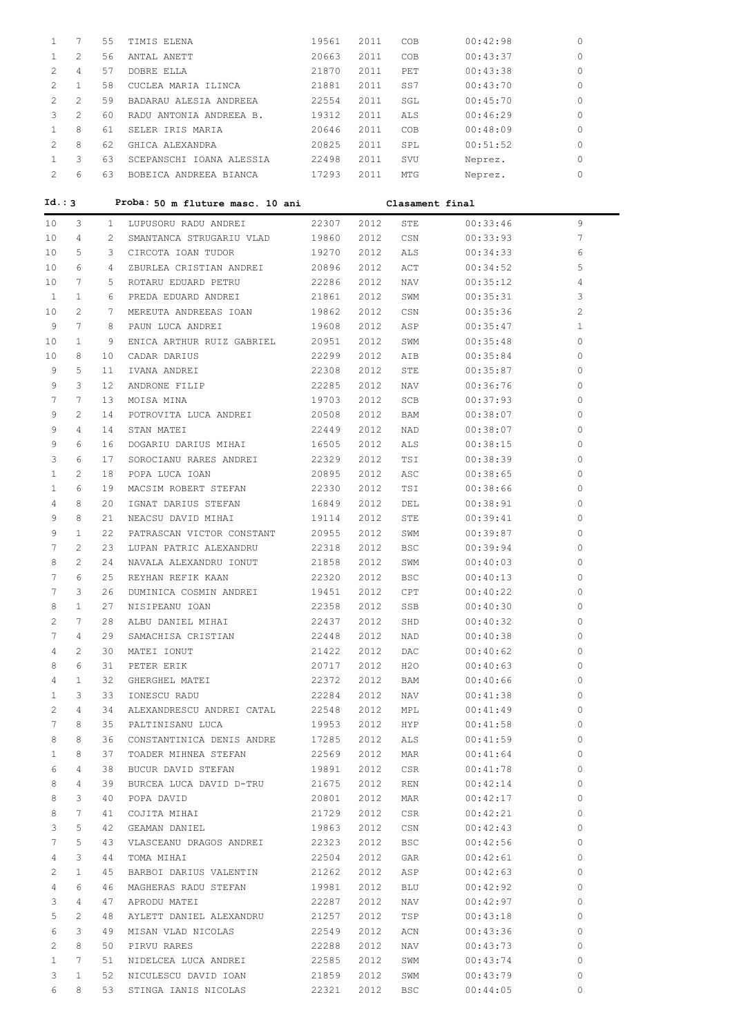| | | | | | | | | |
|---|---|---|---|---|---|---|---|---|
| 1 | 7 | 55 | TIMIS ELENA | 19561 | 2011 | COB | 00:42:98 | 0 |
| 1 | 2 | 56 | ANTAL ANETT | 20663 | 2011 | COB | 00:43:37 | 0 |
| 2 | 4 | 57 | DOBRE ELLA | 21870 | 2011 | PET | 00:43:38 | 0 |
| 2 | 1 | 58 | CUCLEA MARIA ILINCA | 21881 | 2011 | SS7 | 00:43:70 | 0 |
| 2 | 2 | 59 | BADARAU ALESIA ANDREEA | 22554 | 2011 | SGL | 00:45:70 | 0 |
| 3 | 2 | 60 | RADU ANTONIA ANDREEA B. | 19312 | 2011 | ALS | 00:46:29 | 0 |
| 1 | 8 | 61 | SELER IRIS MARIA | 20646 | 2011 | COB | 00:48:09 | 0 |
| 2 | 8 | 62 | GHICA ALEXANDRA | 20825 | 2011 | SPL | 00:51:52 | 0 |
| 1 | 3 | 63 | SCEPANSCHI IOANA ALESSIA | 22498 | 2011 | SVU | Neprez. | 0 |
| 2 | 6 | 63 | BOBEICA ANDREEA BIANCA | 17293 | 2011 | MTG | Neprez. | 0 |

**Id.: 3** **Proba: 50 m fluture masc. 10 ani** Clasament final

| | | | | | | | | |
|---|---|---|---|---|---|---|---|---|
| 10 | 3 | 1 | LUPUSORU RADU ANDREI | 22307 | 2012 | STE | 00:33:46 | 9 |
| 10 | 4 | 2 | SMANTANCA STRUGARIU VLAD | 19860 | 2012 | CSN | 00:33:93 | 7 |
| 10 | 5 | 3 | CIRCOTA IOAN TUDOR | 19270 | 2012 | ALS | 00:34:33 | 6 |
| 10 | 6 | 4 | ZBURLEA CRISTIAN ANDREI | 20896 | 2012 | ACT | 00:34:52 | 5 |
| 10 | 7 | 5 | ROTARU EDUARD PETRU | 22286 | 2012 | NAV | 00:35:12 | 4 |
| 1 | 1 | 6 | PREDA EDUARD ANDREI | 21861 | 2012 | SWM | 00:35:31 | 3 |
| 10 | 2 | 7 | MEREUTA ANDREEAS IOAN | 19862 | 2012 | CSN | 00:35:36 | 2 |
| 9 | 7 | 8 | PAUN LUCA ANDREI | 19608 | 2012 | ASP | 00:35:47 | 1 |
| 10 | 1 | 9 | ENICA ARTHUR RUIZ GABRIEL | 20951 | 2012 | SWM | 00:35:48 | 0 |
| 10 | 8 | 10 | CADAR DARIUS | 22299 | 2012 | AIB | 00:35:84 | 0 |
| 9 | 5 | 11 | IVANA ANDREI | 22308 | 2012 | STE | 00:35:87 | 0 |
| 9 | 3 | 12 | ANDRONE FILIP | 22285 | 2012 | NAV | 00:36:76 | 0 |
| 7 | 7 | 13 | MOISA MINA | 19703 | 2012 | SCB | 00:37:93 | 0 |
| 9 | 2 | 14 | POTROVITA LUCA ANDREI | 20508 | 2012 | BAM | 00:38:07 | 0 |
| 9 | 4 | 14 | STAN MATEI | 22449 | 2012 | NAD | 00:38:07 | 0 |
| 9 | 6 | 16 | DOGARIU DARIUS MIHAI | 16505 | 2012 | ALS | 00:38:15 | 0 |
| 3 | 6 | 17 | SOROCIANU RARES ANDREI | 22329 | 2012 | TSI | 00:38:39 | 0 |
| 1 | 2 | 18 | POPA LUCA IOAN | 20895 | 2012 | ASC | 00:38:65 | 0 |
| 1 | 6 | 19 | MACSIM ROBERT STEFAN | 22330 | 2012 | TSI | 00:38:66 | 0 |
| 4 | 8 | 20 | IGNAT DARIUS STEFAN | 16849 | 2012 | DEL | 00:38:91 | 0 |
| 9 | 8 | 21 | NEACSU DAVID MIHAI | 19114 | 2012 | STE | 00:39:41 | 0 |
| 9 | 1 | 22 | PATRASCAN VICTOR CONSTANT | 20955 | 2012 | SWM | 00:39:87 | 0 |
| 7 | 2 | 23 | LUPAN PATRIC ALEXANDRU | 22318 | 2012 | BSC | 00:39:94 | 0 |
| 8 | 2 | 24 | NAVALA ALEXANDRU IONUT | 21858 | 2012 | SWM | 00:40:03 | 0 |
| 7 | 6 | 25 | REYHAN REFIK KAAN | 22320 | 2012 | BSC | 00:40:13 | 0 |
| 7 | 3 | 26 | DUMINICA COSMIN ANDREI | 19451 | 2012 | CPT | 00:40:22 | 0 |
| 8 | 1 | 27 | NISIPEANU IOAN | 22358 | 2012 | SSB | 00:40:30 | 0 |
| 2 | 7 | 28 | ALBU DANIEL MIHAI | 22437 | 2012 | SHD | 00:40:32 | 0 |
| 7 | 4 | 29 | SAMACHISA CRISTIAN | 22448 | 2012 | NAD | 00:40:38 | 0 |
| 4 | 2 | 30 | MATEI IONUT | 21422 | 2012 | DAC | 00:40:62 | 0 |
| 8 | 6 | 31 | PETER ERIK | 20717 | 2012 | H2O | 00:40:63 | 0 |
| 4 | 1 | 32 | GHERGHEL MATEI | 22372 | 2012 | BAM | 00:40:66 | 0 |
| 1 | 3 | 33 | IONESCU RADU | 22284 | 2012 | NAV | 00:41:38 | 0 |
| 2 | 4 | 34 | ALEXANDRESCU ANDREI CATAL | 22548 | 2012 | MPL | 00:41:49 | 0 |
| 7 | 8 | 35 | PALTINISANU LUCA | 19953 | 2012 | HYP | 00:41:58 | 0 |
| 8 | 8 | 36 | CONSTANTINICA DENIS ANDRE | 17285 | 2012 | ALS | 00:41:59 | 0 |
| 1 | 8 | 37 | TOADER MIHNEA STEFAN | 22569 | 2012 | MAR | 00:41:64 | 0 |
| 6 | 4 | 38 | BUCUR DAVID STEFAN | 19891 | 2012 | CSR | 00:41:78 | 0 |
| 8 | 4 | 39 | BURCEA LUCA DAVID D-TRU | 21675 | 2012 | REN | 00:42:14 | 0 |
| 8 | 3 | 40 | POPA DAVID | 20801 | 2012 | MAR | 00:42:17 | 0 |
| 8 | 7 | 41 | COJITA MIHAI | 21729 | 2012 | CSR | 00:42:21 | 0 |
| 3 | 5 | 42 | GEAMAN DANIEL | 19863 | 2012 | CSN | 00:42:43 | 0 |
| 7 | 5 | 43 | VLASCEANU DRAGOS ANDREI | 22323 | 2012 | BSC | 00:42:56 | 0 |
| 4 | 3 | 44 | TOMA MIHAI | 22504 | 2012 | GAR | 00:42:61 | 0 |
| 2 | 1 | 45 | BARBOI DARIUS VALENTIN | 21262 | 2012 | ASP | 00:42:63 | 0 |
| 4 | 6 | 46 | MAGHERAS RADU STEFAN | 19981 | 2012 | BLU | 00:42:92 | 0 |
| 3 | 4 | 47 | APRODU MATEI | 22287 | 2012 | NAV | 00:42:97 | 0 |
| 5 | 2 | 48 | AYLETT DANIEL ALEXANDRU | 21257 | 2012 | TSP | 00:43:18 | 0 |
| 6 | 3 | 49 | MISAN VLAD NICOLAS | 22549 | 2012 | ACN | 00:43:36 | 0 |
| 2 | 8 | 50 | PIRVU RARES | 22288 | 2012 | NAV | 00:43:73 | 0 |
| 1 | 7 | 51 | NIDELCEA LUCA ANDREI | 22585 | 2012 | SWM | 00:43:74 | 0 |
| 3 | 1 | 52 | NICULESCU DAVID IOAN | 21859 | 2012 | SWM | 00:43:79 | 0 |
| 6 | 8 | 53 | STINGA IANIS NICOLAS | 22321 | 2012 | BSC | 00:44:05 | 0 |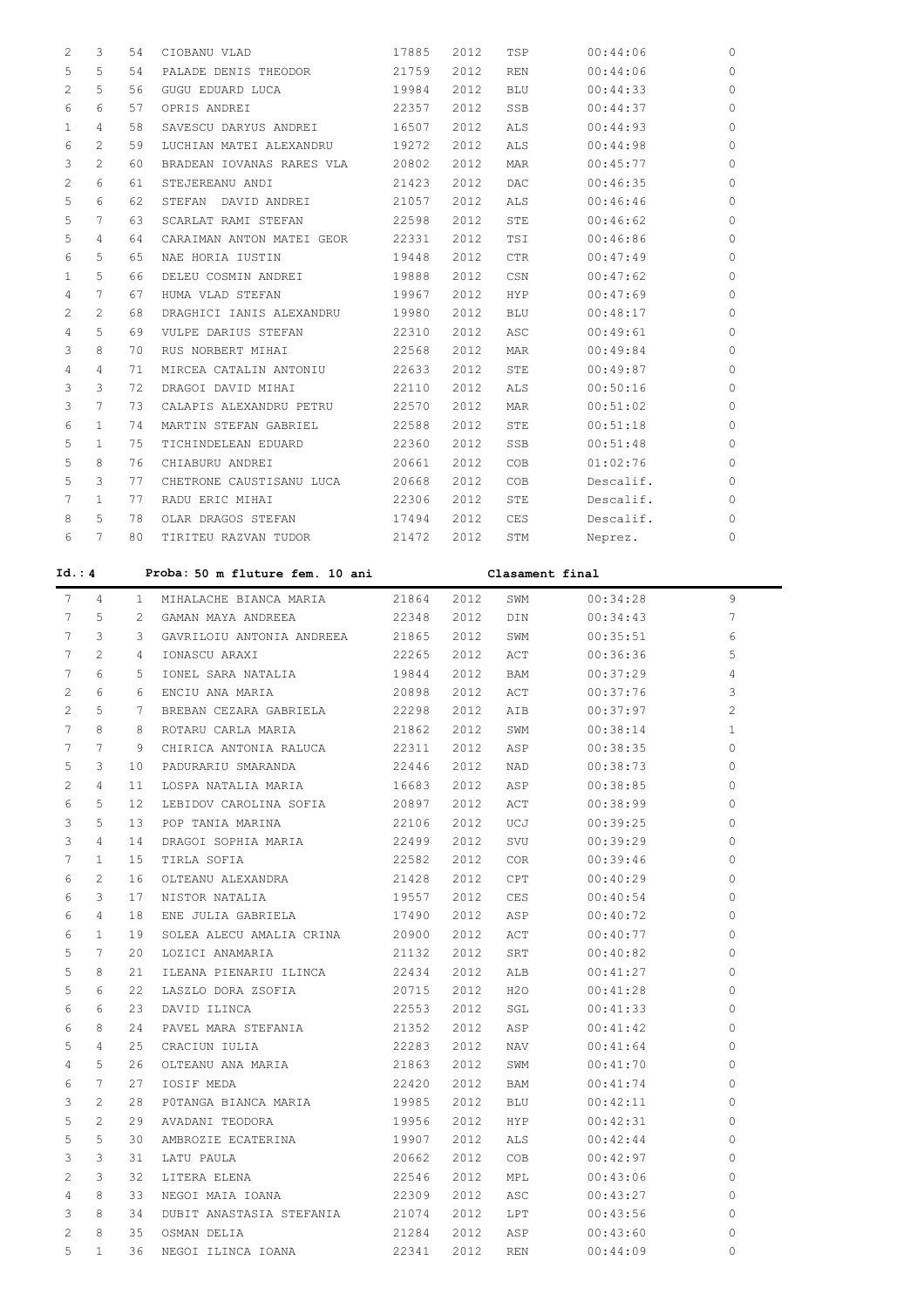| | | | | | | | | |
|---|---|---|---|---|---|---|---|---|
| 2 | 3 | 54 | CIOBANU VLAD | 17885 | 2012 | TSP | 00:44:06 | 0 |
| 5 | 5 | 54 | PALADE DENIS THEODOR | 21759 | 2012 | REN | 00:44:06 | 0 |
| 2 | 5 | 56 | GUGU EDUARD LUCA | 19984 | 2012 | BLU | 00:44:33 | 0 |
| 6 | 6 | 57 | OPRIS ANDREI | 22357 | 2012 | SSB | 00:44:37 | 0 |
| 1 | 4 | 58 | SAVESCU DARYUS ANDREI | 16507 | 2012 | ALS | 00:44:93 | 0 |
| 6 | 2 | 59 | LUCHIAN MATEI ALEXANDRU | 19272 | 2012 | ALS | 00:44:98 | 0 |
| 3 | 2 | 60 | BRADEAN IOVANAS RARES VLA | 20802 | 2012 | MAR | 00:45:77 | 0 |
| 2 | 6 | 61 | STEJEREANU ANDI | 21423 | 2012 | DAC | 00:46:35 | 0 |
| 5 | 6 | 62 | STEFAN DAVID ANDREI | 21057 | 2012 | ALS | 00:46:46 | 0 |
| 5 | 7 | 63 | SCARLAT RAMI STEFAN | 22598 | 2012 | STE | 00:46:62 | 0 |
| 5 | 4 | 64 | CARAIMAN ANTON MATEI GEOR | 22331 | 2012 | TSI | 00:46:86 | 0 |
| 6 | 5 | 65 | NAE HORIA IUSTIN | 19448 | 2012 | CTR | 00:47:49 | 0 |
| 1 | 5 | 66 | DELEU COSMIN ANDREI | 19888 | 2012 | CSN | 00:47:62 | 0 |
| 4 | 7 | 67 | HUMA VLAD STEFAN | 19967 | 2012 | HYP | 00:47:69 | 0 |
| 2 | 2 | 68 | DRAGHICI IANIS ALEXANDRU | 19980 | 2012 | BLU | 00:48:17 | 0 |
| 4 | 5 | 69 | VULPE DARIUS STEFAN | 22310 | 2012 | ASC | 00:49:61 | 0 |
| 3 | 8 | 70 | RUS NORBERT MIHAI | 22568 | 2012 | MAR | 00:49:84 | 0 |
| 4 | 4 | 71 | MIRCEA CATALIN ANTONIU | 22633 | 2012 | STE | 00:49:87 | 0 |
| 3 | 3 | 72 | DRAGOI DAVID MIHAI | 22110 | 2012 | ALS | 00:50:16 | 0 |
| 3 | 7 | 73 | CALAPIS ALEXANDRU PETRU | 22570 | 2012 | MAR | 00:51:02 | 0 |
| 6 | 1 | 74 | MARTIN STEFAN GABRIEL | 22588 | 2012 | STE | 00:51:18 | 0 |
| 5 | 1 | 75 | TICHINDELEAN EDUARD | 22360 | 2012 | SSB | 00:51:48 | 0 |
| 5 | 8 | 76 | CHIABURU ANDREI | 20661 | 2012 | COB | 01:02:76 | 0 |
| 5 | 3 | 77 | CHETRONE CAUSTISANU LUCA | 20668 | 2012 | COB | Descalif. | 0 |
| 7 | 1 | 77 | RADU ERIC MIHAI | 22306 | 2012 | STE | Descalif. | 0 |
| 8 | 5 | 78 | OLAR DRAGOS STEFAN | 17494 | 2012 | CES | Descalif. | 0 |
| 6 | 7 | 80 | TIRITEU RAZVAN TUDOR | 21472 | 2012 | STM | Neprez. | 0 |

**Id.: 4 Proba: 50 m fluture fem. 10 ani Clasament final**

| | | | | | | | | |
|---|---|---|---|---|---|---|---|---|
| 7 | 4 | 1 | MIHALACHE BIANCA MARIA | 21864 | 2012 | SWM | 00:34:28 | 9 |
| 7 | 5 | 2 | GAMAN MAYA ANDREEA | 22348 | 2012 | DIN | 00:34:43 | 7 |
| 7 | 3 | 3 | GAVRILOIU ANTONIA ANDREEA | 21865 | 2012 | SWM | 00:35:51 | 6 |
| 7 | 2 | 4 | IONASCU ARAXI | 22265 | 2012 | ACT | 00:36:36 | 5 |
| 7 | 6 | 5 | IONEL SARA NATALIA | 19844 | 2012 | BAM | 00:37:29 | 4 |
| 2 | 6 | 6 | ENCIU ANA MARIA | 20898 | 2012 | ACT | 00:37:76 | 3 |
| 2 | 5 | 7 | BREBAN CEZARA GABRIELA | 22298 | 2012 | AIB | 00:37:97 | 2 |
| 7 | 8 | 8 | ROTARU CARLA MARIA | 21862 | 2012 | SWM | 00:38:14 | 1 |
| 7 | 7 | 9 | CHIRICA ANTONIA RALUCA | 22311 | 2012 | ASP | 00:38:35 | 0 |
| 5 | 3 | 10 | PADURARIU SMARANDA | 22446 | 2012 | NAD | 00:38:73 | 0 |
| 2 | 4 | 11 | LOSPA NATALIA MARIA | 16683 | 2012 | ASP | 00:38:85 | 0 |
| 6 | 5 | 12 | LEBIDOV CAROLINA SOFIA | 20897 | 2012 | ACT | 00:38:99 | 0 |
| 3 | 5 | 13 | POP TANIA MARINA | 22106 | 2012 | UCJ | 00:39:25 | 0 |
| 3 | 4 | 14 | DRAGOI SOPHIA MARIA | 22499 | 2012 | SVU | 00:39:29 | 0 |
| 7 | 1 | 15 | TIRLA SOFIA | 22582 | 2012 | COR | 00:39:46 | 0 |
| 6 | 2 | 16 | OLTEANU ALEXANDRA | 21428 | 2012 | CPT | 00:40:29 | 0 |
| 6 | 3 | 17 | NISTOR NATALIA | 19557 | 2012 | CES | 00:40:54 | 0 |
| 6 | 4 | 18 | ENE JULIA GABRIELA | 17490 | 2012 | ASP | 00:40:72 | 0 |
| 6 | 1 | 19 | SOLEA ALECU AMALIA CRINA | 20900 | 2012 | ACT | 00:40:77 | 0 |
| 5 | 7 | 20 | LOZICI ANAMARIA | 21132 | 2012 | SRT | 00:40:82 | 0 |
| 5 | 8 | 21 | ILEANA PIENARIU ILINCA | 22434 | 2012 | ALB | 00:41:27 | 0 |
| 5 | 6 | 22 | LASZLO DORA ZSOFIA | 20715 | 2012 | H2O | 00:41:28 | 0 |
| 6 | 6 | 23 | DAVID ILINCA | 22553 | 2012 | SGL | 00:41:33 | 0 |
| 6 | 8 | 24 | PAVEL MARA STEFANIA | 21352 | 2012 | ASP | 00:41:42 | 0 |
| 5 | 4 | 25 | CRACIUN IULIA | 22283 | 2012 | NAV | 00:41:64 | 0 |
| 4 | 5 | 26 | OLTEANU ANA MARIA | 21863 | 2012 | SWM | 00:41:70 | 0 |
| 6 | 7 | 27 | IOSIF MEDA | 22420 | 2012 | BAM | 00:41:74 | 0 |
| 3 | 2 | 28 | POTANGA BIANCA MARIA | 19985 | 2012 | BLU | 00:42:11 | 0 |
| 5 | 2 | 29 | AVADANI TEODORA | 19956 | 2012 | HYP | 00:42:31 | 0 |
| 5 | 5 | 30 | AMBROZIE ECATERINA | 19907 | 2012 | ALS | 00:42:44 | 0 |
| 3 | 3 | 31 | LATU PAULA | 20662 | 2012 | COB | 00:42:97 | 0 |
| 2 | 3 | 32 | LITERA ELENA | 22546 | 2012 | MPL | 00:43:06 | 0 |
| 4 | 8 | 33 | NEGOI MAIA IOANA | 22309 | 2012 | ASC | 00:43:27 | 0 |
| 3 | 8 | 34 | DUBIT ANASTASIA STEFANIA | 21074 | 2012 | LPT | 00:43:56 | 0 |
| 2 | 8 | 35 | OSMAN DELIA | 21284 | 2012 | ASP | 00:43:60 | 0 |
| 5 | 1 | 36 | NEGOI ILINCA IOANA | 22341 | 2012 | REN | 00:44:09 | 0 |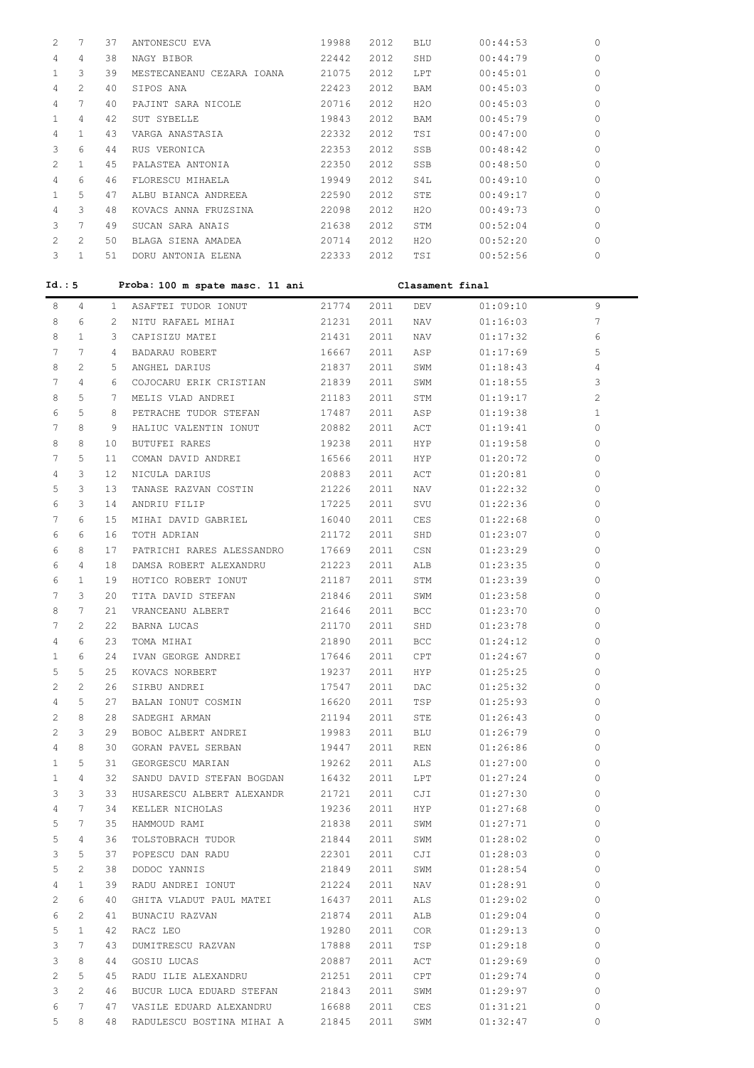| | | | | | | | | |
|---|---|---|---|---|---|---|---|---|
| 2 | 7 | 37 | ANTONESCU EVA | 19988 | 2012 | BLU | 00:44:53 | 0 |
| 4 | 4 | 38 | NAGY BIBOR | 22442 | 2012 | SHD | 00:44:79 | 0 |
| 1 | 3 | 39 | MESTECANEANU CEZARA IOANA | 21075 | 2012 | LPT | 00:45:01 | 0 |
| 4 | 2 | 40 | SIPOS ANA | 22423 | 2012 | BAM | 00:45:03 | 0 |
| 4 | 7 | 40 | PAJINT SARA NICOLE | 20716 | 2012 | H2O | 00:45:03 | 0 |
| 1 | 4 | 42 | SUT SYBELLE | 19843 | 2012 | BAM | 00:45:79 | 0 |
| 4 | 1 | 43 | VARGA ANASTASIA | 22332 | 2012 | TSI | 00:47:00 | 0 |
| 3 | 6 | 44 | RUS VERONICA | 22353 | 2012 | SSB | 00:48:42 | 0 |
| 2 | 1 | 45 | PALASTEA ANTONIA | 22350 | 2012 | SSB | 00:48:50 | 0 |
| 4 | 6 | 46 | FLORESCU MIHAELA | 19949 | 2012 | S4L | 00:49:10 | 0 |
| 1 | 5 | 47 | ALBU BIANCA ANDREEA | 22590 | 2012 | STE | 00:49:17 | 0 |
| 4 | 3 | 48 | KOVACS ANNA FRUZSINA | 22098 | 2012 | H2O | 00:49:73 | 0 |
| 3 | 7 | 49 | SUCAN SARA ANAIS | 21638 | 2012 | STM | 00:52:04 | 0 |
| 2 | 2 | 50 | BLAGA SIENA AMADEA | 20714 | 2012 | H2O | 00:52:20 | 0 |
| 3 | 1 | 51 | DORU ANTONIA ELENA | 22333 | 2012 | TSI | 00:52:56 | 0 |

**Id.: 5** **Proba: 100 m spate masc. 11 ani** **Clasament final**

| | | | | | | | | |
|---|---|---|---|---|---|---|---|---|
| 8 | 4 | 1 | ASAFTEI TUDOR IONUT | 21774 | 2011 | DEV | 01:09:10 | 9 |
| 8 | 6 | 2 | NITU RAFAEL MIHAI | 21231 | 2011 | NAV | 01:16:03 | 7 |
| 8 | 1 | 3 | CAPISIZU MATEI | 21431 | 2011 | NAV | 01:17:32 | 6 |
| 7 | 7 | 4 | BADARAU ROBERT | 16667 | 2011 | ASP | 01:17:69 | 5 |
| 8 | 2 | 5 | ANGHEL DARIUS | 21837 | 2011 | SWM | 01:18:43 | 4 |
| 7 | 4 | 6 | COJOCARU ERIK CRISTIAN | 21839 | 2011 | SWM | 01:18:55 | 3 |
| 8 | 5 | 7 | MELIS VLAD ANDREI | 21183 | 2011 | STM | 01:19:17 | 2 |
| 6 | 5 | 8 | PETRACHE TUDOR STEFAN | 17487 | 2011 | ASP | 01:19:38 | 1 |
| 7 | 8 | 9 | HALIUC VALENTIN IONUT | 20882 | 2011 | ACT | 01:19:41 | 0 |
| 8 | 8 | 10 | BUTUFEI RARES | 19238 | 2011 | HYP | 01:19:58 | 0 |
| 7 | 5 | 11 | COMAN DAVID ANDREI | 16566 | 2011 | HYP | 01:20:72 | 0 |
| 4 | 3 | 12 | NICULA DARIUS | 20883 | 2011 | ACT | 01:20:81 | 0 |
| 5 | 3 | 13 | TANASE RAZVAN COSTIN | 21226 | 2011 | NAV | 01:22:32 | 0 |
| 6 | 3 | 14 | ANDRIU FILIP | 17225 | 2011 | SVU | 01:22:36 | 0 |
| 7 | 6 | 15 | MIHAI DAVID GABRIEL | 16040 | 2011 | CES | 01:22:68 | 0 |
| 6 | 6 | 16 | TOTH ADRIAN | 21172 | 2011 | SHD | 01:23:07 | 0 |
| 6 | 8 | 17 | PATRICHI RARES ALESSANDRO | 17669 | 2011 | CSN | 01:23:29 | 0 |
| 6 | 4 | 18 | DAMSA ROBERT ALEXANDRU | 21223 | 2011 | ALB | 01:23:35 | 0 |
| 6 | 1 | 19 | HOTICO ROBERT IONUT | 21187 | 2011 | STM | 01:23:39 | 0 |
| 7 | 3 | 20 | TITA DAVID STEFAN | 21846 | 2011 | SWM | 01:23:58 | 0 |
| 8 | 7 | 21 | VRANCEANU ALBERT | 21646 | 2011 | BCC | 01:23:70 | 0 |
| 7 | 2 | 22 | BARNA LUCAS | 21170 | 2011 | SHD | 01:23:78 | 0 |
| 4 | 6 | 23 | TOMA MIHAI | 21890 | 2011 | BCC | 01:24:12 | 0 |
| 1 | 6 | 24 | IVAN GEORGE ANDREI | 17646 | 2011 | CPT | 01:24:67 | 0 |
| 5 | 5 | 25 | KOVACS NORBERT | 19237 | 2011 | HYP | 01:25:25 | 0 |
| 2 | 2 | 26 | SIRBU ANDREI | 17547 | 2011 | DAC | 01:25:32 | 0 |
| 4 | 5 | 27 | BALAN IONUT COSMIN | 16620 | 2011 | TSP | 01:25:93 | 0 |
| 2 | 8 | 28 | SADEGHI ARMAN | 21194 | 2011 | STE | 01:26:43 | 0 |
| 2 | 3 | 29 | BOBOC ALBERT ANDREI | 19983 | 2011 | BLU | 01:26:79 | 0 |
| 4 | 8 | 30 | GORAN PAVEL SERBAN | 19447 | 2011 | REN | 01:26:86 | 0 |
| 1 | 5 | 31 | GEORGESCU MARIAN | 19262 | 2011 | ALS | 01:27:00 | 0 |
| 1 | 4 | 32 | SANDU DAVID STEFAN BOGDAN | 16432 | 2011 | LPT | 01:27:24 | 0 |
| 3 | 3 | 33 | HUSARESCU ALBERT ALEXANDR | 21721 | 2011 | CJI | 01:27:30 | 0 |
| 4 | 7 | 34 | KELLER NICHOLAS | 19236 | 2011 | HYP | 01:27:68 | 0 |
| 5 | 7 | 35 | HAMMOUD RAMI | 21838 | 2011 | SWM | 01:27:71 | 0 |
| 5 | 4 | 36 | TOLSTOBRACH TUDOR | 21844 | 2011 | SWM | 01:28:02 | 0 |
| 3 | 5 | 37 | POPESCU DAN RADU | 22301 | 2011 | CJI | 01:28:03 | 0 |
| 5 | 2 | 38 | DODOC YANNIS | 21849 | 2011 | SWM | 01:28:54 | 0 |
| 4 | 1 | 39 | RADU ANDREI IONUT | 21224 | 2011 | NAV | 01:28:91 | 0 |
| 2 | 6 | 40 | GHITA VLADUT PAUL MATEI | 16437 | 2011 | ALS | 01:29:02 | 0 |
| 6 | 2 | 41 | BUNACIU RAZVAN | 21874 | 2011 | ALB | 01:29:04 | 0 |
| 5 | 1 | 42 | RACZ LEO | 19280 | 2011 | COR | 01:29:13 | 0 |
| 3 | 7 | 43 | DUMITRESCU RAZVAN | 17888 | 2011 | TSP | 01:29:18 | 0 |
| 3 | 8 | 44 | GOSIU LUCAS | 20887 | 2011 | ACT | 01:29:69 | 0 |
| 2 | 5 | 45 | RADU ILIE ALEXANDRU | 21251 | 2011 | CPT | 01:29:74 | 0 |
| 3 | 2 | 46 | BUCUR LUCA EDUARD STEFAN | 21843 | 2011 | SWM | 01:29:97 | 0 |
| 6 | 7 | 47 | VASILE EDUARD ALEXANDRU | 16688 | 2011 | CES | 01:31:21 | 0 |
| 5 | 8 | 48 | RADULESCU BOSTINA MIHAI A | 21845 | 2011 | SWM | 01:32:47 | 0 |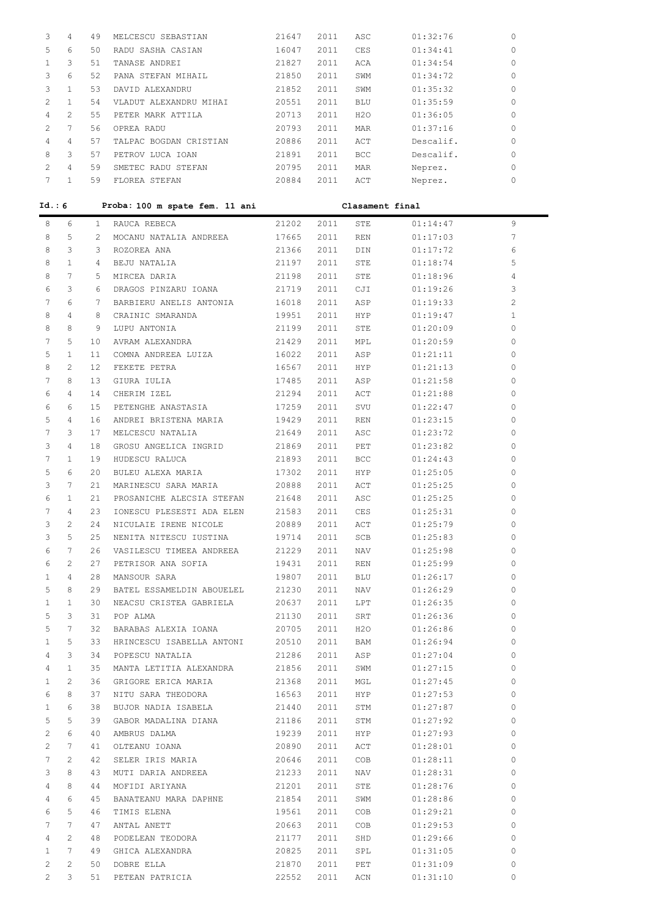| | | | | | | | | |
|---|---|---|---|---|---|---|---|---|
| 3 | 4 | 49 | MELCESCU SEBASTIAN | 21647 | 2011 | ASC | 01:32:76 | 0 |
| 5 | 6 | 50 | RADU SASHA CASIAN | 16047 | 2011 | CES | 01:34:41 | 0 |
| 1 | 3 | 51 | TANASE ANDREI | 21827 | 2011 | ACA | 01:34:54 | 0 |
| 3 | 6 | 52 | PANA STEFAN MIHAIL | 21850 | 2011 | SWM | 01:34:72 | 0 |
| 3 | 1 | 53 | DAVID ALEXANDRU | 21852 | 2011 | SWM | 01:35:32 | 0 |
| 2 | 1 | 54 | VLADUT ALEXANDRU MIHAI | 20551 | 2011 | BLU | 01:35:59 | 0 |
| 4 | 2 | 55 | PETER MARK ATTILA | 20713 | 2011 | H2O | 01:36:05 | 0 |
| 2 | 7 | 56 | OPREA RADU | 20793 | 2011 | MAR | 01:37:16 | 0 |
| 4 | 4 | 57 | TALPAC BOGDAN CRISTIAN | 20886 | 2011 | ACT | Descalif. | 0 |
| 8 | 3 | 57 | PETROV LUCA IOAN | 21891 | 2011 | BCC | Descalif. | 0 |
| 2 | 4 | 59 | SMETEC RADU STEFAN | 20795 | 2011 | MAR | Neprez. | 0 |
| 7 | 1 | 59 | FLOREA STEFAN | 20884 | 2011 | ACT | Neprez. | 0 |

**Id.: 6 Proba: 100 m spate fem. 11 ani Clasament final**

| | | | | | | | | |
|---|---|---|---|---|---|---|---|---|
| 8 | 6 | 1 | RAUCA REBECA | 21202 | 2011 | STE | 01:14:47 | 9 |
| 8 | 5 | 2 | MOCANU NATALIA ANDREEA | 17665 | 2011 | REN | 01:17:03 | 7 |
| 8 | 3 | 3 | ROZOREA ANA | 21366 | 2011 | DIN | 01:17:72 | 6 |
| 8 | 1 | 4 | BEJU NATALIA | 21197 | 2011 | STE | 01:18:74 | 5 |
| 8 | 7 | 5 | MIRCEA DARIA | 21198 | 2011 | STE | 01:18:96 | 4 |
| 6 | 3 | 6 | DRAGOS PINZARU IOANA | 21719 | 2011 | CJI | 01:19:26 | 3 |
| 7 | 6 | 7 | BARBIERU ANELIS ANTONIA | 16018 | 2011 | ASP | 01:19:33 | 2 |
| 8 | 4 | 8 | CRAINIC SMARANDA | 19951 | 2011 | HYP | 01:19:47 | 1 |
| 8 | 8 | 9 | LUPU ANTONIA | 21199 | 2011 | STE | 01:20:09 | 0 |
| 7 | 5 | 10 | AVRAM ALEXANDRA | 21429 | 2011 | MPL | 01:20:59 | 0 |
| 5 | 1 | 11 | COMNA ANDREEA LUIZA | 16022 | 2011 | ASP | 01:21:11 | 0 |
| 8 | 2 | 12 | FEKETE PETRA | 16567 | 2011 | HYP | 01:21:13 | 0 |
| 7 | 8 | 13 | GIURA IULIA | 17485 | 2011 | ASP | 01:21:58 | 0 |
| 6 | 4 | 14 | CHERIM IZEL | 21294 | 2011 | ACT | 01:21:88 | 0 |
| 6 | 6 | 15 | PETENGHE ANASTASIA | 17259 | 2011 | SVU | 01:22:47 | 0 |
| 5 | 4 | 16 | ANDREI BRISTENA MARIA | 19429 | 2011 | REN | 01:23:15 | 0 |
| 7 | 3 | 17 | MELCESCU NATALIA | 21649 | 2011 | ASC | 01:23:72 | 0 |
| 3 | 4 | 18 | GROSU ANGELICA INGRID | 21869 | 2011 | PET | 01:23:82 | 0 |
| 7 | 1 | 19 | HUDESCU RALUCA | 21893 | 2011 | BCC | 01:24:43 | 0 |
| 5 | 6 | 20 | BULEU ALEXA MARIA | 17302 | 2011 | HYP | 01:25:05 | 0 |
| 3 | 7 | 21 | MARINESCU SARA MARIA | 20888 | 2011 | ACT | 01:25:25 | 0 |
| 6 | 1 | 21 | PROSANICHE ALECSIA STEFAN | 21648 | 2011 | ASC | 01:25:25 | 0 |
| 7 | 4 | 23 | IONESCU PLESESTI ADA ELEN | 21583 | 2011 | CES | 01:25:31 | 0 |
| 3 | 2 | 24 | NICULAIE IRENE NICOLE | 20889 | 2011 | ACT | 01:25:79 | 0 |
| 3 | 5 | 25 | NENITA NITESCU IUSTINA | 19714 | 2011 | SCB | 01:25:83 | 0 |
| 6 | 7 | 26 | VASILESCU TIMEEA ANDREEA | 21229 | 2011 | NAV | 01:25:98 | 0 |
| 6 | 2 | 27 | PETRISOR ANA SOFIA | 19431 | 2011 | REN | 01:25:99 | 0 |
| 1 | 4 | 28 | MANSOUR SARA | 19807 | 2011 | BLU | 01:26:17 | 0 |
| 5 | 8 | 29 | BATEL ESSAMELDIN ABOUELEL | 21230 | 2011 | NAV | 01:26:29 | 0 |
| 1 | 1 | 30 | NEACSU CRISTEA GABRIELA | 20637 | 2011 | LPT | 01:26:35 | 0 |
| 5 | 3 | 31 | POP ALMA | 21130 | 2011 | SRT | 01:26:36 | 0 |
| 5 | 7 | 32 | BARABAS ALEXIA IOANA | 20705 | 2011 | H2O | 01:26:86 | 0 |
| 1 | 5 | 33 | HRINCESCU ISABELLA ANTONI | 20510 | 2011 | BAM | 01:26:94 | 0 |
| 4 | 3 | 34 | POPESCU NATALIA | 21286 | 2011 | ASP | 01:27:04 | 0 |
| 4 | 1 | 35 | MANTA LETITIA ALEXANDRA | 21856 | 2011 | SWM | 01:27:15 | 0 |
| 1 | 2 | 36 | GRIGORE ERICA MARIA | 21368 | 2011 | MGL | 01:27:45 | 0 |
| 6 | 8 | 37 | NITU SARA THEODORA | 16563 | 2011 | HYP | 01:27:53 | 0 |
| 1 | 6 | 38 | BUJOR NADIA ISABELA | 21440 | 2011 | STM | 01:27:87 | 0 |
| 5 | 5 | 39 | GABOR MADALINA DIANA | 21186 | 2011 | STM | 01:27:92 | 0 |
| 2 | 6 | 40 | AMBRUS DALMA | 19239 | 2011 | HYP | 01:27:93 | 0 |
| 2 | 7 | 41 | OLTEANU IOANA | 20890 | 2011 | ACT | 01:28:01 | 0 |
| 7 | 2 | 42 | SELER IRIS MARIA | 20646 | 2011 | COB | 01:28:11 | 0 |
| 3 | 8 | 43 | MUTI DARIA ANDREEA | 21233 | 2011 | NAV | 01:28:31 | 0 |
| 4 | 8 | 44 | MOFIDI ARIYANA | 21201 | 2011 | STE | 01:28:76 | 0 |
| 4 | 6 | 45 | BANATEANU MARA DAPHNE | 21854 | 2011 | SWM | 01:28:86 | 0 |
| 6 | 5 | 46 | TIMIS ELENA | 19561 | 2011 | COB | 01:29:21 | 0 |
| 7 | 7 | 47 | ANTAL ANETT | 20663 | 2011 | COB | 01:29:53 | 0 |
| 4 | 2 | 48 | PODELEAN TEODORA | 21177 | 2011 | SHD | 01:29:66 | 0 |
| 1 | 7 | 49 | GHICA ALEXANDRA | 20825 | 2011 | SPL | 01:31:05 | 0 |
| 2 | 2 | 50 | DOBRE ELLA | 21870 | 2011 | PET | 01:31:09 | 0 |
| 2 | 3 | 51 | PETEAN PATRICIA | 22552 | 2011 | ACN | 01:31:10 | 0 |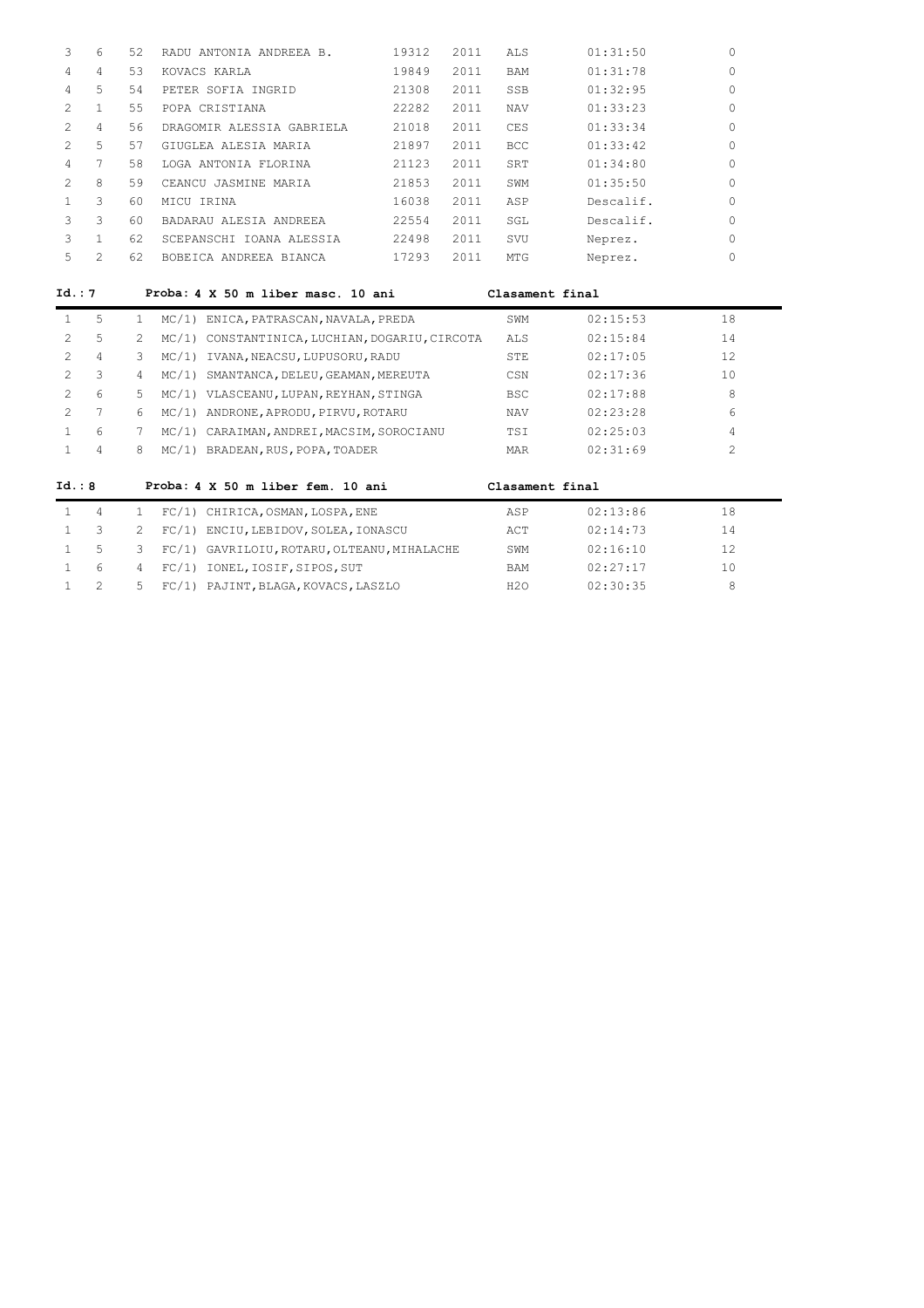| | | | | | | | | |
|---|---|---|---|---|---|---|---|---|
| 3 | 6 | 52 | RADU ANTONIA ANDREEA B. | 19312 | 2011 | ALS | 01:31:50 | 0 |
| 4 | 4 | 53 | KOVACS KARLA | 19849 | 2011 | BAM | 01:31:78 | 0 |
| 4 | 5 | 54 | PETER SOFIA INGRID | 21308 | 2011 | SSB | 01:32:95 | 0 |
| 2 | 1 | 55 | POPA CRISTIANA | 22282 | 2011 | NAV | 01:33:23 | 0 |
| 2 | 4 | 56 | DRAGOMIR ALESSIA GABRIELA | 21018 | 2011 | CES | 01:33:34 | 0 |
| 2 | 5 | 57 | GIUGLEA ALESIA MARIA | 21897 | 2011 | BCC | 01:33:42 | 0 |
| 4 | 7 | 58 | LOGA ANTONIA FLORINA | 21123 | 2011 | SRT | 01:34:80 | 0 |
| 2 | 8 | 59 | CEANCU JASMINE MARIA | 21853 | 2011 | SWM | 01:35:50 | 0 |
| 1 | 3 | 60 | MICU IRINA | 16038 | 2011 | ASP | Descalif. | 0 |
| 3 | 3 | 60 | BADARAU ALESIA ANDREEA | 22554 | 2011 | SGL | Descalif. | 0 |
| 3 | 1 | 62 | SCEPANSCHI IOANA ALESSIA | 22498 | 2011 | SVU | Neprez. | 0 |
| 5 | 2 | 62 | BOBEICA ANDREEA BIANCA | 17293 | 2011 | MTG | Neprez. | 0 |

**Id.: 7 Proba: 4 X 50 m liber masc. 10 ani Clasament final**

| | | | | | | |
|---|---|---|---|---|---|---|
| 1 | 5 | 1 | MC/1) ENICA,PATRASCAN,NAVALA,PREDA | SWM | 02:15:53 | 18 |
| 2 | 5 | 2 | MC/1) CONSTANTINICA,LUCHIAN,DOGARIU,CIRCOTA | ALS | 02:15:84 | 14 |
| 2 | 4 | 3 | MC/1) IVANA,NEACSU,LUPUSORU,RADU | STE | 02:17:05 | 12 |
| 2 | 3 | 4 | MC/1) SMANTANCA,DELEU,GEAMAN,MEREUTA | CSN | 02:17:36 | 10 |
| 2 | 6 | 5 | MC/1) VLASCEANU,LUPAN,REYHAN,STINGA | BSC | 02:17:88 | 8 |
| 2 | 7 | 6 | MC/1) ANDRONE,APRODU,PIRVU,ROTARU | NAV | 02:23:28 | 6 |
| 1 | 6 | 7 | MC/1) CARAIMAN,ANDREI,MACSIM,SOROCIANU | TSI | 02:25:03 | 4 |
| 1 | 4 | 8 | MC/1) BRADEAN,RUS,POPA,TOADER | MAR | 02:31:69 | 2 |

**Id.: 8 Proba: 4 X 50 m liber fem. 10 ani Clasament final**

| | | | | | | |
|---|---|---|---|---|---|---|
| 1 | 4 | 1 | FC/1) CHIRICA,OSMAN,LOSPA,ENE | ASP | 02:13:86 | 18 |
| 1 | 3 | 2 | FC/1) ENCIU,LEBIDOV,SOLEA,IONASCU | ACT | 02:14:73 | 14 |
| 1 | 5 | 3 | FC/1) GAVRILOIU,ROTARU,OLTEANU,MIHALACHE | SWM | 02:16:10 | 12 |
| 1 | 6 | 4 | FC/1) IONEL,IOSIF,SIPOS,SUT | BAM | 02:27:17 | 10 |
| 1 | 2 | 5 | FC/1) PAJINT,BLAGA,KOVACS,LASZLO | H2O | 02:30:35 | 8 |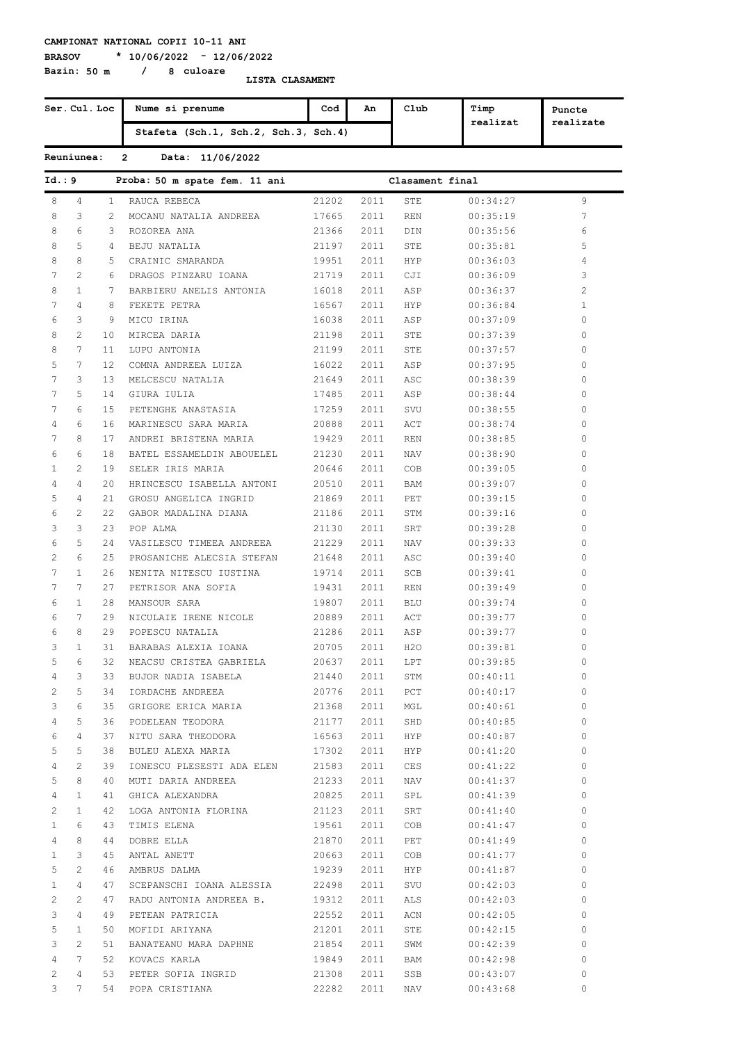**CAMPIONAT NATIONAL COPII 10-11 ANI**

**BRASOV * 10/06/2022 - 12/06/2022**

**Bazin: 50 m / 8 culoare**

**LISTA CLASAMENT**

| Ser. | Cul. | Loc | Nume si prenume / Stafeta (Sch.1, Sch.2, Sch.3, Sch.4) | Cod | An | Club | Timp realizat | Puncte realizate |
|---|---|---|---|---|---|---|---|---|

**Reuniunea: 2 Data: 11/06/2022**

**Id.: 9 Proba: 50 m spate fem. 11 ani — Clasament final**

| Ser. | Cul. | Loc | Nume si prenume | Cod | An | Club | Timp realizat | Puncte realizate |
|---|---|---|---|---|---|---|---|---|
| 8 | 4 | 1 | RAUCA REBECA | 21202 | 2011 | STE | 00:34:27 | 9 |
| 8 | 3 | 2 | MOCANU NATALIA ANDREEA | 17665 | 2011 | REN | 00:35:19 | 7 |
| 8 | 6 | 3 | ROZOREA ANA | 21366 | 2011 | DIN | 00:35:56 | 6 |
| 8 | 5 | 4 | BEJU NATALIA | 21197 | 2011 | STE | 00:35:81 | 5 |
| 8 | 8 | 5 | CRAINIC SMARANDA | 19951 | 2011 | HYP | 00:36:03 | 4 |
| 7 | 2 | 6 | DRAGOS PINZARU IOANA | 21719 | 2011 | CJI | 00:36:09 | 3 |
| 8 | 1 | 7 | BARBIERU ANELIS ANTONIA | 16018 | 2011 | ASP | 00:36:37 | 2 |
| 7 | 4 | 8 | FEKETE PETRA | 16567 | 2011 | HYP | 00:36:84 | 1 |
| 6 | 3 | 9 | MICU IRINA | 16038 | 2011 | ASP | 00:37:09 | 0 |
| 8 | 2 | 10 | MIRCEA DARIA | 21198 | 2011 | STE | 00:37:39 | 0 |
| 8 | 7 | 11 | LUPU ANTONIA | 21199 | 2011 | STE | 00:37:57 | 0 |
| 5 | 7 | 12 | COMNA ANDREEA LUIZA | 16022 | 2011 | ASP | 00:37:95 | 0 |
| 7 | 3 | 13 | MELCESCU NATALIA | 21649 | 2011 | ASC | 00:38:39 | 0 |
| 7 | 5 | 14 | GIURA IULIA | 17485 | 2011 | ASP | 00:38:44 | 0 |
| 7 | 6 | 15 | PETENGHE ANASTASIA | 17259 | 2011 | SVU | 00:38:55 | 0 |
| 4 | 6 | 16 | MARINESCU SARA MARIA | 20888 | 2011 | ACT | 00:38:74 | 0 |
| 7 | 8 | 17 | ANDREI BRISTENA MARIA | 19429 | 2011 | REN | 00:38:85 | 0 |
| 6 | 6 | 18 | BATEL ESSAMELDIN ABOUELEL | 21230 | 2011 | NAV | 00:38:90 | 0 |
| 1 | 2 | 19 | SELER IRIS MARIA | 20646 | 2011 | COB | 00:39:05 | 0 |
| 4 | 4 | 20 | HRINCESCU ISABELLA ANTONI | 20510 | 2011 | BAM | 00:39:07 | 0 |
| 5 | 4 | 21 | GROSU ANGELICA INGRID | 21869 | 2011 | PET | 00:39:15 | 0 |
| 6 | 2 | 22 | GABOR MADALINA DIANA | 21186 | 2011 | STM | 00:39:16 | 0 |
| 3 | 3 | 23 | POP ALMA | 21130 | 2011 | SRT | 00:39:28 | 0 |
| 6 | 5 | 24 | VASILESCU TIMEEA ANDREEA | 21229 | 2011 | NAV | 00:39:33 | 0 |
| 2 | 6 | 25 | PROSANICHE ALECSIA STEFAN | 21648 | 2011 | ASC | 00:39:40 | 0 |
| 7 | 1 | 26 | NENITA NITESCU IUSTINA | 19714 | 2011 | SCB | 00:39:41 | 0 |
| 7 | 7 | 27 | PETRISOR ANA SOFIA | 19431 | 2011 | REN | 00:39:49 | 0 |
| 6 | 1 | 28 | MANSOUR SARA | 19807 | 2011 | BLU | 00:39:74 | 0 |
| 6 | 7 | 29 | NICULAIE IRENE NICOLE | 20889 | 2011 | ACT | 00:39:77 | 0 |
| 6 | 8 | 29 | POPESCU NATALIA | 21286 | 2011 | ASP | 00:39:77 | 0 |
| 3 | 1 | 31 | BARABAS ALEXIA IOANA | 20705 | 2011 | H2O | 00:39:81 | 0 |
| 5 | 6 | 32 | NEACSU CRISTEA GABRIELA | 20637 | 2011 | LPT | 00:39:85 | 0 |
| 4 | 3 | 33 | BUJOR NADIA ISABELA | 21440 | 2011 | STM | 00:40:11 | 0 |
| 2 | 5 | 34 | IORDACHE ANDREEA | 20776 | 2011 | PCT | 00:40:17 | 0 |
| 3 | 6 | 35 | GRIGORE ERICA MARIA | 21368 | 2011 | MGL | 00:40:61 | 0 |
| 4 | 5 | 36 | PODELEAN TEODORA | 21177 | 2011 | SHD | 00:40:85 | 0 |
| 6 | 4 | 37 | NITU SARA THEODORA | 16563 | 2011 | HYP | 00:40:87 | 0 |
| 5 | 5 | 38 | BULEU ALEXA MARIA | 17302 | 2011 | HYP | 00:41:20 | 0 |
| 4 | 2 | 39 | IONESCU PLESESTI ADA ELEN | 21583 | 2011 | CES | 00:41:22 | 0 |
| 5 | 8 | 40 | MUTI DARIA ANDREEA | 21233 | 2011 | NAV | 00:41:37 | 0 |
| 4 | 1 | 41 | GHICA ALEXANDRA | 20825 | 2011 | SPL | 00:41:39 | 0 |
| 2 | 1 | 42 | LOGA ANTONIA FLORINA | 21123 | 2011 | SRT | 00:41:40 | 0 |
| 1 | 6 | 43 | TIMIS ELENA | 19561 | 2011 | COB | 00:41:47 | 0 |
| 4 | 8 | 44 | DOBRE ELLA | 21870 | 2011 | PET | 00:41:49 | 0 |
| 1 | 3 | 45 | ANTAL ANETT | 20663 | 2011 | COB | 00:41:77 | 0 |
| 5 | 2 | 46 | AMBRUS DALMA | 19239 | 2011 | HYP | 00:41:87 | 0 |
| 1 | 4 | 47 | SCEPANSCHI IOANA ALESSIA | 22498 | 2011 | SVU | 00:42:03 | 0 |
| 2 | 2 | 47 | RADU ANTONIA ANDREEA B. | 19312 | 2011 | ALS | 00:42:03 | 0 |
| 3 | 4 | 49 | PETEAN PATRICIA | 22552 | 2011 | ACN | 00:42:05 | 0 |
| 5 | 1 | 50 | MOFIDI ARIYANA | 21201 | 2011 | STE | 00:42:15 | 0 |
| 3 | 2 | 51 | BANATEANU MARA DAPHNE | 21854 | 2011 | SWM | 00:42:39 | 0 |
| 4 | 7 | 52 | KOVACS KARLA | 19849 | 2011 | BAM | 00:42:98 | 0 |
| 2 | 4 | 53 | PETER SOFIA INGRID | 21308 | 2011 | SSB | 00:43:07 | 0 |
| 3 | 7 | 54 | POPA CRISTIANA | 22282 | 2011 | NAV | 00:43:68 | 0 |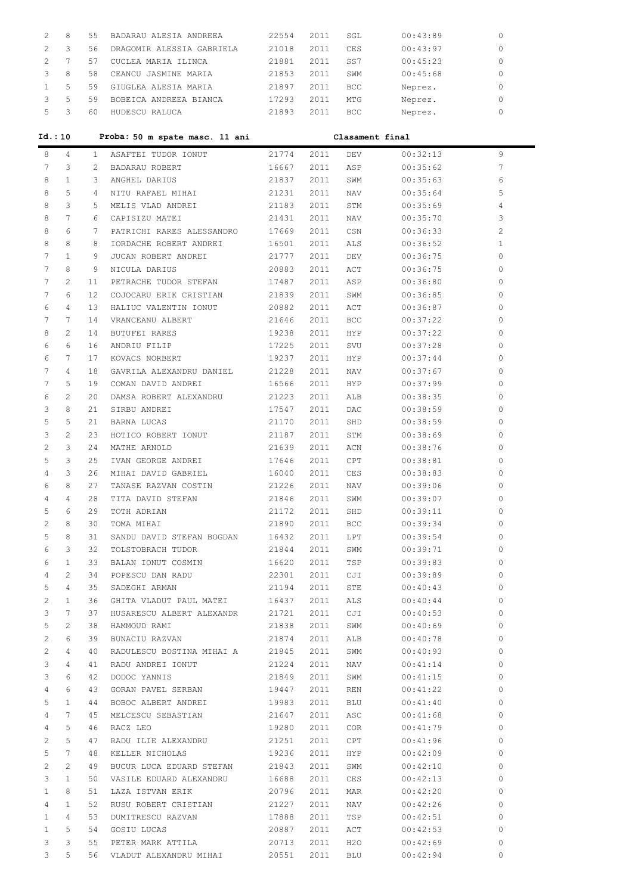| | | | | | | | | |
|---|---|---|---|---|---|---|---|---|
| 2 | 8 | 55 | BADARAU ALESIA ANDREEA | 22554 | 2011 | SGL | 00:43:89 | 0 |
| 2 | 3 | 56 | DRAGOMIR ALESSIA GABRIELA | 21018 | 2011 | CES | 00:43:97 | 0 |
| 2 | 7 | 57 | CUCLEA MARIA ILINCA | 21881 | 2011 | SS7 | 00:45:23 | 0 |
| 3 | 8 | 58 | CEANCU JASMINE MARIA | 21853 | 2011 | SWM | 00:45:68 | 0 |
| 1 | 5 | 59 | GIUGLEA ALESIA MARIA | 21897 | 2011 | BCC | Neprez. | 0 |
| 3 | 5 | 59 | BOBEICA ANDREEA BIANCA | 17293 | 2011 | MTG | Neprez. | 0 |
| 5 | 3 | 60 | HUDESCU RALUCA | 21893 | 2011 | BCC | Neprez. | 0 |

**Id.: 10 Proba: 50 m spate masc. 11 ani Clasament final**

| | | | | | | | | |
|---|---|---|---|---|---|---|---|---|
| 8 | 4 | 1 | ASAFTEI TUDOR IONUT | 21774 | 2011 | DEV | 00:32:13 | 9 |
| 7 | 3 | 2 | BADARAU ROBERT | 16667 | 2011 | ASP | 00:35:62 | 7 |
| 8 | 1 | 3 | ANGHEL DARIUS | 21837 | 2011 | SWM | 00:35:63 | 6 |
| 8 | 5 | 4 | NITU RAFAEL MIHAI | 21231 | 2011 | NAV | 00:35:64 | 5 |
| 8 | 3 | 5 | MELIS VLAD ANDREI | 21183 | 2011 | STM | 00:35:69 | 4 |
| 8 | 7 | 6 | CAPISIZU MATEI | 21431 | 2011 | NAV | 00:35:70 | 3 |
| 8 | 6 | 7 | PATRICHI RARES ALESSANDRO | 17669 | 2011 | CSN | 00:36:33 | 2 |
| 8 | 8 | 8 | IORDACHE ROBERT ANDREI | 16501 | 2011 | ALS | 00:36:52 | 1 |
| 7 | 1 | 9 | JUCAN ROBERT ANDREI | 21777 | 2011 | DEV | 00:36:75 | 0 |
| 7 | 8 | 9 | NICULA DARIUS | 20883 | 2011 | ACT | 00:36:75 | 0 |
| 7 | 2 | 11 | PETRACHE TUDOR STEFAN | 17487 | 2011 | ASP | 00:36:80 | 0 |
| 7 | 6 | 12 | COJOCARU ERIK CRISTIAN | 21839 | 2011 | SWM | 00:36:85 | 0 |
| 6 | 4 | 13 | HALIUC VALENTIN IONUT | 20882 | 2011 | ACT | 00:36:87 | 0 |
| 7 | 7 | 14 | VRANCEANU ALBERT | 21646 | 2011 | BCC | 00:37:22 | 0 |
| 8 | 2 | 14 | BUTUFEI RARES | 19238 | 2011 | HYP | 00:37:22 | 0 |
| 6 | 6 | 16 | ANDRIU FILIP | 17225 | 2011 | SVU | 00:37:28 | 0 |
| 6 | 7 | 17 | KOVACS NORBERT | 19237 | 2011 | HYP | 00:37:44 | 0 |
| 7 | 4 | 18 | GAVRILA ALEXANDRU DANIEL | 21228 | 2011 | NAV | 00:37:67 | 0 |
| 7 | 5 | 19 | COMAN DAVID ANDREI | 16566 | 2011 | HYP | 00:37:99 | 0 |
| 6 | 2 | 20 | DAMSA ROBERT ALEXANDRU | 21223 | 2011 | ALB | 00:38:35 | 0 |
| 3 | 8 | 21 | SIRBU ANDREI | 17547 | 2011 | DAC | 00:38:59 | 0 |
| 5 | 5 | 21 | BARNA LUCAS | 21170 | 2011 | SHD | 00:38:59 | 0 |
| 3 | 2 | 23 | HOTICO ROBERT IONUT | 21187 | 2011 | STM | 00:38:69 | 0 |
| 2 | 3 | 24 | MATHE ARNOLD | 21639 | 2011 | ACN | 00:38:76 | 0 |
| 5 | 3 | 25 | IVAN GEORGE ANDREI | 17646 | 2011 | CPT | 00:38:81 | 0 |
| 4 | 3 | 26 | MIHAI DAVID GABRIEL | 16040 | 2011 | CES | 00:38:83 | 0 |
| 6 | 8 | 27 | TANASE RAZVAN COSTIN | 21226 | 2011 | NAV | 00:39:06 | 0 |
| 4 | 4 | 28 | TITA DAVID STEFAN | 21846 | 2011 | SWM | 00:39:07 | 0 |
| 5 | 6 | 29 | TOTH ADRIAN | 21172 | 2011 | SHD | 00:39:11 | 0 |
| 2 | 8 | 30 | TOMA MIHAI | 21890 | 2011 | BCC | 00:39:34 | 0 |
| 5 | 8 | 31 | SANDU DAVID STEFAN BOGDAN | 16432 | 2011 | LPT | 00:39:54 | 0 |
| 6 | 3 | 32 | TOLSTOBRACH TUDOR | 21844 | 2011 | SWM | 00:39:71 | 0 |
| 6 | 1 | 33 | BALAN IONUT COSMIN | 16620 | 2011 | TSP | 00:39:83 | 0 |
| 4 | 2 | 34 | POPESCU DAN RADU | 22301 | 2011 | CJI | 00:39:89 | 0 |
| 5 | 4 | 35 | SADEGHI ARMAN | 21194 | 2011 | STE | 00:40:43 | 0 |
| 2 | 1 | 36 | GHITA VLADUT PAUL MATEI | 16437 | 2011 | ALS | 00:40:44 | 0 |
| 3 | 7 | 37 | HUSARESCU ALBERT ALEXANDR | 21721 | 2011 | CJI | 00:40:53 | 0 |
| 5 | 2 | 38 | HAMMOUD RAMI | 21838 | 2011 | SWM | 00:40:69 | 0 |
| 2 | 6 | 39 | BUNACIU RAZVAN | 21874 | 2011 | ALB | 00:40:78 | 0 |
| 2 | 4 | 40 | RADULESCU BOSTINA MIHAI A | 21845 | 2011 | SWM | 00:40:93 | 0 |
| 3 | 4 | 41 | RADU ANDREI IONUT | 21224 | 2011 | NAV | 00:41:14 | 0 |
| 3 | 6 | 42 | DODOC YANNIS | 21849 | 2011 | SWM | 00:41:15 | 0 |
| 4 | 6 | 43 | GORAN PAVEL SERBAN | 19447 | 2011 | REN | 00:41:22 | 0 |
| 5 | 1 | 44 | BOBOC ALBERT ANDREI | 19983 | 2011 | BLU | 00:41:40 | 0 |
| 4 | 7 | 45 | MELCESCU SEBASTIAN | 21647 | 2011 | ASC | 00:41:68 | 0 |
| 4 | 5 | 46 | RACZ LEO | 19280 | 2011 | COR | 00:41:79 | 0 |
| 2 | 5 | 47 | RADU ILIE ALEXANDRU | 21251 | 2011 | CPT | 00:41:96 | 0 |
| 5 | 7 | 48 | KELLER NICHOLAS | 19236 | 2011 | HYP | 00:42:09 | 0 |
| 2 | 2 | 49 | BUCUR LUCA EDUARD STEFAN | 21843 | 2011 | SWM | 00:42:10 | 0 |
| 3 | 1 | 50 | VASILE EDUARD ALEXANDRU | 16688 | 2011 | CES | 00:42:13 | 0 |
| 1 | 8 | 51 | LAZA ISTVAN ERIK | 20796 | 2011 | MAR | 00:42:20 | 0 |
| 4 | 1 | 52 | RUSU ROBERT CRISTIAN | 21227 | 2011 | NAV | 00:42:26 | 0 |
| 1 | 4 | 53 | DUMITRESCU RAZVAN | 17888 | 2011 | TSP | 00:42:51 | 0 |
| 1 | 5 | 54 | GOSIU LUCAS | 20887 | 2011 | ACT | 00:42:53 | 0 |
| 3 | 3 | 55 | PETER MARK ATTILA | 20713 | 2011 | H2O | 00:42:69 | 0 |
| 3 | 5 | 56 | VLADUT ALEXANDRU MIHAI | 20551 | 2011 | BLU | 00:42:94 | 0 |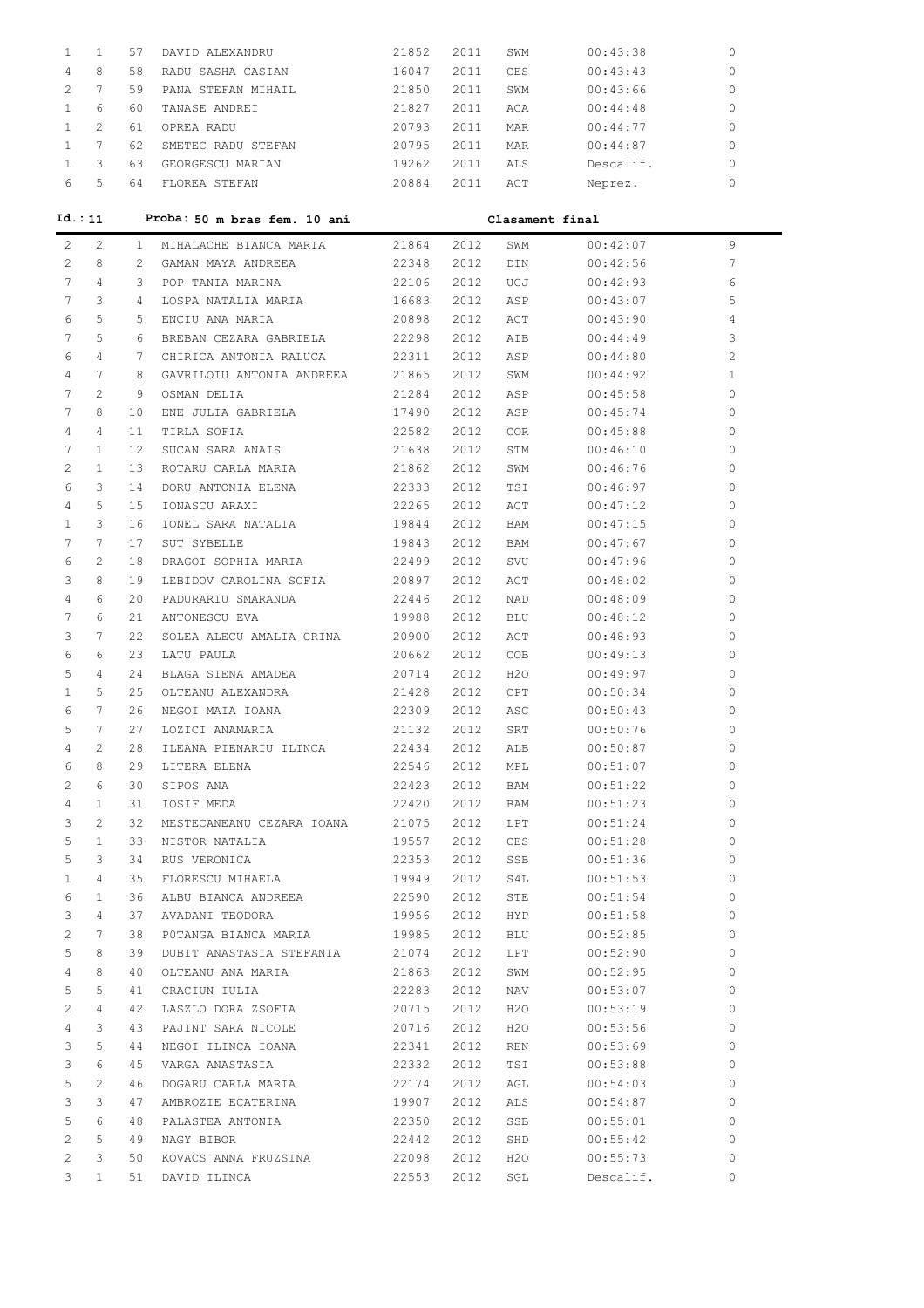| | | | | | | | | |
|---|---|---|---|---|---|---|---|---|
| 1 | 1 | 57 | DAVID ALEXANDRU | 21852 | 2011 | SWM | 00:43:38 | 0 |
| 4 | 8 | 58 | RADU SASHA CASIAN | 16047 | 2011 | CES | 00:43:43 | 0 |
| 2 | 7 | 59 | PANA STEFAN MIHAIL | 21850 | 2011 | SWM | 00:43:66 | 0 |
| 1 | 6 | 60 | TANASE ANDREI | 21827 | 2011 | ACA | 00:44:48 | 0 |
| 1 | 2 | 61 | OPREA RADU | 20793 | 2011 | MAR | 00:44:77 | 0 |
| 1 | 7 | 62 | SMETEC RADU STEFAN | 20795 | 2011 | MAR | 00:44:87 | 0 |
| 1 | 3 | 63 | GEORGESCU MARIAN | 19262 | 2011 | ALS | Descalif. | 0 |
| 6 | 5 | 64 | FLOREA STEFAN | 20884 | 2011 | ACT | Neprez. | 0 |

**Id.: 11 Proba: 50 m bras fem. 10 ani Clasament final**

| | | | | | | | | |
|---|---|---|---|---|---|---|---|---|
| 2 | 2 | 1 | MIHALACHE BIANCA MARIA | 21864 | 2012 | SWM | 00:42:07 | 9 |
| 2 | 8 | 2 | GAMAN MAYA ANDREEA | 22348 | 2012 | DIN | 00:42:56 | 7 |
| 7 | 4 | 3 | POP TANIA MARINA | 22106 | 2012 | UCJ | 00:42:93 | 6 |
| 7 | 3 | 4 | LOSPA NATALIA MARIA | 16683 | 2012 | ASP | 00:43:07 | 5 |
| 6 | 5 | 5 | ENCIU ANA MARIA | 20898 | 2012 | ACT | 00:43:90 | 4 |
| 7 | 5 | 6 | BREBAN CEZARA GABRIELA | 22298 | 2012 | AIB | 00:44:49 | 3 |
| 6 | 4 | 7 | CHIRICA ANTONIA RALUCA | 22311 | 2012 | ASP | 00:44:80 | 2 |
| 4 | 7 | 8 | GAVRILOIU ANTONIA ANDREEA | 21865 | 2012 | SWM | 00:44:92 | 1 |
| 7 | 2 | 9 | OSMAN DELIA | 21284 | 2012 | ASP | 00:45:58 | 0 |
| 7 | 8 | 10 | ENE JULIA GABRIELA | 17490 | 2012 | ASP | 00:45:74 | 0 |
| 4 | 4 | 11 | TIRLA SOFIA | 22582 | 2012 | COR | 00:45:88 | 0 |
| 7 | 1 | 12 | SUCAN SARA ANAIS | 21638 | 2012 | STM | 00:46:10 | 0 |
| 2 | 1 | 13 | ROTARU CARLA MARIA | 21862 | 2012 | SWM | 00:46:76 | 0 |
| 6 | 3 | 14 | DORU ANTONIA ELENA | 22333 | 2012 | TSI | 00:46:97 | 0 |
| 4 | 5 | 15 | IONASCU ARAXI | 22265 | 2012 | ACT | 00:47:12 | 0 |
| 1 | 3 | 16 | IONEL SARA NATALIA | 19844 | 2012 | BAM | 00:47:15 | 0 |
| 7 | 7 | 17 | SUT SYBELLE | 19843 | 2012 | BAM | 00:47:67 | 0 |
| 6 | 2 | 18 | DRAGOI SOPHIA MARIA | 22499 | 2012 | SVU | 00:47:96 | 0 |
| 3 | 8 | 19 | LEBIDOV CAROLINA SOFIA | 20897 | 2012 | ACT | 00:48:02 | 0 |
| 4 | 6 | 20 | PADURARIU SMARANDA | 22446 | 2012 | NAD | 00:48:09 | 0 |
| 7 | 6 | 21 | ANTONESCU EVA | 19988 | 2012 | BLU | 00:48:12 | 0 |
| 3 | 7 | 22 | SOLEA ALECU AMALIA CRINA | 20900 | 2012 | ACT | 00:48:93 | 0 |
| 6 | 6 | 23 | LATU PAULA | 20662 | 2012 | COB | 00:49:13 | 0 |
| 5 | 4 | 24 | BLAGA SIENA AMADEA | 20714 | 2012 | H2O | 00:49:97 | 0 |
| 1 | 5 | 25 | OLTEANU ALEXANDRA | 21428 | 2012 | CPT | 00:50:34 | 0 |
| 6 | 7 | 26 | NEGOI MAIA IOANA | 22309 | 2012 | ASC | 00:50:43 | 0 |
| 5 | 7 | 27 | LOZICI ANAMARIA | 21132 | 2012 | SRT | 00:50:76 | 0 |
| 4 | 2 | 28 | ILEANA PIENARIU ILINCA | 22434 | 2012 | ALB | 00:50:87 | 0 |
| 6 | 8 | 29 | LITERA ELENA | 22546 | 2012 | MPL | 00:51:07 | 0 |
| 2 | 6 | 30 | SIPOS ANA | 22423 | 2012 | BAM | 00:51:22 | 0 |
| 4 | 1 | 31 | IOSIF MEDA | 22420 | 2012 | BAM | 00:51:23 | 0 |
| 3 | 2 | 32 | MESTECANEANU CEZARA IOANA | 21075 | 2012 | LPT | 00:51:24 | 0 |
| 5 | 1 | 33 | NISTOR NATALIA | 19557 | 2012 | CES | 00:51:28 | 0 |
| 5 | 3 | 34 | RUS VERONICA | 22353 | 2012 | SSB | 00:51:36 | 0 |
| 1 | 4 | 35 | FLORESCU MIHAELA | 19949 | 2012 | S4L | 00:51:53 | 0 |
| 6 | 1 | 36 | ALBU BIANCA ANDREEA | 22590 | 2012 | STE | 00:51:54 | 0 |
| 3 | 4 | 37 | AVADANI TEODORA | 19956 | 2012 | HYP | 00:51:58 | 0 |
| 2 | 7 | 38 | POTANGA BIANCA MARIA | 19985 | 2012 | BLU | 00:52:85 | 0 |
| 5 | 8 | 39 | DUBIT ANASTASIA STEFANIA | 21074 | 2012 | LPT | 00:52:90 | 0 |
| 4 | 8 | 40 | OLTEANU ANA MARIA | 21863 | 2012 | SWM | 00:52:95 | 0 |
| 5 | 5 | 41 | CRACIUN IULIA | 22283 | 2012 | NAV | 00:53:07 | 0 |
| 2 | 4 | 42 | LASZLO DORA ZSOFIA | 20715 | 2012 | H2O | 00:53:19 | 0 |
| 4 | 3 | 43 | PAJINT SARA NICOLE | 20716 | 2012 | H2O | 00:53:56 | 0 |
| 3 | 5 | 44 | NEGOI ILINCA IOANA | 22341 | 2012 | REN | 00:53:69 | 0 |
| 3 | 6 | 45 | VARGA ANASTASIA | 22332 | 2012 | TSI | 00:53:88 | 0 |
| 5 | 2 | 46 | DOGARU CARLA MARIA | 22174 | 2012 | AGL | 00:54:03 | 0 |
| 3 | 3 | 47 | AMBROZIE ECATERINA | 19907 | 2012 | ALS | 00:54:87 | 0 |
| 5 | 6 | 48 | PALASTEA ANTONIA | 22350 | 2012 | SSB | 00:55:01 | 0 |
| 2 | 5 | 49 | NAGY BIBOR | 22442 | 2012 | SHD | 00:55:42 | 0 |
| 2 | 3 | 50 | KOVACS ANNA FRUZSINA | 22098 | 2012 | H2O | 00:55:73 | 0 |
| 3 | 1 | 51 | DAVID ILINCA | 22553 | 2012 | SGL | Descalif. | 0 |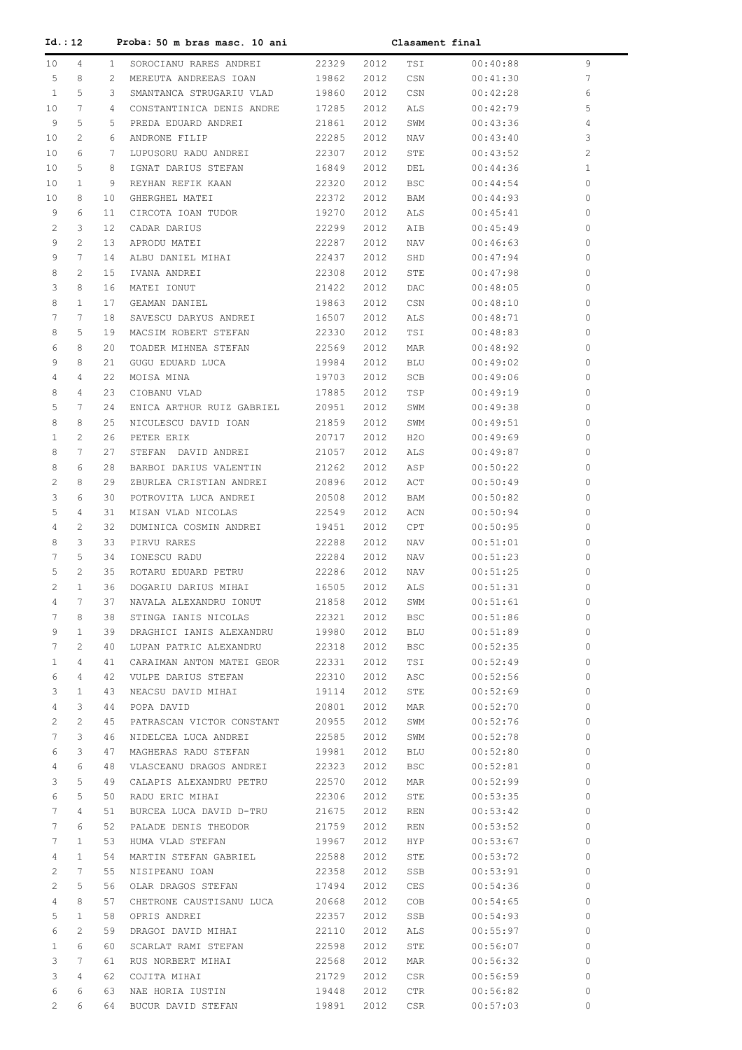**Id.:12 Proba: 50 m bras masc. 10 ani Clasament final**

| | | | | | | | | |
|---|---|---|---|---|---|---|---|---|
| 10 | 4 | 1 | SOROCIANU RARES ANDREI | 22329 | 2012 | TSI | 00:40:88 | 9 |
| 5 | 8 | 2 | MEREUTA ANDREEAS IOAN | 19862 | 2012 | CSN | 00:41:30 | 7 |
| 1 | 5 | 3 | SMANTANCA STRUGARIU VLAD | 19860 | 2012 | CSN | 00:42:28 | 6 |
| 10 | 7 | 4 | CONSTANTINICA DENIS ANDRE | 17285 | 2012 | ALS | 00:42:79 | 5 |
| 9 | 5 | 5 | PREDA EDUARD ANDREI | 21861 | 2012 | SWM | 00:43:36 | 4 |
| 10 | 2 | 6 | ANDRONE FILIP | 22285 | 2012 | NAV | 00:43:40 | 3 |
| 10 | 6 | 7 | LUPUSORU RADU ANDREI | 22307 | 2012 | STE | 00:43:52 | 2 |
| 10 | 5 | 8 | IGNAT DARIUS STEFAN | 16849 | 2012 | DEL | 00:44:36 | 1 |
| 10 | 1 | 9 | REYHAN REFIK KAAN | 22320 | 2012 | BSC | 00:44:54 | 0 |
| 10 | 8 | 10 | GHERGHEL MATEI | 22372 | 2012 | BAM | 00:44:93 | 0 |
| 9 | 6 | 11 | CIRCOTA IOAN TUDOR | 19270 | 2012 | ALS | 00:45:41 | 0 |
| 2 | 3 | 12 | CADAR DARIUS | 22299 | 2012 | AIB | 00:45:49 | 0 |
| 9 | 2 | 13 | APRODU MATEI | 22287 | 2012 | NAV | 00:46:63 | 0 |
| 9 | 7 | 14 | ALBU DANIEL MIHAI | 22437 | 2012 | SHD | 00:47:94 | 0 |
| 8 | 2 | 15 | IVANA ANDREI | 22308 | 2012 | STE | 00:47:98 | 0 |
| 3 | 8 | 16 | MATEI IONUT | 21422 | 2012 | DAC | 00:48:05 | 0 |
| 8 | 1 | 17 | GEAMAN DANIEL | 19863 | 2012 | CSN | 00:48:10 | 0 |
| 7 | 7 | 18 | SAVESCU DARYUS ANDREI | 16507 | 2012 | ALS | 00:48:71 | 0 |
| 8 | 5 | 19 | MACSIM ROBERT STEFAN | 22330 | 2012 | TSI | 00:48:83 | 0 |
| 6 | 8 | 20 | TOADER MIHNEA STEFAN | 22569 | 2012 | MAR | 00:48:92 | 0 |
| 9 | 8 | 21 | GUGU EDUARD LUCA | 19984 | 2012 | BLU | 00:49:02 | 0 |
| 4 | 4 | 22 | MOISA MINA | 19703 | 2012 | SCB | 00:49:06 | 0 |
| 8 | 4 | 23 | CIOBANU VLAD | 17885 | 2012 | TSP | 00:49:19 | 0 |
| 5 | 7 | 24 | ENICA ARTHUR RUIZ GABRIEL | 20951 | 2012 | SWM | 00:49:38 | 0 |
| 8 | 8 | 25 | NICULESCU DAVID IOAN | 21859 | 2012 | SWM | 00:49:51 | 0 |
| 1 | 2 | 26 | PETER ERIK | 20717 | 2012 | H2O | 00:49:69 | 0 |
| 8 | 7 | 27 | STEFAN DAVID ANDREI | 21057 | 2012 | ALS | 00:49:87 | 0 |
| 8 | 6 | 28 | BARBOI DARIUS VALENTIN | 21262 | 2012 | ASP | 00:50:22 | 0 |
| 2 | 8 | 29 | ZBURLEA CRISTIAN ANDREI | 20896 | 2012 | ACT | 00:50:49 | 0 |
| 3 | 6 | 30 | POTROVITA LUCA ANDREI | 20508 | 2012 | BAM | 00:50:82 | 0 |
| 5 | 4 | 31 | MISAN VLAD NICOLAS | 22549 | 2012 | ACN | 00:50:94 | 0 |
| 4 | 2 | 32 | DUMINICA COSMIN ANDREI | 19451 | 2012 | CPT | 00:50:95 | 0 |
| 8 | 3 | 33 | PIRVU RARES | 22288 | 2012 | NAV | 00:51:01 | 0 |
| 7 | 5 | 34 | IONESCU RADU | 22284 | 2012 | NAV | 00:51:23 | 0 |
| 5 | 2 | 35 | ROTARU EDUARD PETRU | 22286 | 2012 | NAV | 00:51:25 | 0 |
| 2 | 1 | 36 | DOGARIU DARIUS MIHAI | 16505 | 2012 | ALS | 00:51:31 | 0 |
| 4 | 7 | 37 | NAVALA ALEXANDRU IONUT | 21858 | 2012 | SWM | 00:51:61 | 0 |
| 7 | 8 | 38 | STINGA IANIS NICOLAS | 22321 | 2012 | BSC | 00:51:86 | 0 |
| 9 | 1 | 39 | DRAGHICI IANIS ALEXANDRU | 19980 | 2012 | BLU | 00:51:89 | 0 |
| 7 | 2 | 40 | LUPAN PATRIC ALEXANDRU | 22318 | 2012 | BSC | 00:52:35 | 0 |
| 1 | 4 | 41 | CARAIMAN ANTON MATEI GEOR | 22331 | 2012 | TSI | 00:52:49 | 0 |
| 6 | 4 | 42 | VULPE DARIUS STEFAN | 22310 | 2012 | ASC | 00:52:56 | 0 |
| 3 | 1 | 43 | NEACSU DAVID MIHAI | 19114 | 2012 | STE | 00:52:69 | 0 |
| 4 | 3 | 44 | POPA DAVID | 20801 | 2012 | MAR | 00:52:70 | 0 |
| 2 | 2 | 45 | PATRASCAN VICTOR CONSTANT | 20955 | 2012 | SWM | 00:52:76 | 0 |
| 7 | 3 | 46 | NIDELCEA LUCA ANDREI | 22585 | 2012 | SWM | 00:52:78 | 0 |
| 6 | 3 | 47 | MAGHERAS RADU STEFAN | 19981 | 2012 | BLU | 00:52:80 | 0 |
| 4 | 6 | 48 | VLASCEANU DRAGOS ANDREI | 22323 | 2012 | BSC | 00:52:81 | 0 |
| 3 | 5 | 49 | CALAPIS ALEXANDRU PETRU | 22570 | 2012 | MAR | 00:52:99 | 0 |
| 6 | 5 | 50 | RADU ERIC MIHAI | 22306 | 2012 | STE | 00:53:35 | 0 |
| 7 | 4 | 51 | BURCEA LUCA DAVID D-TRU | 21675 | 2012 | REN | 00:53:42 | 0 |
| 7 | 6 | 52 | PALADE DENIS THEODOR | 21759 | 2012 | REN | 00:53:52 | 0 |
| 7 | 1 | 53 | HUMA VLAD STEFAN | 19967 | 2012 | HYP | 00:53:67 | 0 |
| 4 | 1 | 54 | MARTIN STEFAN GABRIEL | 22588 | 2012 | STE | 00:53:72 | 0 |
| 2 | 7 | 55 | NISIPEANU IOAN | 22358 | 2012 | SSB | 00:53:91 | 0 |
| 2 | 5 | 56 | OLAR DRAGOS STEFAN | 17494 | 2012 | CES | 00:54:36 | 0 |
| 4 | 8 | 57 | CHETRONE CAUSTISANU LUCA | 20668 | 2012 | COB | 00:54:65 | 0 |
| 5 | 1 | 58 | OPRIS ANDREI | 22357 | 2012 | SSB | 00:54:93 | 0 |
| 6 | 2 | 59 | DRAGOI DAVID MIHAI | 22110 | 2012 | ALS | 00:55:97 | 0 |
| 1 | 6 | 60 | SCARLAT RAMI STEFAN | 22598 | 2012 | STE | 00:56:07 | 0 |
| 3 | 7 | 61 | RUS NORBERT MIHAI | 22568 | 2012 | MAR | 00:56:32 | 0 |
| 3 | 4 | 62 | COJITA MIHAI | 21729 | 2012 | CSR | 00:56:59 | 0 |
| 6 | 6 | 63 | NAE HORIA IUSTIN | 19448 | 2012 | CTR | 00:56:82 | 0 |
| 2 | 6 | 64 | BUCUR DAVID STEFAN | 19891 | 2012 | CSR | 00:57:03 | 0 |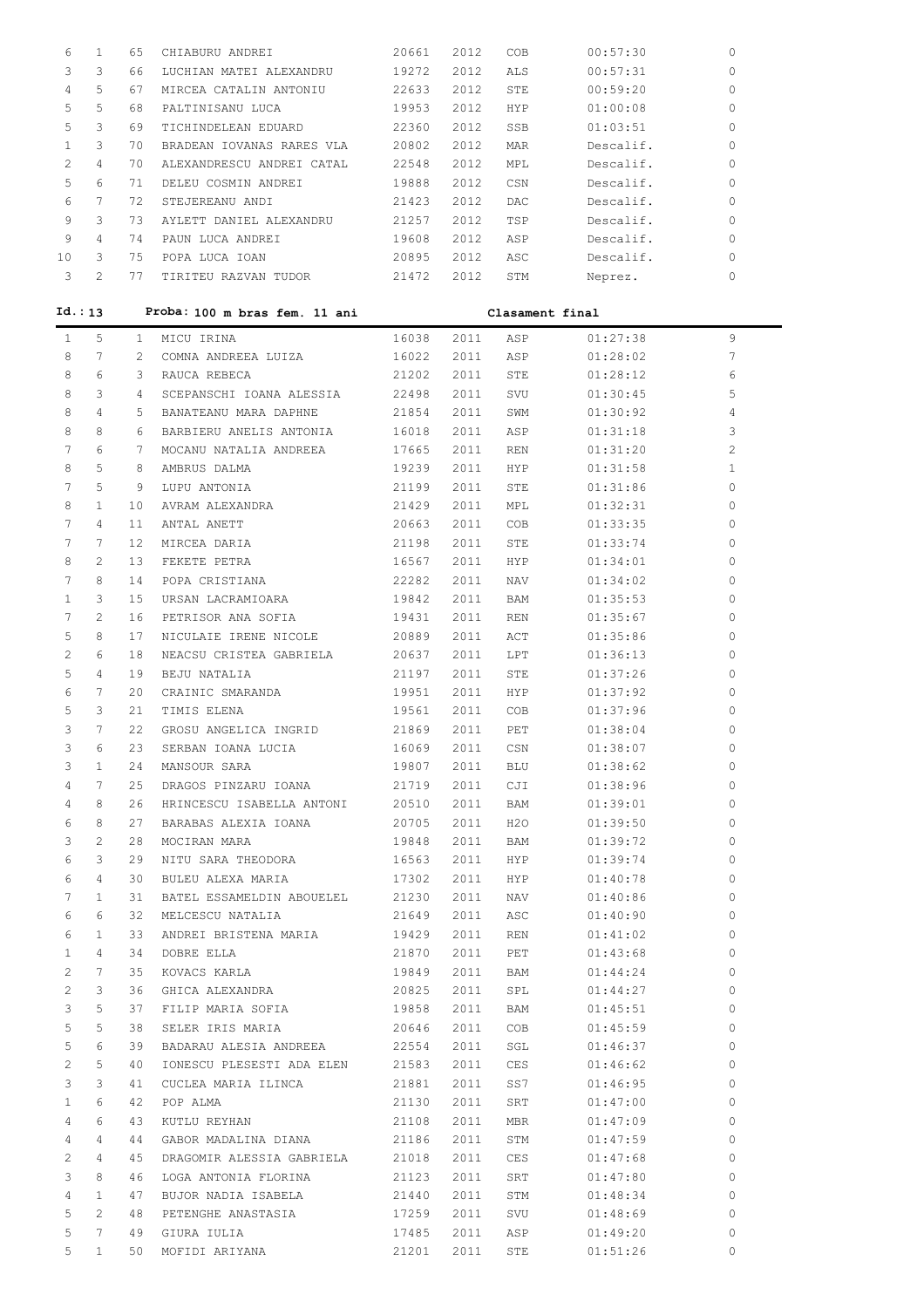| 6 | 1 | 65 | CHIABURU ANDREI | 20661 | 2012 | COB | 00:57:30 | 0 |
|---|---|---|---|---|---|---|---|---|
| 3 | 3 | 66 | LUCHIAN MATEI ALEXANDRU | 19272 | 2012 | ALS | 00:57:31 | 0 |
| 4 | 5 | 67 | MIRCEA CATALIN ANTONIU | 22633 | 2012 | STE | 00:59:20 | 0 |
| 5 | 5 | 68 | PALTINISANU LUCA | 19953 | 2012 | HYP | 01:00:08 | 0 |
| 5 | 3 | 69 | TICHINDELEAN EDUARD | 22360 | 2012 | SSB | 01:03:51 | 0 |
| 1 | 3 | 70 | BRADEAN IOVANAS RARES VLA | 20802 | 2012 | MAR | Descalif. | 0 |
| 2 | 4 | 70 | ALEXANDRESCU ANDREI CATAL | 22548 | 2012 | MPL | Descalif. | 0 |
| 5 | 6 | 71 | DELEU COSMIN ANDREI | 19888 | 2012 | CSN | Descalif. | 0 |
| 6 | 7 | 72 | STEJEREANU ANDI | 21423 | 2012 | DAC | Descalif. | 0 |
| 9 | 3 | 73 | AYLETT DANIEL ALEXANDRU | 21257 | 2012 | TSP | Descalif. | 0 |
| 9 | 4 | 74 | PAUN LUCA ANDREI | 19608 | 2012 | ASP | Descalif. | 0 |
| 10 | 3 | 75 | POPA LUCA IOAN | 20895 | 2012 | ASC | Descalif. | 0 |
| 3 | 2 | 77 | TIRITEU RAZVAN TUDOR | 21472 | 2012 | STM | Neprez. | 0 |

**Id.: 13 Proba: 100 m bras fem. 11 ani Clasament final**

| 1 | 5 | 1 | MICU IRINA | 16038 | 2011 | ASP | 01:27:38 | 9 |
|---|---|---|---|---|---|---|---|---|
| 8 | 7 | 2 | COMNA ANDREEA LUIZA | 16022 | 2011 | ASP | 01:28:02 | 7 |
| 8 | 6 | 3 | RAUCA REBECA | 21202 | 2011 | STE | 01:28:12 | 6 |
| 8 | 3 | 4 | SCEPANSCHI IOANA ALESSIA | 22498 | 2011 | SVU | 01:30:45 | 5 |
| 8 | 4 | 5 | BANATEANU MARA DAPHNE | 21854 | 2011 | SWM | 01:30:92 | 4 |
| 8 | 8 | 6 | BARBIERU ANELIS ANTONIA | 16018 | 2011 | ASP | 01:31:18 | 3 |
| 7 | 6 | 7 | MOCANU NATALIA ANDREEA | 17665 | 2011 | REN | 01:31:20 | 2 |
| 8 | 5 | 8 | AMBRUS DALMA | 19239 | 2011 | HYP | 01:31:58 | 1 |
| 7 | 5 | 9 | LUPU ANTONIA | 21199 | 2011 | STE | 01:31:86 | 0 |
| 8 | 1 | 10 | AVRAM ALEXANDRA | 21429 | 2011 | MPL | 01:32:31 | 0 |
| 7 | 4 | 11 | ANTAL ANETT | 20663 | 2011 | COB | 01:33:35 | 0 |
| 7 | 7 | 12 | MIRCEA DARIA | 21198 | 2011 | STE | 01:33:74 | 0 |
| 8 | 2 | 13 | FEKETE PETRA | 16567 | 2011 | HYP | 01:34:01 | 0 |
| 7 | 8 | 14 | POPA CRISTIANA | 22282 | 2011 | NAV | 01:34:02 | 0 |
| 1 | 3 | 15 | URSAN LACRAMIOARA | 19842 | 2011 | BAM | 01:35:53 | 0 |
| 7 | 2 | 16 | PETRISOR ANA SOFIA | 19431 | 2011 | REN | 01:35:67 | 0 |
| 5 | 8 | 17 | NICULAIE IRENE NICOLE | 20889 | 2011 | ACT | 01:35:86 | 0 |
| 2 | 6 | 18 | NEACSU CRISTEA GABRIELA | 20637 | 2011 | LPT | 01:36:13 | 0 |
| 5 | 4 | 19 | BEJU NATALIA | 21197 | 2011 | STE | 01:37:26 | 0 |
| 6 | 7 | 20 | CRAINIC SMARANDA | 19951 | 2011 | HYP | 01:37:92 | 0 |
| 5 | 3 | 21 | TIMIS ELENA | 19561 | 2011 | COB | 01:37:96 | 0 |
| 3 | 7 | 22 | GROSU ANGELICA INGRID | 21869 | 2011 | PET | 01:38:04 | 0 |
| 3 | 6 | 23 | SERBAN IOANA LUCIA | 16069 | 2011 | CSN | 01:38:07 | 0 |
| 3 | 1 | 24 | MANSOUR SARA | 19807 | 2011 | BLU | 01:38:62 | 0 |
| 4 | 7 | 25 | DRAGOS PINZARU IOANA | 21719 | 2011 | CJI | 01:38:96 | 0 |
| 4 | 8 | 26 | HRINCESCU ISABELLA ANTONI | 20510 | 2011 | BAM | 01:39:01 | 0 |
| 6 | 8 | 27 | BARABAS ALEXIA IOANA | 20705 | 2011 | H2O | 01:39:50 | 0 |
| 3 | 2 | 28 | MOCIRAN MARA | 19848 | 2011 | BAM | 01:39:72 | 0 |
| 6 | 3 | 29 | NITU SARA THEODORA | 16563 | 2011 | HYP | 01:39:74 | 0 |
| 6 | 4 | 30 | BULEU ALEXA MARIA | 17302 | 2011 | HYP | 01:40:78 | 0 |
| 7 | 1 | 31 | BATEL ESSAMELDIN ABOUELEL | 21230 | 2011 | NAV | 01:40:86 | 0 |
| 6 | 6 | 32 | MELCESCU NATALIA | 21649 | 2011 | ASC | 01:40:90 | 0 |
| 6 | 1 | 33 | ANDREI BRISTENA MARIA | 19429 | 2011 | REN | 01:41:02 | 0 |
| 1 | 4 | 34 | DOBRE ELLA | 21870 | 2011 | PET | 01:43:68 | 0 |
| 2 | 7 | 35 | KOVACS KARLA | 19849 | 2011 | BAM | 01:44:24 | 0 |
| 2 | 3 | 36 | GHICA ALEXANDRA | 20825 | 2011 | SPL | 01:44:27 | 0 |
| 3 | 5 | 37 | FILIP MARIA SOFIA | 19858 | 2011 | BAM | 01:45:51 | 0 |
| 5 | 5 | 38 | SELER IRIS MARIA | 20646 | 2011 | COB | 01:45:59 | 0 |
| 5 | 6 | 39 | BADARAU ALESIA ANDREEA | 22554 | 2011 | SGL | 01:46:37 | 0 |
| 2 | 5 | 40 | IONESCU PLESESTI ADA ELEN | 21583 | 2011 | CES | 01:46:62 | 0 |
| 3 | 3 | 41 | CUCLEA MARIA ILINCA | 21881 | 2011 | SS7 | 01:46:95 | 0 |
| 1 | 6 | 42 | POP ALMA | 21130 | 2011 | SRT | 01:47:00 | 0 |
| 4 | 6 | 43 | KUTLU REYHAN | 21108 | 2011 | MBR | 01:47:09 | 0 |
| 4 | 4 | 44 | GABOR MADALINA DIANA | 21186 | 2011 | STM | 01:47:59 | 0 |
| 2 | 4 | 45 | DRAGOMIR ALESSIA GABRIELA | 21018 | 2011 | CES | 01:47:68 | 0 |
| 3 | 8 | 46 | LOGA ANTONIA FLORINA | 21123 | 2011 | SRT | 01:47:80 | 0 |
| 4 | 1 | 47 | BUJOR NADIA ISABELA | 21440 | 2011 | STM | 01:48:34 | 0 |
| 5 | 2 | 48 | PETENGHE ANASTASIA | 17259 | 2011 | SVU | 01:48:69 | 0 |
| 5 | 7 | 49 | GIURA IULIA | 17485 | 2011 | ASP | 01:49:20 | 0 |
| 5 | 1 | 50 | MOFIDI ARIYANA | 21201 | 2011 | STE | 01:51:26 | 0 |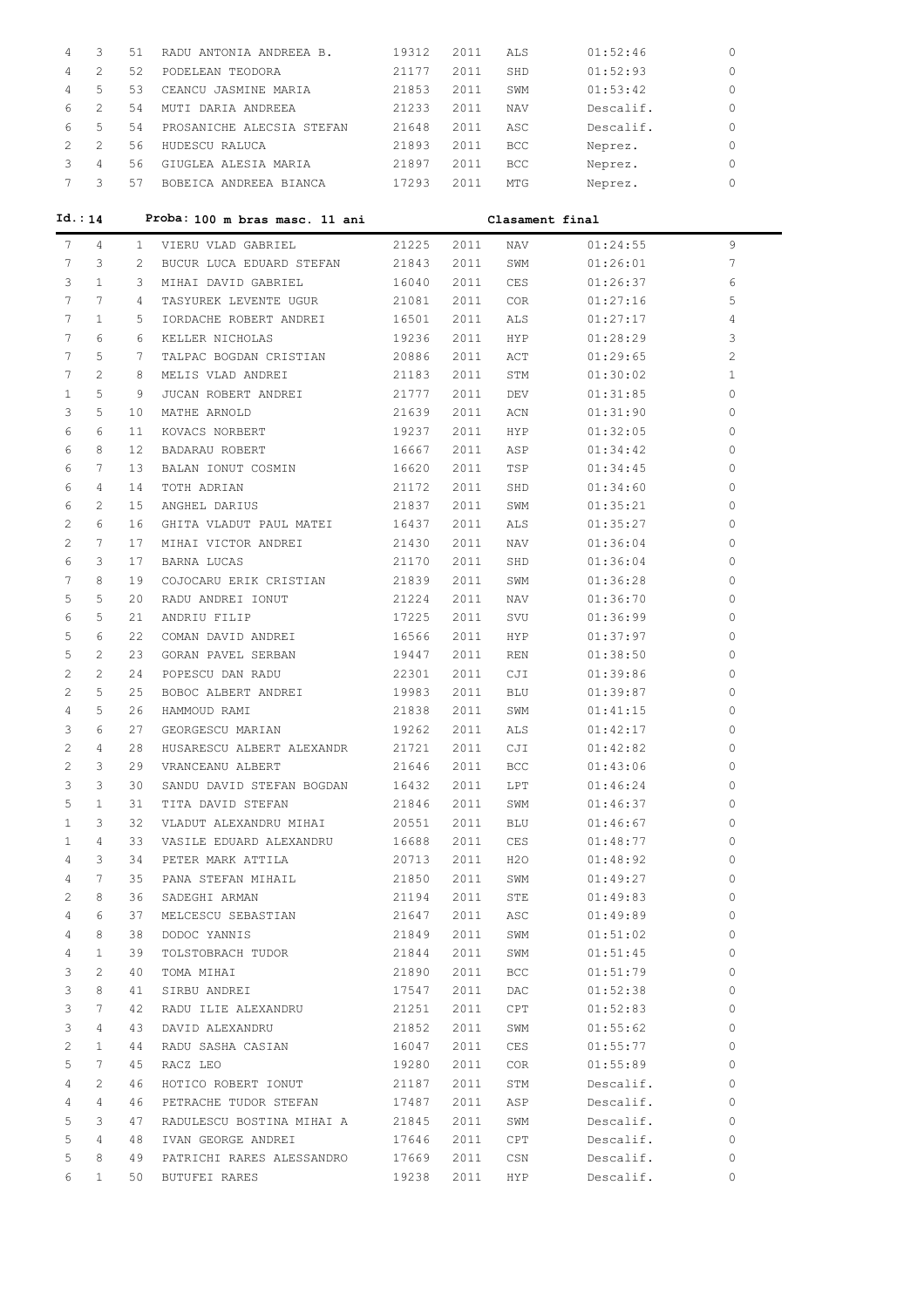| | | | | | | | | |
|---|---|---|---|---|---|---|---|---|
| 4 | 3 | 51 | RADU ANTONIA ANDREEA B. | 19312 | 2011 | ALS | 01:52:46 | 0 |
| 4 | 2 | 52 | PODELEAN TEODORA | 21177 | 2011 | SHD | 01:52:93 | 0 |
| 4 | 5 | 53 | CEANCU JASMINE MARIA | 21853 | 2011 | SWM | 01:53:42 | 0 |
| 6 | 2 | 54 | MUTI DARIA ANDREEA | 21233 | 2011 | NAV | Descalif. | 0 |
| 6 | 5 | 54 | PROSANICHE ALECSIA STEFAN | 21648 | 2011 | ASC | Descalif. | 0 |
| 2 | 2 | 56 | HUDESCU RALUCA | 21893 | 2011 | BCC | Neprez. | 0 |
| 3 | 4 | 56 | GIUGLEA ALESIA MARIA | 21897 | 2011 | BCC | Neprez. | 0 |
| 7 | 3 | 57 | BOBEICA ANDREEA BIANCA | 17293 | 2011 | MTG | Neprez. | 0 |

**Id.: 14** **Proba: 100 m bras masc. 11 ani** **Clasament final**

| | | | | | | | | |
|---|---|---|---|---|---|---|---|---|
| 7 | 4 | 1 | VIERU VLAD GABRIEL | 21225 | 2011 | NAV | 01:24:55 | 9 |
| 7 | 3 | 2 | BUCUR LUCA EDUARD STEFAN | 21843 | 2011 | SWM | 01:26:01 | 7 |
| 3 | 1 | 3 | MIHAI DAVID GABRIEL | 16040 | 2011 | CES | 01:26:37 | 6 |
| 7 | 7 | 4 | TASYUREK LEVENTE UGUR | 21081 | 2011 | COR | 01:27:16 | 5 |
| 7 | 1 | 5 | IORDACHE ROBERT ANDREI | 16501 | 2011 | ALS | 01:27:17 | 4 |
| 7 | 6 | 6 | KELLER NICHOLAS | 19236 | 2011 | HYP | 01:28:29 | 3 |
| 7 | 5 | 7 | TALPAC BOGDAN CRISTIAN | 20886 | 2011 | ACT | 01:29:65 | 2 |
| 7 | 2 | 8 | MELIS VLAD ANDREI | 21183 | 2011 | STM | 01:30:02 | 1 |
| 1 | 5 | 9 | JUCAN ROBERT ANDREI | 21777 | 2011 | DEV | 01:31:85 | 0 |
| 3 | 5 | 10 | MATHE ARNOLD | 21639 | 2011 | ACN | 01:31:90 | 0 |
| 6 | 6 | 11 | KOVACS NORBERT | 19237 | 2011 | HYP | 01:32:05 | 0 |
| 6 | 8 | 12 | BADARAU ROBERT | 16667 | 2011 | ASP | 01:34:42 | 0 |
| 6 | 7 | 13 | BALAN IONUT COSMIN | 16620 | 2011 | TSP | 01:34:45 | 0 |
| 6 | 4 | 14 | TOTH ADRIAN | 21172 | 2011 | SHD | 01:34:60 | 0 |
| 6 | 2 | 15 | ANGHEL DARIUS | 21837 | 2011 | SWM | 01:35:21 | 0 |
| 2 | 6 | 16 | GHITA VLADUT PAUL MATEI | 16437 | 2011 | ALS | 01:35:27 | 0 |
| 2 | 7 | 17 | MIHAI VICTOR ANDREI | 21430 | 2011 | NAV | 01:36:04 | 0 |
| 6 | 3 | 17 | BARNA LUCAS | 21170 | 2011 | SHD | 01:36:04 | 0 |
| 7 | 8 | 19 | COJOCARU ERIK CRISTIAN | 21839 | 2011 | SWM | 01:36:28 | 0 |
| 5 | 5 | 20 | RADU ANDREI IONUT | 21224 | 2011 | NAV | 01:36:70 | 0 |
| 6 | 5 | 21 | ANDRIU FILIP | 17225 | 2011 | SVU | 01:36:99 | 0 |
| 5 | 6 | 22 | COMAN DAVID ANDREI | 16566 | 2011 | HYP | 01:37:97 | 0 |
| 5 | 2 | 23 | GORAN PAVEL SERBAN | 19447 | 2011 | REN | 01:38:50 | 0 |
| 2 | 2 | 24 | POPESCU DAN RADU | 22301 | 2011 | CJI | 01:39:86 | 0 |
| 2 | 5 | 25 | BOBOC ALBERT ANDREI | 19983 | 2011 | BLU | 01:39:87 | 0 |
| 4 | 5 | 26 | HAMMOUD RAMI | 21838 | 2011 | SWM | 01:41:15 | 0 |
| 3 | 6 | 27 | GEORGESCU MARIAN | 19262 | 2011 | ALS | 01:42:17 | 0 |
| 2 | 4 | 28 | HUSARESCU ALBERT ALEXANDR | 21721 | 2011 | CJI | 01:42:82 | 0 |
| 2 | 3 | 29 | VRANCEANU ALBERT | 21646 | 2011 | BCC | 01:43:06 | 0 |
| 3 | 3 | 30 | SANDU DAVID STEFAN BOGDAN | 16432 | 2011 | LPT | 01:46:24 | 0 |
| 5 | 1 | 31 | TITA DAVID STEFAN | 21846 | 2011 | SWM | 01:46:37 | 0 |
| 1 | 3 | 32 | VLADUT ALEXANDRU MIHAI | 20551 | 2011 | BLU | 01:46:67 | 0 |
| 1 | 4 | 33 | VASILE EDUARD ALEXANDRU | 16688 | 2011 | CES | 01:48:77 | 0 |
| 4 | 3 | 34 | PETER MARK ATTILA | 20713 | 2011 | H2O | 01:48:92 | 0 |
| 4 | 7 | 35 | PANA STEFAN MIHAIL | 21850 | 2011 | SWM | 01:49:27 | 0 |
| 2 | 8 | 36 | SADEGHI ARMAN | 21194 | 2011 | STE | 01:49:83 | 0 |
| 4 | 6 | 37 | MELCESCU SEBASTIAN | 21647 | 2011 | ASC | 01:49:89 | 0 |
| 4 | 8 | 38 | DODOC YANNIS | 21849 | 2011 | SWM | 01:51:02 | 0 |
| 4 | 1 | 39 | TOLSTOBRACH TUDOR | 21844 | 2011 | SWM | 01:51:45 | 0 |
| 3 | 2 | 40 | TOMA MIHAI | 21890 | 2011 | BCC | 01:51:79 | 0 |
| 3 | 8 | 41 | SIRBU ANDREI | 17547 | 2011 | DAC | 01:52:38 | 0 |
| 3 | 7 | 42 | RADU ILIE ALEXANDRU | 21251 | 2011 | CPT | 01:52:83 | 0 |
| 3 | 4 | 43 | DAVID ALEXANDRU | 21852 | 2011 | SWM | 01:55:62 | 0 |
| 2 | 1 | 44 | RADU SASHA CASIAN | 16047 | 2011 | CES | 01:55:77 | 0 |
| 5 | 7 | 45 | RACZ LEO | 19280 | 2011 | COR | 01:55:89 | 0 |
| 4 | 2 | 46 | HOTICO ROBERT IONUT | 21187 | 2011 | STM | Descalif. | 0 |
| 4 | 4 | 46 | PETRACHE TUDOR STEFAN | 17487 | 2011 | ASP | Descalif. | 0 |
| 5 | 3 | 47 | RADULESCU BOSTINA MIHAI A | 21845 | 2011 | SWM | Descalif. | 0 |
| 5 | 4 | 48 | IVAN GEORGE ANDREI | 17646 | 2011 | CPT | Descalif. | 0 |
| 5 | 8 | 49 | PATRICHI RARES ALESSANDRO | 17669 | 2011 | CSN | Descalif. | 0 |
| 6 | 1 | 50 | BUTUFEI RARES | 19238 | 2011 | HYP | Descalif. | 0 |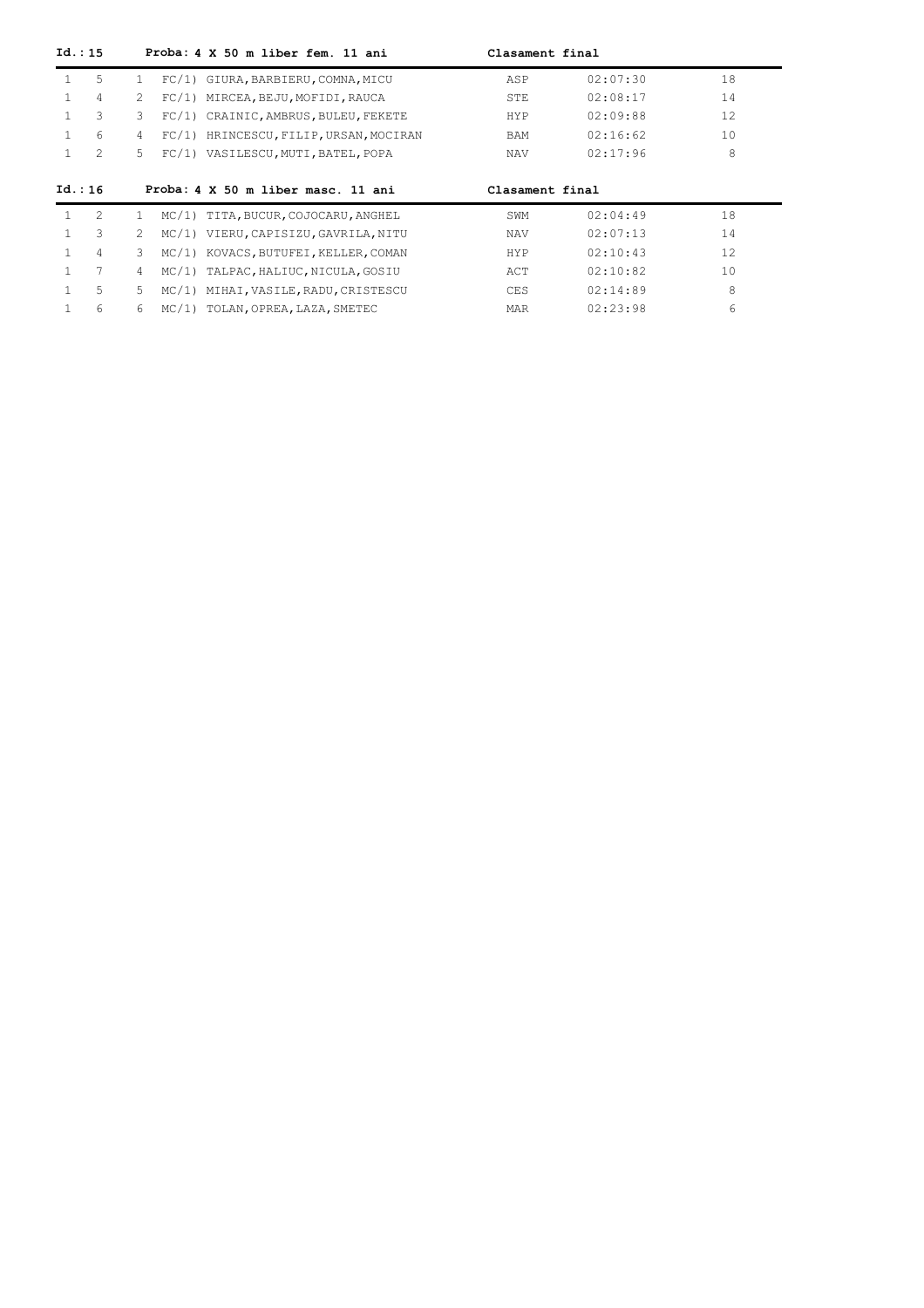**Id.: 15 Proba: 4 X 50 m liber fem. 11 ani Clasament final**

| | | | | | | | |
|---|---|---|---|---|---|---|---|
| 1 | 5 | 1 | FC/1) | GIURA, BARBIERU, COMNA, MICU | ASP | 02:07:30 | 18 |
| 1 | 4 | 2 | FC/1) | MIRCEA, BEJU, MOFIDI, RAUCA | STE | 02:08:17 | 14 |
| 1 | 3 | 3 | FC/1) | CRAINIC, AMBRUS, BULEU, FEKETE | HYP | 02:09:88 | 12 |
| 1 | 6 | 4 | FC/1) | HRINCESCU, FILIP, URSAN, MOCIRAN | BAM | 02:16:62 | 10 |
| 1 | 2 | 5 | FC/1) | VASILESCU, MUTI, BATEL, POPA | NAV | 02:17:96 | 8 |

**Id.: 16 Proba: 4 X 50 m liber masc. 11 ani Clasament final**

| | | | | | | | |
|---|---|---|---|---|---|---|---|
| 1 | 2 | 1 | MC/1) | TITA, BUCUR, COJOCARU, ANGHEL | SWM | 02:04:49 | 18 |
| 1 | 3 | 2 | MC/1) | VIERU, CAPISIZU, GAVRILA, NITU | NAV | 02:07:13 | 14 |
| 1 | 4 | 3 | MC/1) | KOVACS, BUTUFEI, KELLER, COMAN | HYP | 02:10:43 | 12 |
| 1 | 7 | 4 | MC/1) | TALPAC, HALIUC, NICULA, GOSIU | ACT | 02:10:82 | 10 |
| 1 | 5 | 5 | MC/1) | MIHAI, VASILE, RADU, CRISTESCU | CES | 02:14:89 | 8 |
| 1 | 6 | 6 | MC/1) | TOLAN, OPREA, LAZA, SMETEC | MAR | 02:23:98 | 6 |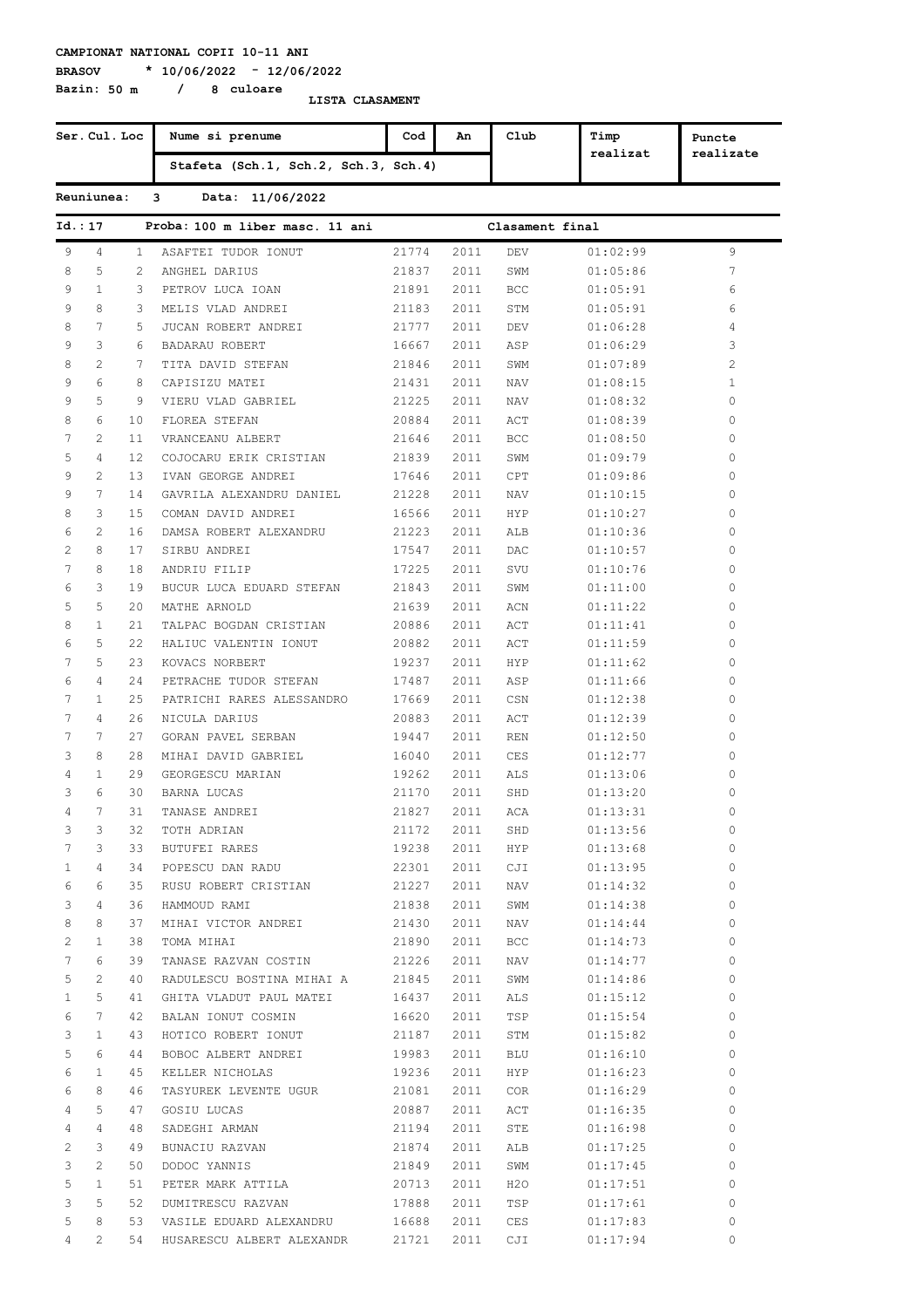**CAMPIONAT NATIONAL COPII 10-11 ANI**

**BRASOV * 10/06/2022 - 12/06/2022**

**Bazin: 50 m / 8 culoare**

**LISTA CLASAMENT**

| Ser. | Cul. | Loc | Nume si prenume / Stafeta (Sch.1, Sch.2, Sch.3, Sch.4) | Cod | An | Club | Timp realizat | Puncte realizate |
|---|---|---|---|---|---|---|---|---|

**Reuniunea: 3 Data: 11/06/2022**

**Id.: 17 Proba: 100 m liber masc. 11 ani — Clasament final**

| Ser. | Cul. | Loc | Nume si prenume | Cod | An | Club | Timp realizat | Puncte realizate |
|---|---|---|---|---|---|---|---|---|
| 9 | 4 | 1 | ASAFTEI TUDOR IONUT | 21774 | 2011 | DEV | 01:02:99 | 9 |
| 8 | 5 | 2 | ANGHEL DARIUS | 21837 | 2011 | SWM | 01:05:86 | 7 |
| 9 | 1 | 3 | PETROV LUCA IOAN | 21891 | 2011 | BCC | 01:05:91 | 6 |
| 9 | 8 | 3 | MELIS VLAD ANDREI | 21183 | 2011 | STM | 01:05:91 | 6 |
| 8 | 7 | 5 | JUCAN ROBERT ANDREI | 21777 | 2011 | DEV | 01:06:28 | 4 |
| 9 | 3 | 6 | BADARAU ROBERT | 16667 | 2011 | ASP | 01:06:29 | 3 |
| 8 | 2 | 7 | TITA DAVID STEFAN | 21846 | 2011 | SWM | 01:07:89 | 2 |
| 9 | 6 | 8 | CAPISIZU MATEI | 21431 | 2011 | NAV | 01:08:15 | 1 |
| 9 | 5 | 9 | VIERU VLAD GABRIEL | 21225 | 2011 | NAV | 01:08:32 | 0 |
| 8 | 6 | 10 | FLOREA STEFAN | 20884 | 2011 | ACT | 01:08:39 | 0 |
| 7 | 2 | 11 | VRANCEANU ALBERT | 21646 | 2011 | BCC | 01:08:50 | 0 |
| 5 | 4 | 12 | COJOCARU ERIK CRISTIAN | 21839 | 2011 | SWM | 01:09:79 | 0 |
| 9 | 2 | 13 | IVAN GEORGE ANDREI | 17646 | 2011 | CPT | 01:09:86 | 0 |
| 9 | 7 | 14 | GAVRILA ALEXANDRU DANIEL | 21228 | 2011 | NAV | 01:10:15 | 0 |
| 8 | 3 | 15 | COMAN DAVID ANDREI | 16566 | 2011 | HYP | 01:10:27 | 0 |
| 6 | 2 | 16 | DAMSA ROBERT ALEXANDRU | 21223 | 2011 | ALB | 01:10:36 | 0 |
| 2 | 8 | 17 | SIRBU ANDREI | 17547 | 2011 | DAC | 01:10:57 | 0 |
| 7 | 8 | 18 | ANDRIU FILIP | 17225 | 2011 | SVU | 01:10:76 | 0 |
| 6 | 3 | 19 | BUCUR LUCA EDUARD STEFAN | 21843 | 2011 | SWM | 01:11:00 | 0 |
| 5 | 5 | 20 | MATHE ARNOLD | 21639 | 2011 | ACN | 01:11:22 | 0 |
| 8 | 1 | 21 | TALPAC BOGDAN CRISTIAN | 20886 | 2011 | ACT | 01:11:41 | 0 |
| 6 | 5 | 22 | HALIUC VALENTIN IONUT | 20882 | 2011 | ACT | 01:11:59 | 0 |
| 7 | 5 | 23 | KOVACS NORBERT | 19237 | 2011 | HYP | 01:11:62 | 0 |
| 6 | 4 | 24 | PETRACHE TUDOR STEFAN | 17487 | 2011 | ASP | 01:11:66 | 0 |
| 7 | 1 | 25 | PATRICHI RARES ALESSANDRO | 17669 | 2011 | CSN | 01:12:38 | 0 |
| 7 | 4 | 26 | NICULA DARIUS | 20883 | 2011 | ACT | 01:12:39 | 0 |
| 7 | 7 | 27 | GORAN PAVEL SERBAN | 19447 | 2011 | REN | 01:12:50 | 0 |
| 3 | 8 | 28 | MIHAI DAVID GABRIEL | 16040 | 2011 | CES | 01:12:77 | 0 |
| 4 | 1 | 29 | GEORGESCU MARIAN | 19262 | 2011 | ALS | 01:13:06 | 0 |
| 3 | 6 | 30 | BARNA LUCAS | 21170 | 2011 | SHD | 01:13:20 | 0 |
| 4 | 7 | 31 | TANASE ANDREI | 21827 | 2011 | ACA | 01:13:31 | 0 |
| 3 | 3 | 32 | TOTH ADRIAN | 21172 | 2011 | SHD | 01:13:56 | 0 |
| 7 | 3 | 33 | BUTUFEI RARES | 19238 | 2011 | HYP | 01:13:68 | 0 |
| 1 | 4 | 34 | POPESCU DAN RADU | 22301 | 2011 | CJI | 01:13:95 | 0 |
| 6 | 6 | 35 | RUSU ROBERT CRISTIAN | 21227 | 2011 | NAV | 01:14:32 | 0 |
| 3 | 4 | 36 | HAMMOUD RAMI | 21838 | 2011 | SWM | 01:14:38 | 0 |
| 8 | 8 | 37 | MIHAI VICTOR ANDREI | 21430 | 2011 | NAV | 01:14:44 | 0 |
| 2 | 1 | 38 | TOMA MIHAI | 21890 | 2011 | BCC | 01:14:73 | 0 |
| 7 | 6 | 39 | TANASE RAZVAN COSTIN | 21226 | 2011 | NAV | 01:14:77 | 0 |
| 5 | 2 | 40 | RADULESCU BOSTINA MIHAI A | 21845 | 2011 | SWM | 01:14:86 | 0 |
| 1 | 5 | 41 | GHITA VLADUT PAUL MATEI | 16437 | 2011 | ALS | 01:15:12 | 0 |
| 6 | 7 | 42 | BALAN IONUT COSMIN | 16620 | 2011 | TSP | 01:15:54 | 0 |
| 3 | 1 | 43 | HOTICO ROBERT IONUT | 21187 | 2011 | STM | 01:15:82 | 0 |
| 5 | 6 | 44 | BOBOC ALBERT ANDREI | 19983 | 2011 | BLU | 01:16:10 | 0 |
| 6 | 1 | 45 | KELLER NICHOLAS | 19236 | 2011 | HYP | 01:16:23 | 0 |
| 6 | 8 | 46 | TASYUREK LEVENTE UGUR | 21081 | 2011 | COR | 01:16:29 | 0 |
| 4 | 5 | 47 | GOSIU LUCAS | 20887 | 2011 | ACT | 01:16:35 | 0 |
| 4 | 4 | 48 | SADEGHI ARMAN | 21194 | 2011 | STE | 01:16:98 | 0 |
| 2 | 3 | 49 | BUNACIU RAZVAN | 21874 | 2011 | ALB | 01:17:25 | 0 |
| 3 | 2 | 50 | DODOC YANNIS | 21849 | 2011 | SWM | 01:17:45 | 0 |
| 5 | 1 | 51 | PETER MARK ATTILA | 20713 | 2011 | H2O | 01:17:51 | 0 |
| 3 | 5 | 52 | DUMITRESCU RAZVAN | 17888 | 2011 | TSP | 01:17:61 | 0 |
| 5 | 8 | 53 | VASILE EDUARD ALEXANDRU | 16688 | 2011 | CES | 01:17:83 | 0 |
| 4 | 2 | 54 | HUSARESCU ALBERT ALEXANDR | 21721 | 2011 | CJI | 01:17:94 | 0 |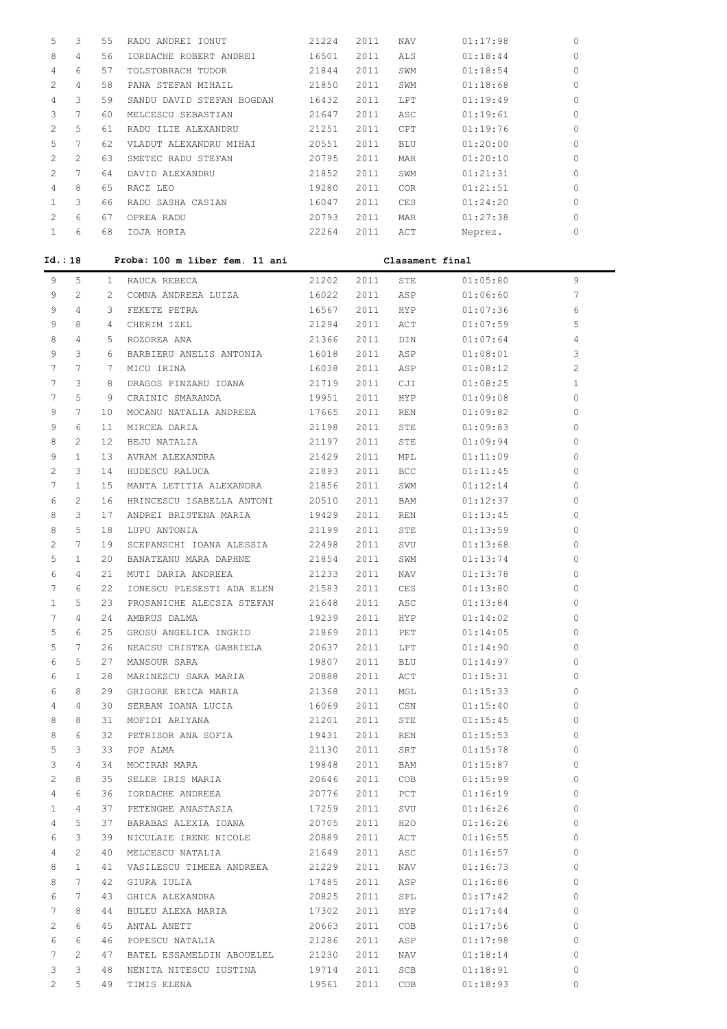| | | | | | | | | |
|---|---|---|---|---|---|---|---|---|
| 5 | 3 | 55 | RADU ANDREI IONUT | 21224 | 2011 | NAV | 01:17:98 | 0 |
| 8 | 4 | 56 | IORDACHE ROBERT ANDREI | 16501 | 2011 | ALS | 01:18:44 | 0 |
| 4 | 6 | 57 | TOLSTOBRACH TUDOR | 21844 | 2011 | SWM | 01:18:54 | 0 |
| 2 | 4 | 58 | PANA STEFAN MIHAIL | 21850 | 2011 | SWM | 01:18:68 | 0 |
| 4 | 3 | 59 | SANDU DAVID STEFAN BOGDAN | 16432 | 2011 | LPT | 01:19:49 | 0 |
| 3 | 7 | 60 | MELCESCU SEBASTIAN | 21647 | 2011 | ASC | 01:19:61 | 0 |
| 2 | 5 | 61 | RADU ILIE ALEXANDRU | 21251 | 2011 | CPT | 01:19:76 | 0 |
| 5 | 7 | 62 | VLADUT ALEXANDRU MIHAI | 20551 | 2011 | BLU | 01:20:00 | 0 |
| 2 | 2 | 63 | SMETEC RADU STEFAN | 20795 | 2011 | MAR | 01:20:10 | 0 |
| 2 | 7 | 64 | DAVID ALEXANDRU | 21852 | 2011 | SWM | 01:21:31 | 0 |
| 4 | 8 | 65 | RACZ LEO | 19280 | 2011 | COR | 01:21:51 | 0 |
| 1 | 3 | 66 | RADU SASHA CASIAN | 16047 | 2011 | CES | 01:24:20 | 0 |
| 2 | 6 | 67 | OPREA RADU | 20793 | 2011 | MAR | 01:27:38 | 0 |
| 1 | 6 | 68 | IOJA HORIA | 22264 | 2011 | ACT | Neprez. | 0 |

**Id.:18 Proba: 100 m liber fem. 11 ani — Clasament final**

| | | | | | | | | |
|---|---|---|---|---|---|---|---|---|
| 9 | 5 | 1 | RAUCA REBECA | 21202 | 2011 | STE | 01:05:80 | 9 |
| 9 | 2 | 2 | COMNA ANDREEA LUIZA | 16022 | 2011 | ASP | 01:06:60 | 7 |
| 9 | 4 | 3 | FEKETE PETRA | 16567 | 2011 | HYP | 01:07:36 | 6 |
| 9 | 8 | 4 | CHERIM IZEL | 21294 | 2011 | ACT | 01:07:59 | 5 |
| 8 | 4 | 5 | ROZOREA ANA | 21366 | 2011 | DIN | 01:07:64 | 4 |
| 9 | 3 | 6 | BARBIERU ANELIS ANTONIA | 16018 | 2011 | ASP | 01:08:01 | 3 |
| 7 | 7 | 7 | MICU IRINA | 16038 | 2011 | ASP | 01:08:12 | 2 |
| 7 | 3 | 8 | DRAGOS PINZARU IOANA | 21719 | 2011 | CJI | 01:08:25 | 1 |
| 7 | 5 | 9 | CRAINIC SMARANDA | 19951 | 2011 | HYP | 01:09:08 | 0 |
| 9 | 7 | 10 | MOCANU NATALIA ANDREEA | 17665 | 2011 | REN | 01:09:82 | 0 |
| 9 | 6 | 11 | MIRCEA DARIA | 21198 | 2011 | STE | 01:09:83 | 0 |
| 8 | 2 | 12 | BEJU NATALIA | 21197 | 2011 | STE | 01:09:94 | 0 |
| 9 | 1 | 13 | AVRAM ALEXANDRA | 21429 | 2011 | MPL | 01:11:09 | 0 |
| 2 | 3 | 14 | HUDESCU RALUCA | 21893 | 2011 | BCC | 01:11:45 | 0 |
| 7 | 1 | 15 | MANTA LETITIA ALEXANDRA | 21856 | 2011 | SWM | 01:12:14 | 0 |
| 6 | 2 | 16 | HRINCESCU ISABELLA ANTONI | 20510 | 2011 | BAM | 01:12:37 | 0 |
| 8 | 3 | 17 | ANDREI BRISTENA MARIA | 19429 | 2011 | REN | 01:13:45 | 0 |
| 8 | 5 | 18 | LUPU ANTONIA | 21199 | 2011 | STE | 01:13:59 | 0 |
| 2 | 7 | 19 | SCEPANSCHI IOANA ALESSIA | 22498 | 2011 | SVU | 01:13:68 | 0 |
| 5 | 1 | 20 | BANATEANU MARA DAPHNE | 21854 | 2011 | SWM | 01:13:74 | 0 |
| 6 | 4 | 21 | MUTI DARIA ANDREEA | 21233 | 2011 | NAV | 01:13:78 | 0 |
| 7 | 6 | 22 | IONESCU PLESESTI ADA ELEN | 21583 | 2011 | CES | 01:13:80 | 0 |
| 1 | 5 | 23 | PROSANICHE ALECSIA STEFAN | 21648 | 2011 | ASC | 01:13:84 | 0 |
| 7 | 4 | 24 | AMBRUS DALMA | 19239 | 2011 | HYP | 01:14:02 | 0 |
| 5 | 6 | 25 | GROSU ANGELICA INGRID | 21869 | 2011 | PET | 01:14:05 | 0 |
| 5 | 7 | 26 | NEACSU CRISTEA GABRIELA | 20637 | 2011 | LPT | 01:14:90 | 0 |
| 6 | 5 | 27 | MANSOUR SARA | 19807 | 2011 | BLU | 01:14:97 | 0 |
| 6 | 1 | 28 | MARINESCU SARA MARIA | 20888 | 2011 | ACT | 01:15:31 | 0 |
| 6 | 8 | 29 | GRIGORE ERICA MARIA | 21368 | 2011 | MGL | 01:15:33 | 0 |
| 4 | 4 | 30 | SERBAN IOANA LUCIA | 16069 | 2011 | CSN | 01:15:40 | 0 |
| 8 | 8 | 31 | MOFIDI ARIYANA | 21201 | 2011 | STE | 01:15:45 | 0 |
| 8 | 6 | 32 | PETRISOR ANA SOFIA | 19431 | 2011 | REN | 01:15:53 | 0 |
| 5 | 3 | 33 | POP ALMA | 21130 | 2011 | SRT | 01:15:78 | 0 |
| 3 | 4 | 34 | MOCIRAN MARA | 19848 | 2011 | BAM | 01:15:87 | 0 |
| 2 | 8 | 35 | SELER IRIS MARIA | 20646 | 2011 | COB | 01:15:99 | 0 |
| 4 | 6 | 36 | IORDACHE ANDREEA | 20776 | 2011 | PCT | 01:16:19 | 0 |
| 1 | 4 | 37 | PETENGHE ANASTASIA | 17259 | 2011 | SVU | 01:16:26 | 0 |
| 4 | 5 | 37 | BARABAS ALEXIA IOANA | 20705 | 2011 | H2O | 01:16:26 | 0 |
| 6 | 3 | 39 | NICULAIE IRENE NICOLE | 20889 | 2011 | ACT | 01:16:55 | 0 |
| 4 | 2 | 40 | MELCESCU NATALIA | 21649 | 2011 | ASC | 01:16:57 | 0 |
| 8 | 1 | 41 | VASILESCU TIMEEA ANDREEA | 21229 | 2011 | NAV | 01:16:73 | 0 |
| 8 | 7 | 42 | GIURA IULIA | 17485 | 2011 | ASP | 01:16:86 | 0 |
| 6 | 7 | 43 | GHICA ALEXANDRA | 20825 | 2011 | SPL | 01:17:42 | 0 |
| 7 | 8 | 44 | BULEU ALEXA MARIA | 17302 | 2011 | HYP | 01:17:44 | 0 |
| 2 | 6 | 45 | ANTAL ANETT | 20663 | 2011 | COB | 01:17:56 | 0 |
| 6 | 6 | 46 | POPESCU NATALIA | 21286 | 2011 | ASP | 01:17:98 | 0 |
| 7 | 2 | 47 | BATEL ESSAMELDIN ABOUELEL | 21230 | 2011 | NAV | 01:18:14 | 0 |
| 3 | 3 | 48 | NENITA NITESCU IUSTINA | 19714 | 2011 | SCB | 01:18:91 | 0 |
| 2 | 5 | 49 | TIMIS ELENA | 19561 | 2011 | COB | 01:18:93 | 0 |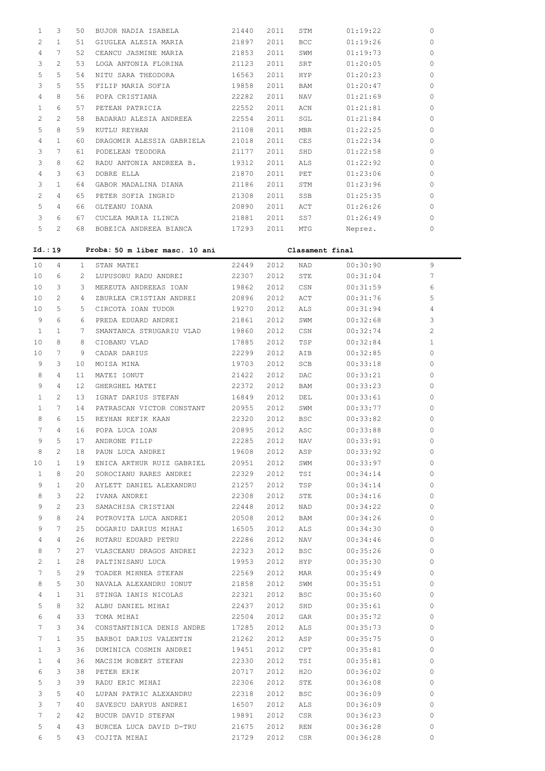| | | | | | | | | |
|---|---|---|---|---|---|---|---|---|
| 1 | 3 | 50 | BUJOR NADIA ISABELA | 21440 | 2011 | STM | 01:19:22 | 0 |
| 2 | 1 | 51 | GIUGLEA ALESIA MARIA | 21897 | 2011 | BCC | 01:19:26 | 0 |
| 4 | 7 | 52 | CEANCU JASMINE MARIA | 21853 | 2011 | SWM | 01:19:73 | 0 |
| 3 | 2 | 53 | LOGA ANTONIA FLORINA | 21123 | 2011 | SRT | 01:20:05 | 0 |
| 5 | 5 | 54 | NITU SARA THEODORA | 16563 | 2011 | HYP | 01:20:23 | 0 |
| 3 | 5 | 55 | FILIP MARIA SOFIA | 19858 | 2011 | BAM | 01:20:47 | 0 |
| 4 | 8 | 56 | POPA CRISTIANA | 22282 | 2011 | NAV | 01:21:69 | 0 |
| 1 | 6 | 57 | PETEAN PATRICIA | 22552 | 2011 | ACN | 01:21:81 | 0 |
| 2 | 2 | 58 | BADARAU ALESIA ANDREEA | 22554 | 2011 | SGL | 01:21:84 | 0 |
| 5 | 8 | 59 | KUTLU REYHAN | 21108 | 2011 | MBR | 01:22:25 | 0 |
| 4 | 1 | 60 | DRAGOMIR ALESSIA GABRIELA | 21018 | 2011 | CES | 01:22:34 | 0 |
| 3 | 7 | 61 | PODELEAN TEODORA | 21177 | 2011 | SHD | 01:22:58 | 0 |
| 3 | 8 | 62 | RADU ANTONIA ANDREEA B. | 19312 | 2011 | ALS | 01:22:92 | 0 |
| 4 | 3 | 63 | DOBRE ELLA | 21870 | 2011 | PET | 01:23:06 | 0 |
| 3 | 1 | 64 | GABOR MADALINA DIANA | 21186 | 2011 | STM | 01:23:96 | 0 |
| 2 | 4 | 65 | PETER SOFIA INGRID | 21308 | 2011 | SSB | 01:25:35 | 0 |
| 5 | 4 | 66 | OLTEANU IOANA | 20890 | 2011 | ACT | 01:26:26 | 0 |
| 3 | 6 | 67 | CUCLEA MARIA ILINCA | 21881 | 2011 | SS7 | 01:26:49 | 0 |
| 5 | 2 | 68 | BOBEICA ANDREEA BIANCA | 17293 | 2011 | MTG | Neprez. | 0 |

**Id.:19 Proba: 50 m liber masc. 10 ani Clasament final**

| | | | | | | | | |
|---|---|---|---|---|---|---|---|---|
| 10 | 4 | 1 | STAN MATEI | 22449 | 2012 | NAD | 00:30:90 | 9 |
| 10 | 6 | 2 | LUPUSORU RADU ANDREI | 22307 | 2012 | STE | 00:31:04 | 7 |
| 10 | 3 | 3 | MEREUTA ANDREEAS IOAN | 19862 | 2012 | CSN | 00:31:59 | 6 |
| 10 | 2 | 4 | ZBURLEA CRISTIAN ANDREI | 20896 | 2012 | ACT | 00:31:76 | 5 |
| 10 | 5 | 5 | CIRCOTA IOAN TUDOR | 19270 | 2012 | ALS | 00:31:94 | 4 |
| 9 | 6 | 6 | PREDA EDUARD ANDREI | 21861 | 2012 | SWM | 00:32:68 | 3 |
| 1 | 1 | 7 | SMANTANCA STRUGARIU VLAD | 19860 | 2012 | CSN | 00:32:74 | 2 |
| 10 | 8 | 8 | CIOBANU VLAD | 17885 | 2012 | TSP | 00:32:84 | 1 |
| 10 | 7 | 9 | CADAR DARIUS | 22299 | 2012 | AIB | 00:32:85 | 0 |
| 9 | 3 | 10 | MOISA MINA | 19703 | 2012 | SCB | 00:33:18 | 0 |
| 8 | 4 | 11 | MATEI IONUT | 21422 | 2012 | DAC | 00:33:21 | 0 |
| 9 | 4 | 12 | GHERGHEL MATEI | 22372 | 2012 | BAM | 00:33:23 | 0 |
| 1 | 2 | 13 | IGNAT DARIUS STEFAN | 16849 | 2012 | DEL | 00:33:61 | 0 |
| 1 | 7 | 14 | PATRASCAN VICTOR CONSTANT | 20955 | 2012 | SWM | 00:33:77 | 0 |
| 8 | 6 | 15 | REYHAN REFIK KAAN | 22320 | 2012 | BSC | 00:33:82 | 0 |
| 7 | 4 | 16 | POPA LUCA IOAN | 20895 | 2012 | ASC | 00:33:88 | 0 |
| 9 | 5 | 17 | ANDRONE FILIP | 22285 | 2012 | NAV | 00:33:91 | 0 |
| 8 | 2 | 18 | PAUN LUCA ANDREI | 19608 | 2012 | ASP | 00:33:92 | 0 |
| 10 | 1 | 19 | ENICA ARTHUR RUIZ GABRIEL | 20951 | 2012 | SWM | 00:33:97 | 0 |
| 1 | 8 | 20 | SOROCIANU RARES ANDREI | 22329 | 2012 | TSI | 00:34:14 | 0 |
| 9 | 1 | 20 | AYLETT DANIEL ALEXANDRU | 21257 | 2012 | TSP | 00:34:14 | 0 |
| 8 | 3 | 22 | IVANA ANDREI | 22308 | 2012 | STE | 00:34:16 | 0 |
| 9 | 2 | 23 | SAMACHISA CRISTIAN | 22448 | 2012 | NAD | 00:34:22 | 0 |
| 9 | 8 | 24 | POTROVITA LUCA ANDREI | 20508 | 2012 | BAM | 00:34:26 | 0 |
| 9 | 7 | 25 | DOGARIU DARIUS MIHAI | 16505 | 2012 | ALS | 00:34:30 | 0 |
| 4 | 4 | 26 | ROTARU EDUARD PETRU | 22286 | 2012 | NAV | 00:34:46 | 0 |
| 8 | 7 | 27 | VLASCEANU DRAGOS ANDREI | 22323 | 2012 | BSC | 00:35:26 | 0 |
| 2 | 1 | 28 | PALTINISANU LUCA | 19953 | 2012 | HYP | 00:35:30 | 0 |
| 7 | 5 | 29 | TOADER MIHNEA STEFAN | 22569 | 2012 | MAR | 00:35:49 | 0 |
| 8 | 5 | 30 | NAVALA ALEXANDRU IONUT | 21858 | 2012 | SWM | 00:35:51 | 0 |
| 4 | 1 | 31 | STINGA IANIS NICOLAS | 22321 | 2012 | BSC | 00:35:60 | 0 |
| 5 | 8 | 32 | ALBU DANIEL MIHAI | 22437 | 2012 | SHD | 00:35:61 | 0 |
| 6 | 4 | 33 | TOMA MIHAI | 22504 | 2012 | GAR | 00:35:72 | 0 |
| 7 | 3 | 34 | CONSTANTINICA DENIS ANDRE | 17285 | 2012 | ALS | 00:35:73 | 0 |
| 7 | 1 | 35 | BARBOI DARIUS VALENTIN | 21262 | 2012 | ASP | 00:35:75 | 0 |
| 1 | 3 | 36 | DUMINICA COSMIN ANDREI | 19451 | 2012 | CPT | 00:35:81 | 0 |
| 1 | 4 | 36 | MACSIM ROBERT STEFAN | 22330 | 2012 | TSI | 00:35:81 | 0 |
| 6 | 3 | 38 | PETER ERIK | 20717 | 2012 | H2O | 00:36:02 | 0 |
| 5 | 3 | 39 | RADU ERIC MIHAI | 22306 | 2012 | STE | 00:36:08 | 0 |
| 3 | 5 | 40 | LUPAN PATRIC ALEXANDRU | 22318 | 2012 | BSC | 00:36:09 | 0 |
| 3 | 7 | 40 | SAVESCU DARYUS ANDREI | 16507 | 2012 | ALS | 00:36:09 | 0 |
| 7 | 2 | 42 | BUCUR DAVID STEFAN | 19891 | 2012 | CSR | 00:36:23 | 0 |
| 5 | 4 | 43 | BURCEA LUCA DAVID D-TRU | 21675 | 2012 | REN | 00:36:28 | 0 |
| 6 | 5 | 43 | COJITA MIHAI | 21729 | 2012 | CSR | 00:36:28 | 0 |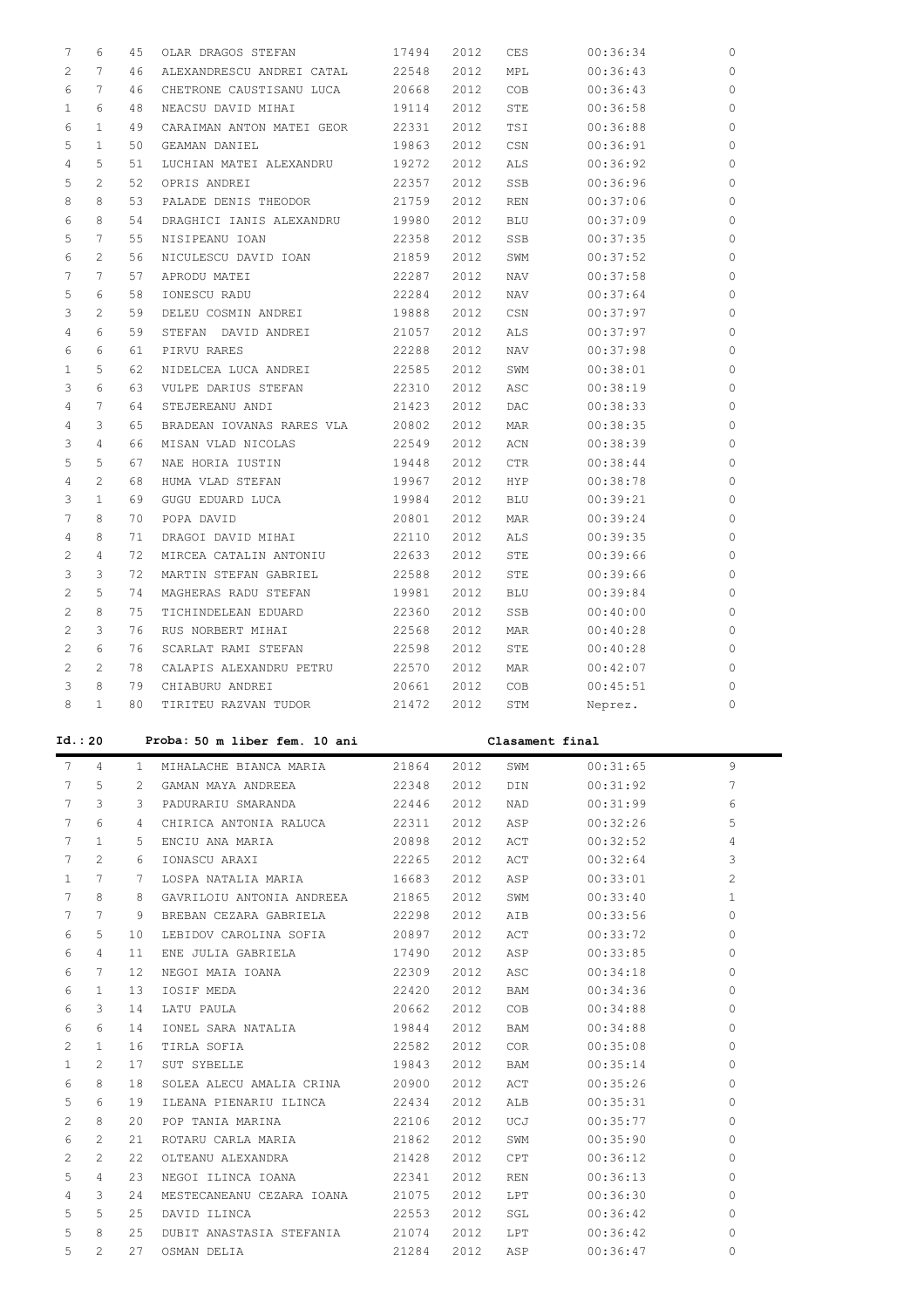| | | | | | | | | |
|---|---|---|---|---|---|---|---|---|
| 7 | 6 | 45 | OLAR DRAGOS STEFAN | 17494 | 2012 | CES | 00:36:34 | 0 |
| 2 | 7 | 46 | ALEXANDRESCU ANDREI CATAL | 22548 | 2012 | MPL | 00:36:43 | 0 |
| 6 | 7 | 46 | CHETRONE CAUSTISANU LUCA | 20668 | 2012 | COB | 00:36:43 | 0 |
| 1 | 6 | 48 | NEACSU DAVID MIHAI | 19114 | 2012 | STE | 00:36:58 | 0 |
| 6 | 1 | 49 | CARAIMAN ANTON MATEI GEOR | 22331 | 2012 | TSI | 00:36:88 | 0 |
| 5 | 1 | 50 | GEAMAN DANIEL | 19863 | 2012 | CSN | 00:36:91 | 0 |
| 4 | 5 | 51 | LUCHIAN MATEI ALEXANDRU | 19272 | 2012 | ALS | 00:36:92 | 0 |
| 5 | 2 | 52 | OPRIS ANDREI | 22357 | 2012 | SSB | 00:36:96 | 0 |
| 8 | 8 | 53 | PALADE DENIS THEODOR | 21759 | 2012 | REN | 00:37:06 | 0 |
| 6 | 8 | 54 | DRAGHICI IANIS ALEXANDRU | 19980 | 2012 | BLU | 00:37:09 | 0 |
| 5 | 7 | 55 | NISIPEANU IOAN | 22358 | 2012 | SSB | 00:37:35 | 0 |
| 6 | 2 | 56 | NICULESCU DAVID IOAN | 21859 | 2012 | SWM | 00:37:52 | 0 |
| 7 | 7 | 57 | APRODU MATEI | 22287 | 2012 | NAV | 00:37:58 | 0 |
| 5 | 6 | 58 | IONESCU RADU | 22284 | 2012 | NAV | 00:37:64 | 0 |
| 3 | 2 | 59 | DELEU COSMIN ANDREI | 19888 | 2012 | CSN | 00:37:97 | 0 |
| 4 | 6 | 59 | STEFAN  DAVID ANDREI | 21057 | 2012 | ALS | 00:37:97 | 0 |
| 6 | 6 | 61 | PIRVU RARES | 22288 | 2012 | NAV | 00:37:98 | 0 |
| 1 | 5 | 62 | NIDELCEA LUCA ANDREI | 22585 | 2012 | SWM | 00:38:01 | 0 |
| 3 | 6 | 63 | VULPE DARIUS STEFAN | 22310 | 2012 | ASC | 00:38:19 | 0 |
| 4 | 7 | 64 | STEJEREANU ANDI | 21423 | 2012 | DAC | 00:38:33 | 0 |
| 4 | 3 | 65 | BRADEAN IOVANAS RARES VLA | 20802 | 2012 | MAR | 00:38:35 | 0 |
| 3 | 4 | 66 | MISAN VLAD NICOLAS | 22549 | 2012 | ACN | 00:38:39 | 0 |
| 5 | 5 | 67 | NAE HORIA IUSTIN | 19448 | 2012 | CTR | 00:38:44 | 0 |
| 4 | 2 | 68 | HUMA VLAD STEFAN | 19967 | 2012 | HYP | 00:38:78 | 0 |
| 3 | 1 | 69 | GUGU EDUARD LUCA | 19984 | 2012 | BLU | 00:39:21 | 0 |
| 7 | 8 | 70 | POPA DAVID | 20801 | 2012 | MAR | 00:39:24 | 0 |
| 4 | 8 | 71 | DRAGOI DAVID MIHAI | 22110 | 2012 | ALS | 00:39:35 | 0 |
| 2 | 4 | 72 | MIRCEA CATALIN ANTONIU | 22633 | 2012 | STE | 00:39:66 | 0 |
| 3 | 3 | 72 | MARTIN STEFAN GABRIEL | 22588 | 2012 | STE | 00:39:66 | 0 |
| 2 | 5 | 74 | MAGHERAS RADU STEFAN | 19981 | 2012 | BLU | 00:39:84 | 0 |
| 2 | 8 | 75 | TICHINDELEAN EDUARD | 22360 | 2012 | SSB | 00:40:00 | 0 |
| 2 | 3 | 76 | RUS NORBERT MIHAI | 22568 | 2012 | MAR | 00:40:28 | 0 |
| 2 | 6 | 76 | SCARLAT RAMI STEFAN | 22598 | 2012 | STE | 00:40:28 | 0 |
| 2 | 2 | 78 | CALAPIS ALEXANDRU PETRU | 22570 | 2012 | MAR | 00:42:07 | 0 |
| 3 | 8 | 79 | CHIABURU ANDREI | 20661 | 2012 | COB | 00:45:51 | 0 |
| 8 | 1 | 80 | TIRITEU RAZVAN TUDOR | 21472 | 2012 | STM | Neprez. | 0 |

**Id.:20 Proba: 50 m liber fem. 10 ani — Clasament final**

| | | | | | | | | |
|---|---|---|---|---|---|---|---|---|
| 7 | 4 | 1 | MIHALACHE BIANCA MARIA | 21864 | 2012 | SWM | 00:31:65 | 9 |
| 7 | 5 | 2 | GAMAN MAYA ANDREEA | 22348 | 2012 | DIN | 00:31:92 | 7 |
| 7 | 3 | 3 | PADURARIU SMARANDA | 22446 | 2012 | NAD | 00:31:99 | 6 |
| 7 | 6 | 4 | CHIRICA ANTONIA RALUCA | 22311 | 2012 | ASP | 00:32:26 | 5 |
| 7 | 1 | 5 | ENCIU ANA MARIA | 20898 | 2012 | ACT | 00:32:52 | 4 |
| 7 | 2 | 6 | IONASCU ARAXI | 22265 | 2012 | ACT | 00:32:64 | 3 |
| 1 | 7 | 7 | LOSPA NATALIA MARIA | 16683 | 2012 | ASP | 00:33:01 | 2 |
| 7 | 8 | 8 | GAVRILOIU ANTONIA ANDREEA | 21865 | 2012 | SWM | 00:33:40 | 1 |
| 7 | 7 | 9 | BREBAN CEZARA GABRIELA | 22298 | 2012 | AIB | 00:33:56 | 0 |
| 6 | 5 | 10 | LEBIDOV CAROLINA SOFIA | 20897 | 2012 | ACT | 00:33:72 | 0 |
| 6 | 4 | 11 | ENE JULIA GABRIELA | 17490 | 2012 | ASP | 00:33:85 | 0 |
| 6 | 7 | 12 | NEGOI MAIA IOANA | 22309 | 2012 | ASC | 00:34:18 | 0 |
| 6 | 1 | 13 | IOSIF MEDA | 22420 | 2012 | BAM | 00:34:36 | 0 |
| 6 | 3 | 14 | LATU PAULA | 20662 | 2012 | COB | 00:34:88 | 0 |
| 6 | 6 | 14 | IONEL SARA NATALIA | 19844 | 2012 | BAM | 00:34:88 | 0 |
| 2 | 1 | 16 | TIRLA SOFIA | 22582 | 2012 | COR | 00:35:08 | 0 |
| 1 | 2 | 17 | SUT SYBELLE | 19843 | 2012 | BAM | 00:35:14 | 0 |
| 6 | 8 | 18 | SOLEA ALECU AMALIA CRINA | 20900 | 2012 | ACT | 00:35:26 | 0 |
| 5 | 6 | 19 | ILEANA PIENARIU ILINCA | 22434 | 2012 | ALB | 00:35:31 | 0 |
| 2 | 8 | 20 | POP TANIA MARINA | 22106 | 2012 | UCJ | 00:35:77 | 0 |
| 6 | 2 | 21 | ROTARU CARLA MARIA | 21862 | 2012 | SWM | 00:35:90 | 0 |
| 2 | 2 | 22 | OLTEANU ALEXANDRA | 21428 | 2012 | CPT | 00:36:12 | 0 |
| 5 | 4 | 23 | NEGOI ILINCA IOANA | 22341 | 2012 | REN | 00:36:13 | 0 |
| 4 | 3 | 24 | MESTECANEANU CEZARA IOANA | 21075 | 2012 | LPT | 00:36:30 | 0 |
| 5 | 5 | 25 | DAVID ILINCA | 22553 | 2012 | SGL | 00:36:42 | 0 |
| 5 | 8 | 25 | DUBIT ANASTASIA STEFANIA | 21074 | 2012 | LPT | 00:36:42 | 0 |
| 5 | 2 | 27 | OSMAN DELIA | 21284 | 2012 | ASP | 00:36:47 | 0 |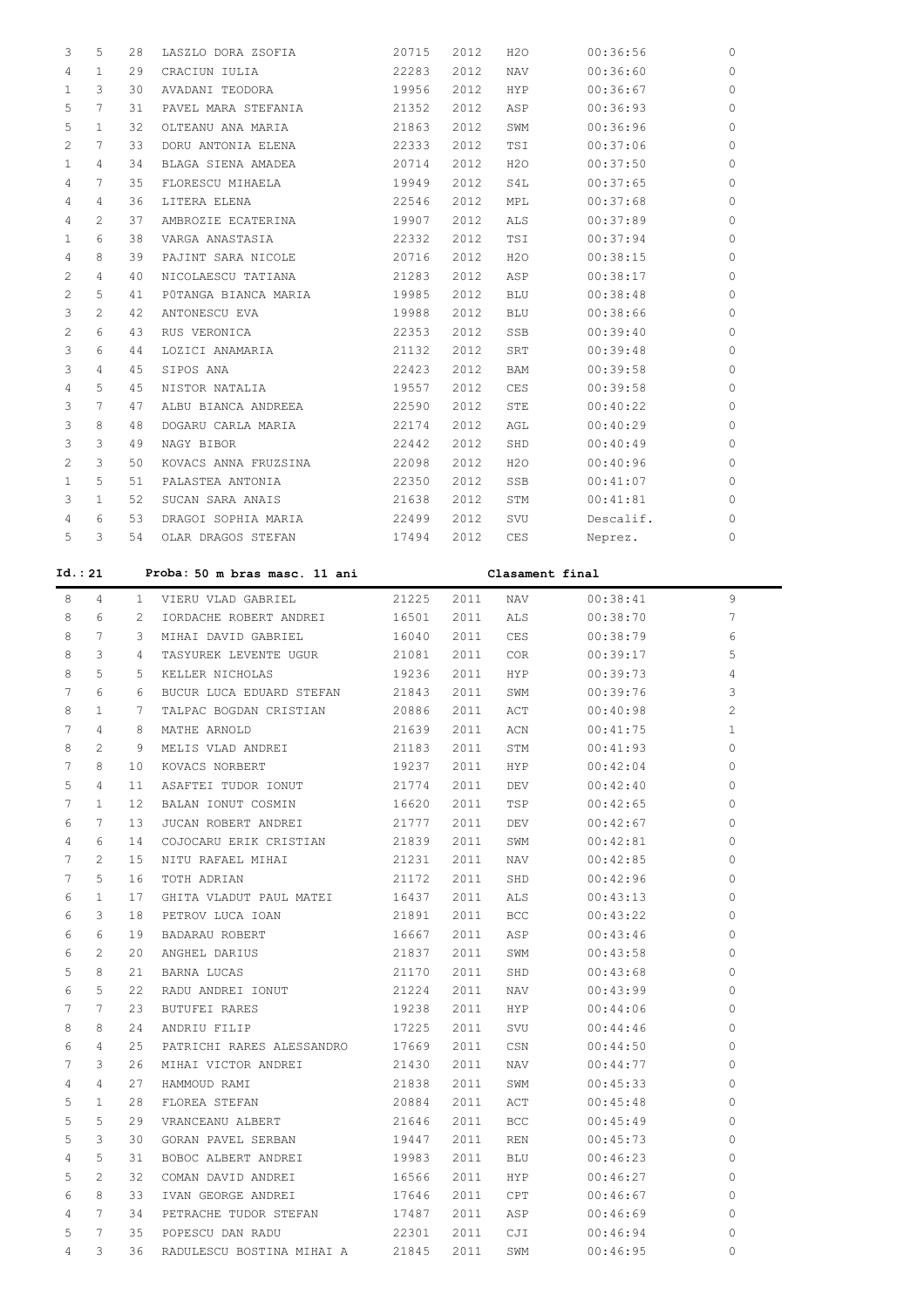| | | | | | | | | |
|---|---|---|---|---|---|---|---|---|
| 3 | 5 | 28 | LASZLO DORA ZSOFIA | 20715 | 2012 | H2O | 00:36:56 | 0 |
| 4 | 1 | 29 | CRACIUN IULIA | 22283 | 2012 | NAV | 00:36:60 | 0 |
| 1 | 3 | 30 | AVADANI TEODORA | 19956 | 2012 | HYP | 00:36:67 | 0 |
| 5 | 7 | 31 | PAVEL MARA STEFANIA | 21352 | 2012 | ASP | 00:36:93 | 0 |
| 5 | 1 | 32 | OLTEANU ANA MARIA | 21863 | 2012 | SWM | 00:36:96 | 0 |
| 2 | 7 | 33 | DORU ANTONIA ELENA | 22333 | 2012 | TSI | 00:37:06 | 0 |
| 1 | 4 | 34 | BLAGA SIENA AMADEA | 20714 | 2012 | H2O | 00:37:50 | 0 |
| 4 | 7 | 35 | FLORESCU MIHAELA | 19949 | 2012 | S4L | 00:37:65 | 0 |
| 4 | 4 | 36 | LITERA ELENA | 22546 | 2012 | MPL | 00:37:68 | 0 |
| 4 | 2 | 37 | AMBROZIE ECATERINA | 19907 | 2012 | ALS | 00:37:89 | 0 |
| 1 | 6 | 38 | VARGA ANASTASIA | 22332 | 2012 | TSI | 00:37:94 | 0 |
| 4 | 8 | 39 | PAJINT SARA NICOLE | 20716 | 2012 | H2O | 00:38:15 | 0 |
| 2 | 4 | 40 | NICOLAESCU TATIANA | 21283 | 2012 | ASP | 00:38:17 | 0 |
| 2 | 5 | 41 | P0TANGA BIANCA MARIA | 19985 | 2012 | BLU | 00:38:48 | 0 |
| 3 | 2 | 42 | ANTONESCU EVA | 19988 | 2012 | BLU | 00:38:66 | 0 |
| 2 | 6 | 43 | RUS VERONICA | 22353 | 2012 | SSB | 00:39:40 | 0 |
| 3 | 6 | 44 | LOZICI ANAMARIA | 21132 | 2012 | SRT | 00:39:48 | 0 |
| 3 | 4 | 45 | SIPOS ANA | 22423 | 2012 | BAM | 00:39:58 | 0 |
| 4 | 5 | 45 | NISTOR NATALIA | 19557 | 2012 | CES | 00:39:58 | 0 |
| 3 | 7 | 47 | ALBU BIANCA ANDREEA | 22590 | 2012 | STE | 00:40:22 | 0 |
| 3 | 8 | 48 | DOGARU CARLA MARIA | 22174 | 2012 | AGL | 00:40:29 | 0 |
| 3 | 3 | 49 | NAGY BIBOR | 22442 | 2012 | SHD | 00:40:49 | 0 |
| 2 | 3 | 50 | KOVACS ANNA FRUZSINA | 22098 | 2012 | H2O | 00:40:96 | 0 |
| 1 | 5 | 51 | PALASTEA ANTONIA | 22350 | 2012 | SSB | 00:41:07 | 0 |
| 3 | 1 | 52 | SUCAN SARA ANAIS | 21638 | 2012 | STM | 00:41:81 | 0 |
| 4 | 6 | 53 | DRAGOI SOPHIA MARIA | 22499 | 2012 | SVU | Descalif. | 0 |
| 5 | 3 | 54 | OLAR DRAGOS STEFAN | 17494 | 2012 | CES | Neprez. | 0 |

**Id.: 21 Proba: 50 m bras masc. 11 ani Clasament final**

| | | | | | | | | |
|---|---|---|---|---|---|---|---|---|
| 8 | 4 | 1 | VIERU VLAD GABRIEL | 21225 | 2011 | NAV | 00:38:41 | 9 |
| 8 | 6 | 2 | IORDACHE ROBERT ANDREI | 16501 | 2011 | ALS | 00:38:70 | 7 |
| 8 | 7 | 3 | MIHAI DAVID GABRIEL | 16040 | 2011 | CES | 00:38:79 | 6 |
| 8 | 3 | 4 | TASYUREK LEVENTE UGUR | 21081 | 2011 | COR | 00:39:17 | 5 |
| 8 | 5 | 5 | KELLER NICHOLAS | 19236 | 2011 | HYP | 00:39:73 | 4 |
| 7 | 6 | 6 | BUCUR LUCA EDUARD STEFAN | 21843 | 2011 | SWM | 00:39:76 | 3 |
| 8 | 1 | 7 | TALPAC BOGDAN CRISTIAN | 20886 | 2011 | ACT | 00:40:98 | 2 |
| 7 | 4 | 8 | MATHE ARNOLD | 21639 | 2011 | ACN | 00:41:75 | 1 |
| 8 | 2 | 9 | MELIS VLAD ANDREI | 21183 | 2011 | STM | 00:41:93 | 0 |
| 7 | 8 | 10 | KOVACS NORBERT | 19237 | 2011 | HYP | 00:42:04 | 0 |
| 5 | 4 | 11 | ASAFTEI TUDOR IONUT | 21774 | 2011 | DEV | 00:42:40 | 0 |
| 7 | 1 | 12 | BALAN IONUT COSMIN | 16620 | 2011 | TSP | 00:42:65 | 0 |
| 6 | 7 | 13 | JUCAN ROBERT ANDREI | 21777 | 2011 | DEV | 00:42:67 | 0 |
| 4 | 6 | 14 | COJOCARU ERIK CRISTIAN | 21839 | 2011 | SWM | 00:42:81 | 0 |
| 7 | 2 | 15 | NITU RAFAEL MIHAI | 21231 | 2011 | NAV | 00:42:85 | 0 |
| 7 | 5 | 16 | TOTH ADRIAN | 21172 | 2011 | SHD | 00:42:96 | 0 |
| 6 | 1 | 17 | GHITA VLADUT PAUL MATEI | 16437 | 2011 | ALS | 00:43:13 | 0 |
| 6 | 3 | 18 | PETROV LUCA IOAN | 21891 | 2011 | BCC | 00:43:22 | 0 |
| 6 | 6 | 19 | BADARAU ROBERT | 16667 | 2011 | ASP | 00:43:46 | 0 |
| 6 | 2 | 20 | ANGHEL DARIUS | 21837 | 2011 | SWM | 00:43:58 | 0 |
| 5 | 8 | 21 | BARNA LUCAS | 21170 | 2011 | SHD | 00:43:68 | 0 |
| 6 | 5 | 22 | RADU ANDREI IONUT | 21224 | 2011 | NAV | 00:43:99 | 0 |
| 7 | 7 | 23 | BUTUFEI RARES | 19238 | 2011 | HYP | 00:44:06 | 0 |
| 8 | 8 | 24 | ANDRIU FILIP | 17225 | 2011 | SVU | 00:44:46 | 0 |
| 6 | 4 | 25 | PATRICHI RARES ALESSANDRO | 17669 | 2011 | CSN | 00:44:50 | 0 |
| 7 | 3 | 26 | MIHAI VICTOR ANDREI | 21430 | 2011 | NAV | 00:44:77 | 0 |
| 4 | 4 | 27 | HAMMOUD RAMI | 21838 | 2011 | SWM | 00:45:33 | 0 |
| 5 | 1 | 28 | FLOREA STEFAN | 20884 | 2011 | ACT | 00:45:48 | 0 |
| 5 | 5 | 29 | VRANCEANU ALBERT | 21646 | 2011 | BCC | 00:45:49 | 0 |
| 5 | 3 | 30 | GORAN PAVEL SERBAN | 19447 | 2011 | REN | 00:45:73 | 0 |
| 4 | 5 | 31 | BOBOC ALBERT ANDREI | 19983 | 2011 | BLU | 00:46:23 | 0 |
| 5 | 2 | 32 | COMAN DAVID ANDREI | 16566 | 2011 | HYP | 00:46:27 | 0 |
| 6 | 8 | 33 | IVAN GEORGE ANDREI | 17646 | 2011 | CPT | 00:46:67 | 0 |
| 4 | 7 | 34 | PETRACHE TUDOR STEFAN | 17487 | 2011 | ASP | 00:46:69 | 0 |
| 5 | 7 | 35 | POPESCU DAN RADU | 22301 | 2011 | CJI | 00:46:94 | 0 |
| 4 | 3 | 36 | RADULESCU BOSTINA MIHAI A | 21845 | 2011 | SWM | 00:46:95 | 0 |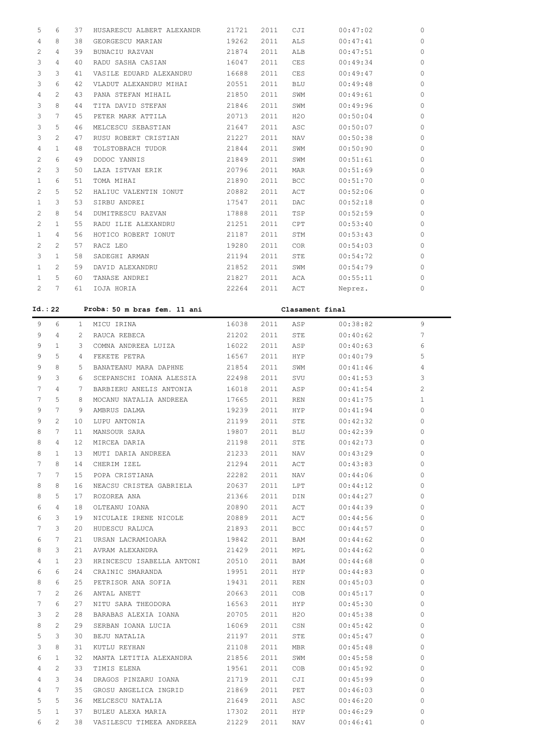| | | | | | | | | |
|---|---|---|---|---|---|---|---|---|
| 5 | 6 | 37 | HUSARESCU ALBERT ALEXANDR | 21721 | 2011 | CJI | 00:47:02 | 0 |
| 4 | 8 | 38 | GEORGESCU MARIAN | 19262 | 2011 | ALS | 00:47:41 | 0 |
| 2 | 4 | 39 | BUNACIU RAZVAN | 21874 | 2011 | ALB | 00:47:51 | 0 |
| 3 | 4 | 40 | RADU SASHA CASIAN | 16047 | 2011 | CES | 00:49:34 | 0 |
| 3 | 3 | 41 | VASILE EDUARD ALEXANDRU | 16688 | 2011 | CES | 00:49:47 | 0 |
| 3 | 6 | 42 | VLADUT ALEXANDRU MIHAI | 20551 | 2011 | BLU | 00:49:48 | 0 |
| 4 | 2 | 43 | PANA STEFAN MIHAIL | 21850 | 2011 | SWM | 00:49:61 | 0 |
| 3 | 8 | 44 | TITA DAVID STEFAN | 21846 | 2011 | SWM | 00:49:96 | 0 |
| 3 | 7 | 45 | PETER MARK ATTILA | 20713 | 2011 | H2O | 00:50:04 | 0 |
| 3 | 5 | 46 | MELCESCU SEBASTIAN | 21647 | 2011 | ASC | 00:50:07 | 0 |
| 3 | 2 | 47 | RUSU ROBERT CRISTIAN | 21227 | 2011 | NAV | 00:50:38 | 0 |
| 4 | 1 | 48 | TOLSTOBRACH TUDOR | 21844 | 2011 | SWM | 00:50:90 | 0 |
| 2 | 6 | 49 | DODOC YANNIS | 21849 | 2011 | SWM | 00:51:61 | 0 |
| 2 | 3 | 50 | LAZA ISTVAN ERIK | 20796 | 2011 | MAR | 00:51:69 | 0 |
| 1 | 6 | 51 | TOMA MIHAI | 21890 | 2011 | BCC | 00:51:70 | 0 |
| 2 | 5 | 52 | HALIUC VALENTIN IONUT | 20882 | 2011 | ACT | 00:52:06 | 0 |
| 1 | 3 | 53 | SIRBU ANDREI | 17547 | 2011 | DAC | 00:52:18 | 0 |
| 2 | 8 | 54 | DUMITRESCU RAZVAN | 17888 | 2011 | TSP | 00:52:59 | 0 |
| 2 | 1 | 55 | RADU ILIE ALEXANDRU | 21251 | 2011 | CPT | 00:53:40 | 0 |
| 1 | 4 | 56 | HOTICO ROBERT IONUT | 21187 | 2011 | STM | 00:53:43 | 0 |
| 2 | 2 | 57 | RACZ LEO | 19280 | 2011 | COR | 00:54:03 | 0 |
| 3 | 1 | 58 | SADEGHI ARMAN | 21194 | 2011 | STE | 00:54:72 | 0 |
| 1 | 2 | 59 | DAVID ALEXANDRU | 21852 | 2011 | SWM | 00:54:79 | 0 |
| 1 | 5 | 60 | TANASE ANDREI | 21827 | 2011 | ACA | 00:55:11 | 0 |
| 2 | 7 | 61 | IOJA HORIA | 22264 | 2011 | ACT | Neprez. | 0 |

**Id.: 22 Proba: 50 m bras fem. 11 ani Clasament final**

| | | | | | | | | |
|---|---|---|---|---|---|---|---|---|
| 9 | 6 | 1 | MICU IRINA | 16038 | 2011 | ASP | 00:38:82 | 9 |
| 9 | 4 | 2 | RAUCA REBECA | 21202 | 2011 | STE | 00:40:62 | 7 |
| 9 | 1 | 3 | COMNA ANDREEA LUIZA | 16022 | 2011 | ASP | 00:40:63 | 6 |
| 9 | 5 | 4 | FEKETE PETRA | 16567 | 2011 | HYP | 00:40:79 | 5 |
| 9 | 8 | 5 | BANATEANU MARA DAPHNE | 21854 | 2011 | SWM | 00:41:46 | 4 |
| 9 | 3 | 6 | SCEPANSCHI IOANA ALESSIA | 22498 | 2011 | SVU | 00:41:53 | 3 |
| 7 | 4 | 7 | BARBIERU ANELIS ANTONIA | 16018 | 2011 | ASP | 00:41:54 | 2 |
| 7 | 5 | 8 | MOCANU NATALIA ANDREEA | 17665 | 2011 | REN | 00:41:75 | 1 |
| 9 | 7 | 9 | AMBRUS DALMA | 19239 | 2011 | HYP | 00:41:94 | 0 |
| 9 | 2 | 10 | LUPU ANTONIA | 21199 | 2011 | STE | 00:42:32 | 0 |
| 8 | 7 | 11 | MANSOUR SARA | 19807 | 2011 | BLU | 00:42:39 | 0 |
| 8 | 4 | 12 | MIRCEA DARIA | 21198 | 2011 | STE | 00:42:73 | 0 |
| 8 | 1 | 13 | MUTI DARIA ANDREEA | 21233 | 2011 | NAV | 00:43:29 | 0 |
| 7 | 8 | 14 | CHERIM IZEL | 21294 | 2011 | ACT | 00:43:83 | 0 |
| 7 | 7 | 15 | POPA CRISTIANA | 22282 | 2011 | NAV | 00:44:06 | 0 |
| 8 | 8 | 16 | NEACSU CRISTEA GABRIELA | 20637 | 2011 | LPT | 00:44:12 | 0 |
| 8 | 5 | 17 | ROZOREA ANA | 21366 | 2011 | DIN | 00:44:27 | 0 |
| 6 | 4 | 18 | OLTEANU IOANA | 20890 | 2011 | ACT | 00:44:39 | 0 |
| 6 | 3 | 19 | NICULAIE IRENE NICOLE | 20889 | 2011 | ACT | 00:44:56 | 0 |
| 7 | 3 | 20 | HUDESCU RALUCA | 21893 | 2011 | BCC | 00:44:57 | 0 |
| 6 | 7 | 21 | URSAN LACRAMIOARA | 19842 | 2011 | BAM | 00:44:62 | 0 |
| 8 | 3 | 21 | AVRAM ALEXANDRA | 21429 | 2011 | MPL | 00:44:62 | 0 |
| 4 | 1 | 23 | HRINCESCU ISABELLA ANTONI | 20510 | 2011 | BAM | 00:44:68 | 0 |
| 6 | 6 | 24 | CRAINIC SMARANDA | 19951 | 2011 | HYP | 00:44:83 | 0 |
| 8 | 6 | 25 | PETRISOR ANA SOFIA | 19431 | 2011 | REN | 00:45:03 | 0 |
| 7 | 2 | 26 | ANTAL ANETT | 20663 | 2011 | COB | 00:45:17 | 0 |
| 7 | 6 | 27 | NITU SARA THEODORA | 16563 | 2011 | HYP | 00:45:30 | 0 |
| 3 | 2 | 28 | BARABAS ALEXIA IOANA | 20705 | 2011 | H2O | 00:45:38 | 0 |
| 8 | 2 | 29 | SERBAN IOANA LUCIA | 16069 | 2011 | CSN | 00:45:42 | 0 |
| 5 | 3 | 30 | BEJU NATALIA | 21197 | 2011 | STE | 00:45:47 | 0 |
| 3 | 8 | 31 | KUTLU REYHAN | 21108 | 2011 | MBR | 00:45:48 | 0 |
| 6 | 1 | 32 | MANTA LETITIA ALEXANDRA | 21856 | 2011 | SWM | 00:45:58 | 0 |
| 4 | 2 | 33 | TIMIS ELENA | 19561 | 2011 | COB | 00:45:92 | 0 |
| 4 | 3 | 34 | DRAGOS PINZARU IOANA | 21719 | 2011 | CJI | 00:45:99 | 0 |
| 4 | 7 | 35 | GROSU ANGELICA INGRID | 21869 | 2011 | PET | 00:46:03 | 0 |
| 5 | 5 | 36 | MELCESCU NATALIA | 21649 | 2011 | ASC | 00:46:20 | 0 |
| 5 | 1 | 37 | BULEU ALEXA MARIA | 17302 | 2011 | HYP | 00:46:29 | 0 |
| 6 | 2 | 38 | VASILESCU TIMEEA ANDREEA | 21229 | 2011 | NAV | 00:46:41 | 0 |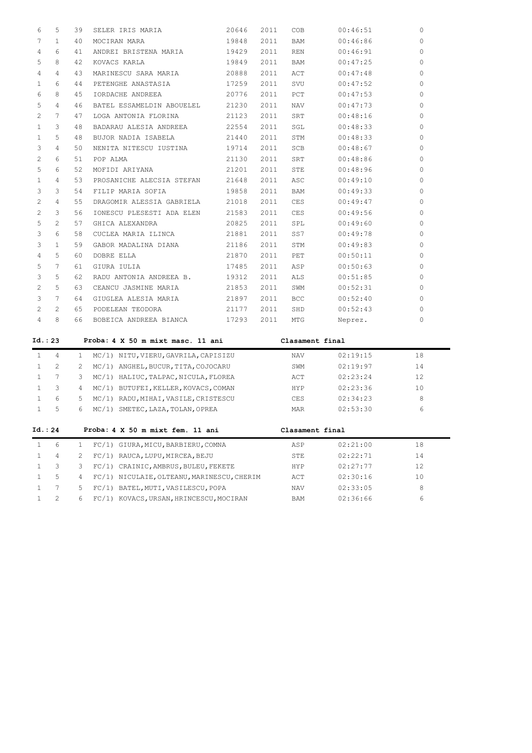| | | | | | | | | |
|---|---|---|---|---|---|---|---|---|
| 6 | 5 | 39 | SELER IRIS MARIA | 20646 | 2011 | COB | 00:46:51 | 0 |
| 7 | 1 | 40 | MOCIRAN MARA | 19848 | 2011 | BAM | 00:46:86 | 0 |
| 4 | 6 | 41 | ANDREI BRISTENA MARIA | 19429 | 2011 | REN | 00:46:91 | 0 |
| 5 | 8 | 42 | KOVACS KARLA | 19849 | 2011 | BAM | 00:47:25 | 0 |
| 4 | 4 | 43 | MARINESCU SARA MARIA | 20888 | 2011 | ACT | 00:47:48 | 0 |
| 1 | 6 | 44 | PETENGHE ANASTASIA | 17259 | 2011 | SVU | 00:47:52 | 0 |
| 6 | 8 | 45 | IORDACHE ANDREEA | 20776 | 2011 | PCT | 00:47:53 | 0 |
| 5 | 4 | 46 | BATEL ESSAMELDIN ABOUELEL | 21230 | 2011 | NAV | 00:47:73 | 0 |
| 2 | 7 | 47 | LOGA ANTONIA FLORINA | 21123 | 2011 | SRT | 00:48:16 | 0 |
| 1 | 3 | 48 | BADARAU ALESIA ANDREEA | 22554 | 2011 | SGL | 00:48:33 | 0 |
| 1 | 5 | 48 | BUJOR NADIA ISABELA | 21440 | 2011 | STM | 00:48:33 | 0 |
| 3 | 4 | 50 | NENITA NITESCU IUSTINA | 19714 | 2011 | SCB | 00:48:67 | 0 |
| 2 | 6 | 51 | POP ALMA | 21130 | 2011 | SRT | 00:48:86 | 0 |
| 5 | 6 | 52 | MOFIDI ARIYANA | 21201 | 2011 | STE | 00:48:96 | 0 |
| 1 | 4 | 53 | PROSANICHE ALECSIA STEFAN | 21648 | 2011 | ASC | 00:49:10 | 0 |
| 3 | 3 | 54 | FILIP MARIA SOFIA | 19858 | 2011 | BAM | 00:49:33 | 0 |
| 2 | 4 | 55 | DRAGOMIR ALESSIA GABRIELA | 21018 | 2011 | CES | 00:49:47 | 0 |
| 2 | 3 | 56 | IONESCU PLESESTI ADA ELEN | 21583 | 2011 | CES | 00:49:56 | 0 |
| 5 | 2 | 57 | GHICA ALEXANDRA | 20825 | 2011 | SPL | 00:49:60 | 0 |
| 3 | 6 | 58 | CUCLEA MARIA ILINCA | 21881 | 2011 | SS7 | 00:49:78 | 0 |
| 3 | 1 | 59 | GABOR MADALINA DIANA | 21186 | 2011 | STM | 00:49:83 | 0 |
| 4 | 5 | 60 | DOBRE ELLA | 21870 | 2011 | PET | 00:50:11 | 0 |
| 5 | 7 | 61 | GIURA IULIA | 17485 | 2011 | ASP | 00:50:63 | 0 |
| 3 | 5 | 62 | RADU ANTONIA ANDREEA B. | 19312 | 2011 | ALS | 00:51:85 | 0 |
| 2 | 5 | 63 | CEANCU JASMINE MARIA | 21853 | 2011 | SWM | 00:52:31 | 0 |
| 3 | 7 | 64 | GIUGLEA ALESIA MARIA | 21897 | 2011 | BCC | 00:52:40 | 0 |
| 2 | 2 | 65 | PODELEAN TEODORA | 21177 | 2011 | SHD | 00:52:43 | 0 |
| 4 | 8 | 66 | BOBEICA ANDREEA BIANCA | 17293 | 2011 | MTG | Neprez. | 0 |

**Id.: 23 Proba: 4 X 50 m mixt masc. 11 ani Clasament final**

| | | | | | | |
|---|---|---|---|---|---|---|
| 1 | 4 | 1 | MC/1) NITU,VIERU,GAVRILA,CAPISIZU | NAV | 02:19:15 | 18 |
| 1 | 2 | 2 | MC/1) ANGHEL,BUCUR,TITA,COJOCARU | SWM | 02:19:97 | 14 |
| 1 | 7 | 3 | MC/1) HALIUC,TALPAC,NICULA,FLOREA | ACT | 02:23:24 | 12 |
| 1 | 3 | 4 | MC/1) BUTUFEI,KELLER,KOVACS,COMAN | HYP | 02:23:36 | 10 |
| 1 | 6 | 5 | MC/1) RADU,MIHAI,VASILE,CRISTESCU | CES | 02:34:23 | 8 |
| 1 | 5 | 6 | MC/1) SMETEC,LAZA,TOLAN,OPREA | MAR | 02:53:30 | 6 |

**Id.: 24 Proba: 4 X 50 m mixt fem. 11 ani Clasament final**

| | | | | | | |
|---|---|---|---|---|---|---|
| 1 | 6 | 1 | FC/1) GIURA,MICU,BARBIERU,COMNA | ASP | 02:21:00 | 18 |
| 1 | 4 | 2 | FC/1) RAUCA,LUPU,MIRCEA,BEJU | STE | 02:22:71 | 14 |
| 1 | 3 | 3 | FC/1) CRAINIC,AMBRUS,BULEU,FEKETE | HYP | 02:27:77 | 12 |
| 1 | 5 | 4 | FC/1) NICULAIE,OLTEANU,MARINESCU,CHERIM | ACT | 02:30:16 | 10 |
| 1 | 7 | 5 | FC/1) BATEL,MUTI,VASILESCU,POPA | NAV | 02:33:05 | 8 |
| 1 | 2 | 6 | FC/1) KOVACS,URSAN,HRINCESCU,MOCIRAN | BAM | 02:36:66 | 6 |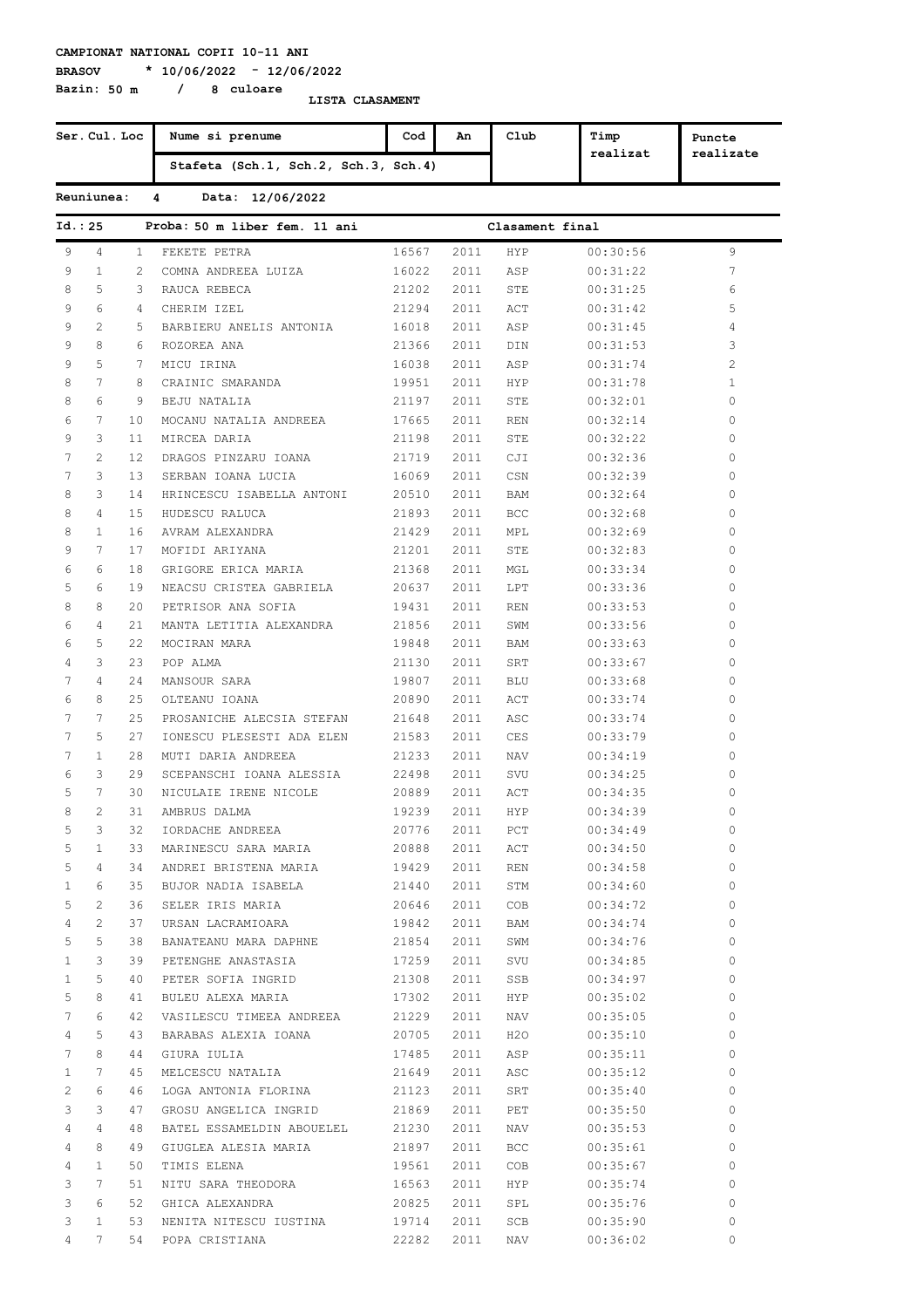**CAMPIONAT NATIONAL COPII 10-11 ANI**

**BRASOV * 10/06/2022 - 12/06/2022**

**Bazin: 50 m / 8 culoare**

**LISTA CLASAMENT**

| Ser. | Cul. | Loc | Nume si prenume / Stafeta (Sch.1, Sch.2, Sch.3, Sch.4) | Cod | An | Club | Timp realizat | Puncte realizate |
|---|---|---|---|---|---|---|---|---|

**Reuniunea: 4 Data: 12/06/2022**

**Id.: 25 Proba: 50 m liber fem. 11 ani — Clasament final**

| Ser. | Cul. | Loc | Nume si prenume | Cod | An | Club | Timp realizat | Puncte realizate |
|---|---|---|---|---|---|---|---|---|
| 9 | 4 | 1 | FEKETE PETRA | 16567 | 2011 | HYP | 00:30:56 | 9 |
| 9 | 1 | 2 | COMNA ANDREEA LUIZA | 16022 | 2011 | ASP | 00:31:22 | 7 |
| 8 | 5 | 3 | RAUCA REBECA | 21202 | 2011 | STE | 00:31:25 | 6 |
| 9 | 6 | 4 | CHERIM IZEL | 21294 | 2011 | ACT | 00:31:42 | 5 |
| 9 | 2 | 5 | BARBIERU ANELIS ANTONIA | 16018 | 2011 | ASP | 00:31:45 | 4 |
| 9 | 8 | 6 | ROZOREA ANA | 21366 | 2011 | DIN | 00:31:53 | 3 |
| 9 | 5 | 7 | MICU IRINA | 16038 | 2011 | ASP | 00:31:74 | 2 |
| 8 | 7 | 8 | CRAINIC SMARANDA | 19951 | 2011 | HYP | 00:31:78 | 1 |
| 8 | 6 | 9 | BEJU NATALIA | 21197 | 2011 | STE | 00:32:01 | 0 |
| 6 | 7 | 10 | MOCANU NATALIA ANDREEA | 17665 | 2011 | REN | 00:32:14 | 0 |
| 9 | 3 | 11 | MIRCEA DARIA | 21198 | 2011 | STE | 00:32:22 | 0 |
| 7 | 2 | 12 | DRAGOS PINZARU IOANA | 21719 | 2011 | CJI | 00:32:36 | 0 |
| 7 | 3 | 13 | SERBAN IOANA LUCIA | 16069 | 2011 | CSN | 00:32:39 | 0 |
| 8 | 3 | 14 | HRINCESCU ISABELLA ANTONI | 20510 | 2011 | BAM | 00:32:64 | 0 |
| 8 | 4 | 15 | HUDESCU RALUCA | 21893 | 2011 | BCC | 00:32:68 | 0 |
| 8 | 1 | 16 | AVRAM ALEXANDRA | 21429 | 2011 | MPL | 00:32:69 | 0 |
| 9 | 7 | 17 | MOFIDI ARIYANA | 21201 | 2011 | STE | 00:32:83 | 0 |
| 6 | 6 | 18 | GRIGORE ERICA MARIA | 21368 | 2011 | MGL | 00:33:34 | 0 |
| 5 | 6 | 19 | NEACSU CRISTEA GABRIELA | 20637 | 2011 | LPT | 00:33:36 | 0 |
| 8 | 8 | 20 | PETRISOR ANA SOFIA | 19431 | 2011 | REN | 00:33:53 | 0 |
| 6 | 4 | 21 | MANTA LETITIA ALEXANDRA | 21856 | 2011 | SWM | 00:33:56 | 0 |
| 6 | 5 | 22 | MOCIRAN MARA | 19848 | 2011 | BAM | 00:33:63 | 0 |
| 4 | 3 | 23 | POP ALMA | 21130 | 2011 | SRT | 00:33:67 | 0 |
| 7 | 4 | 24 | MANSOUR SARA | 19807 | 2011 | BLU | 00:33:68 | 0 |
| 6 | 8 | 25 | OLTEANU IOANA | 20890 | 2011 | ACT | 00:33:74 | 0 |
| 7 | 7 | 25 | PROSANICHE ALECSIA STEFAN | 21648 | 2011 | ASC | 00:33:74 | 0 |
| 7 | 5 | 27 | IONESCU PLESESTI ADA ELEN | 21583 | 2011 | CES | 00:33:79 | 0 |
| 7 | 1 | 28 | MUTI DARIA ANDREEA | 21233 | 2011 | NAV | 00:34:19 | 0 |
| 6 | 3 | 29 | SCEPANSCHI IOANA ALESSIA | 22498 | 2011 | SVU | 00:34:25 | 0 |
| 5 | 7 | 30 | NICULAIE IRENE NICOLE | 20889 | 2011 | ACT | 00:34:35 | 0 |
| 8 | 2 | 31 | AMBRUS DALMA | 19239 | 2011 | HYP | 00:34:39 | 0 |
| 5 | 3 | 32 | IORDACHE ANDREEA | 20776 | 2011 | PCT | 00:34:49 | 0 |
| 5 | 1 | 33 | MARINESCU SARA MARIA | 20888 | 2011 | ACT | 00:34:50 | 0 |
| 5 | 4 | 34 | ANDREI BRISTENA MARIA | 19429 | 2011 | REN | 00:34:58 | 0 |
| 1 | 6 | 35 | BUJOR NADIA ISABELA | 21440 | 2011 | STM | 00:34:60 | 0 |
| 5 | 2 | 36 | SELER IRIS MARIA | 20646 | 2011 | COB | 00:34:72 | 0 |
| 4 | 2 | 37 | URSAN LACRAMIOARA | 19842 | 2011 | BAM | 00:34:74 | 0 |
| 5 | 5 | 38 | BANATEANU MARA DAPHNE | 21854 | 2011 | SWM | 00:34:76 | 0 |
| 1 | 3 | 39 | PETENGHE ANASTASIA | 17259 | 2011 | SVU | 00:34:85 | 0 |
| 1 | 5 | 40 | PETER SOFIA INGRID | 21308 | 2011 | SSB | 00:34:97 | 0 |
| 5 | 8 | 41 | BULEU ALEXA MARIA | 17302 | 2011 | HYP | 00:35:02 | 0 |
| 7 | 6 | 42 | VASILESCU TIMEEA ANDREEA | 21229 | 2011 | NAV | 00:35:05 | 0 |
| 4 | 5 | 43 | BARABAS ALEXIA IOANA | 20705 | 2011 | H2O | 00:35:10 | 0 |
| 7 | 8 | 44 | GIURA IULIA | 17485 | 2011 | ASP | 00:35:11 | 0 |
| 1 | 7 | 45 | MELCESCU NATALIA | 21649 | 2011 | ASC | 00:35:12 | 0 |
| 2 | 6 | 46 | LOGA ANTONIA FLORINA | 21123 | 2011 | SRT | 00:35:40 | 0 |
| 3 | 3 | 47 | GROSU ANGELICA INGRID | 21869 | 2011 | PET | 00:35:50 | 0 |
| 4 | 4 | 48 | BATEL ESSAMELDIN ABOUELEL | 21230 | 2011 | NAV | 00:35:53 | 0 |
| 4 | 8 | 49 | GIUGLEA ALESIA MARIA | 21897 | 2011 | BCC | 00:35:61 | 0 |
| 4 | 1 | 50 | TIMIS ELENA | 19561 | 2011 | COB | 00:35:67 | 0 |
| 3 | 7 | 51 | NITU SARA THEODORA | 16563 | 2011 | HYP | 00:35:74 | 0 |
| 3 | 6 | 52 | GHICA ALEXANDRA | 20825 | 2011 | SPL | 00:35:76 | 0 |
| 3 | 1 | 53 | NENITA NITESCU IUSTINA | 19714 | 2011 | SCB | 00:35:90 | 0 |
| 4 | 7 | 54 | POPA CRISTIANA | 22282 | 2011 | NAV | 00:36:02 | 0 |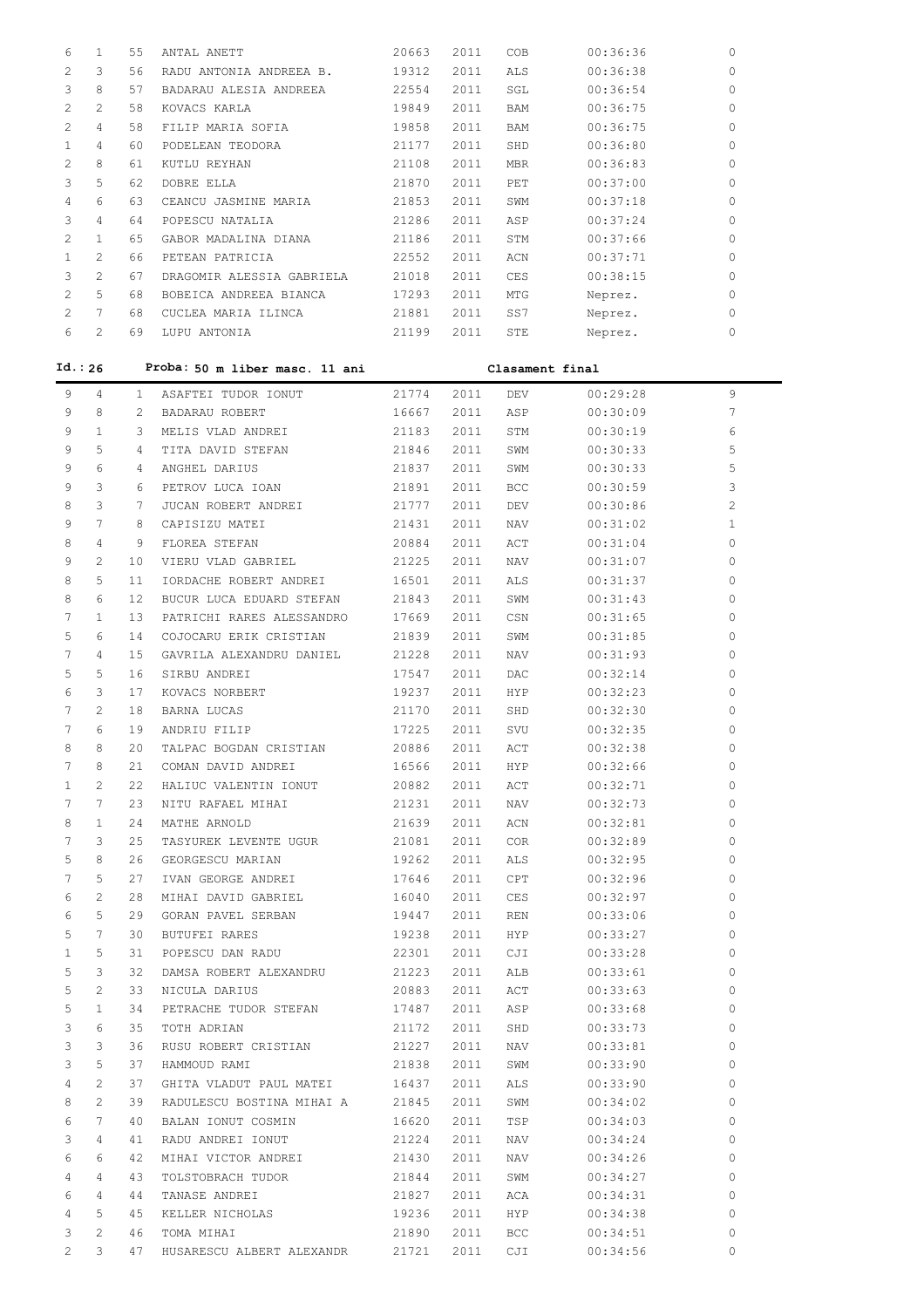| | | | | | | | | |
|---|---|---|---|---|---|---|---|---|
| 6 | 1 | 55 | ANTAL ANETT | 20663 | 2011 | COB | 00:36:36 | 0 |
| 2 | 3 | 56 | RADU ANTONIA ANDREEA B. | 19312 | 2011 | ALS | 00:36:38 | 0 |
| 3 | 8 | 57 | BADARAU ALESIA ANDREEA | 22554 | 2011 | SGL | 00:36:54 | 0 |
| 2 | 2 | 58 | KOVACS KARLA | 19849 | 2011 | BAM | 00:36:75 | 0 |
| 2 | 4 | 58 | FILIP MARIA SOFIA | 19858 | 2011 | BAM | 00:36:75 | 0 |
| 1 | 4 | 60 | PODELEAN TEODORA | 21177 | 2011 | SHD | 00:36:80 | 0 |
| 2 | 8 | 61 | KUTLU REYHAN | 21108 | 2011 | MBR | 00:36:83 | 0 |
| 3 | 5 | 62 | DOBRE ELLA | 21870 | 2011 | PET | 00:37:00 | 0 |
| 4 | 6 | 63 | CEANCU JASMINE MARIA | 21853 | 2011 | SWM | 00:37:18 | 0 |
| 3 | 4 | 64 | POPESCU NATALIA | 21286 | 2011 | ASP | 00:37:24 | 0 |
| 2 | 1 | 65 | GABOR MADALINA DIANA | 21186 | 2011 | STM | 00:37:66 | 0 |
| 1 | 2 | 66 | PETEAN PATRICIA | 22552 | 2011 | ACN | 00:37:71 | 0 |
| 3 | 2 | 67 | DRAGOMIR ALESSIA GABRIELA | 21018 | 2011 | CES | 00:38:15 | 0 |
| 2 | 5 | 68 | BOBEICA ANDREEA BIANCA | 17293 | 2011 | MTG | Neprez. | 0 |
| 2 | 7 | 68 | CUCLEA MARIA ILINCA | 21881 | 2011 | SS7 | Neprez. | 0 |
| 6 | 2 | 69 | LUPU ANTONIA | 21199 | 2011 | STE | Neprez. | 0 |

**Id.: 26 Proba: 50 m liber masc. 11 ani Clasament final**

| | | | | | | | | |
|---|---|---|---|---|---|---|---|---|
| 9 | 4 | 1 | ASAFTEI TUDOR IONUT | 21774 | 2011 | DEV | 00:29:28 | 9 |
| 9 | 8 | 2 | BADARAU ROBERT | 16667 | 2011 | ASP | 00:30:09 | 7 |
| 9 | 1 | 3 | MELIS VLAD ANDREI | 21183 | 2011 | STM | 00:30:19 | 6 |
| 9 | 5 | 4 | TITA DAVID STEFAN | 21846 | 2011 | SWM | 00:30:33 | 5 |
| 9 | 6 | 4 | ANGHEL DARIUS | 21837 | 2011 | SWM | 00:30:33 | 5 |
| 9 | 3 | 6 | PETROV LUCA IOAN | 21891 | 2011 | BCC | 00:30:59 | 3 |
| 8 | 3 | 7 | JUCAN ROBERT ANDREI | 21777 | 2011 | DEV | 00:30:86 | 2 |
| 9 | 7 | 8 | CAPISIZU MATEI | 21431 | 2011 | NAV | 00:31:02 | 1 |
| 8 | 4 | 9 | FLOREA STEFAN | 20884 | 2011 | ACT | 00:31:04 | 0 |
| 9 | 2 | 10 | VIERU VLAD GABRIEL | 21225 | 2011 | NAV | 00:31:07 | 0 |
| 8 | 5 | 11 | IORDACHE ROBERT ANDREI | 16501 | 2011 | ALS | 00:31:37 | 0 |
| 8 | 6 | 12 | BUCUR LUCA EDUARD STEFAN | 21843 | 2011 | SWM | 00:31:43 | 0 |
| 7 | 1 | 13 | PATRICHI RARES ALESSANDRO | 17669 | 2011 | CSN | 00:31:65 | 0 |
| 5 | 6 | 14 | COJOCARU ERIK CRISTIAN | 21839 | 2011 | SWM | 00:31:85 | 0 |
| 7 | 4 | 15 | GAVRILA ALEXANDRU DANIEL | 21228 | 2011 | NAV | 00:31:93 | 0 |
| 5 | 5 | 16 | SIRBU ANDREI | 17547 | 2011 | DAC | 00:32:14 | 0 |
| 6 | 3 | 17 | KOVACS NORBERT | 19237 | 2011 | HYP | 00:32:23 | 0 |
| 7 | 2 | 18 | BARNA LUCAS | 21170 | 2011 | SHD | 00:32:30 | 0 |
| 7 | 6 | 19 | ANDRIU FILIP | 17225 | 2011 | SVU | 00:32:35 | 0 |
| 8 | 8 | 20 | TALPAC BOGDAN CRISTIAN | 20886 | 2011 | ACT | 00:32:38 | 0 |
| 7 | 8 | 21 | COMAN DAVID ANDREI | 16566 | 2011 | HYP | 00:32:66 | 0 |
| 1 | 2 | 22 | HALIUC VALENTIN IONUT | 20882 | 2011 | ACT | 00:32:71 | 0 |
| 7 | 7 | 23 | NITU RAFAEL MIHAI | 21231 | 2011 | NAV | 00:32:73 | 0 |
| 8 | 1 | 24 | MATHE ARNOLD | 21639 | 2011 | ACN | 00:32:81 | 0 |
| 7 | 3 | 25 | TASYUREK LEVENTE UGUR | 21081 | 2011 | COR | 00:32:89 | 0 |
| 5 | 8 | 26 | GEORGESCU MARIAN | 19262 | 2011 | ALS | 00:32:95 | 0 |
| 7 | 5 | 27 | IVAN GEORGE ANDREI | 17646 | 2011 | CPT | 00:32:96 | 0 |
| 6 | 2 | 28 | MIHAI DAVID GABRIEL | 16040 | 2011 | CES | 00:32:97 | 0 |
| 6 | 5 | 29 | GORAN PAVEL SERBAN | 19447 | 2011 | REN | 00:33:06 | 0 |
| 5 | 7 | 30 | BUTUFEI RARES | 19238 | 2011 | HYP | 00:33:27 | 0 |
| 1 | 5 | 31 | POPESCU DAN RADU | 22301 | 2011 | CJI | 00:33:28 | 0 |
| 5 | 3 | 32 | DAMSA ROBERT ALEXANDRU | 21223 | 2011 | ALB | 00:33:61 | 0 |
| 5 | 2 | 33 | NICULA DARIUS | 20883 | 2011 | ACT | 00:33:63 | 0 |
| 5 | 1 | 34 | PETRACHE TUDOR STEFAN | 17487 | 2011 | ASP | 00:33:68 | 0 |
| 3 | 6 | 35 | TOTH ADRIAN | 21172 | 2011 | SHD | 00:33:73 | 0 |
| 3 | 3 | 36 | RUSU ROBERT CRISTIAN | 21227 | 2011 | NAV | 00:33:81 | 0 |
| 3 | 5 | 37 | HAMMOUD RAMI | 21838 | 2011 | SWM | 00:33:90 | 0 |
| 4 | 2 | 37 | GHITA VLADUT PAUL MATEI | 16437 | 2011 | ALS | 00:33:90 | 0 |
| 8 | 2 | 39 | RADULESCU BOSTINA MIHAI A | 21845 | 2011 | SWM | 00:34:02 | 0 |
| 6 | 7 | 40 | BALAN IONUT COSMIN | 16620 | 2011 | TSP | 00:34:03 | 0 |
| 3 | 4 | 41 | RADU ANDREI IONUT | 21224 | 2011 | NAV | 00:34:24 | 0 |
| 6 | 6 | 42 | MIHAI VICTOR ANDREI | 21430 | 2011 | NAV | 00:34:26 | 0 |
| 4 | 4 | 43 | TOLSTOBRACH TUDOR | 21844 | 2011 | SWM | 00:34:27 | 0 |
| 6 | 4 | 44 | TANASE ANDREI | 21827 | 2011 | ACA | 00:34:31 | 0 |
| 4 | 5 | 45 | KELLER NICHOLAS | 19236 | 2011 | HYP | 00:34:38 | 0 |
| 3 | 2 | 46 | TOMA MIHAI | 21890 | 2011 | BCC | 00:34:51 | 0 |
| 2 | 3 | 47 | HUSARESCU ALBERT ALEXANDR | 21721 | 2011 | CJI | 00:34:56 | 0 |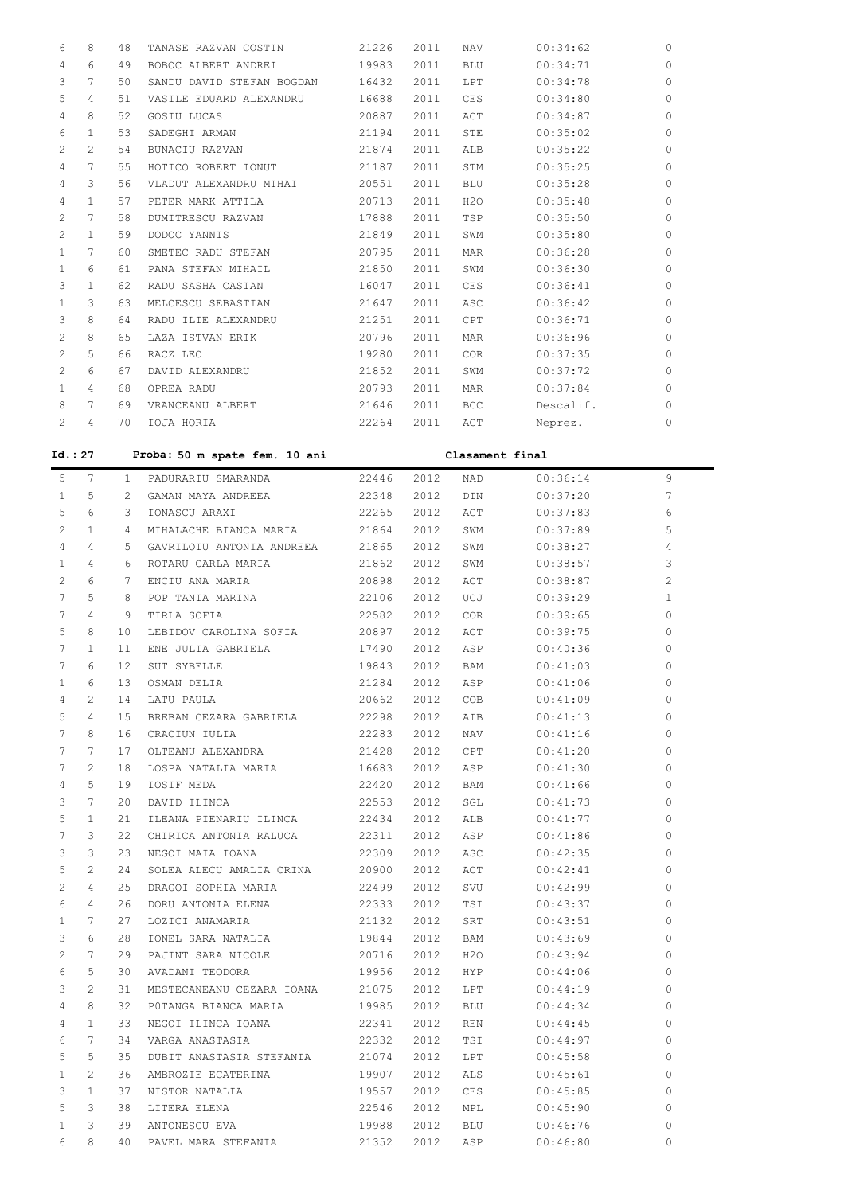| | | | | | | | | |
|---|---|---|---|---|---|---|---|---|
| 6 | 8 | 48 | TANASE RAZVAN COSTIN | 21226 | 2011 | NAV | 00:34:62 | 0 |
| 4 | 6 | 49 | BOBOC ALBERT ANDREI | 19983 | 2011 | BLU | 00:34:71 | 0 |
| 3 | 7 | 50 | SANDU DAVID STEFAN BOGDAN | 16432 | 2011 | LPT | 00:34:78 | 0 |
| 5 | 4 | 51 | VASILE EDUARD ALEXANDRU | 16688 | 2011 | CES | 00:34:80 | 0 |
| 4 | 8 | 52 | GOSIU LUCAS | 20887 | 2011 | ACT | 00:34:87 | 0 |
| 6 | 1 | 53 | SADEGHI ARMAN | 21194 | 2011 | STE | 00:35:02 | 0 |
| 2 | 2 | 54 | BUNACIU RAZVAN | 21874 | 2011 | ALB | 00:35:22 | 0 |
| 4 | 7 | 55 | HOTICO ROBERT IONUT | 21187 | 2011 | STM | 00:35:25 | 0 |
| 4 | 3 | 56 | VLADUT ALEXANDRU MIHAI | 20551 | 2011 | BLU | 00:35:28 | 0 |
| 4 | 1 | 57 | PETER MARK ATTILA | 20713 | 2011 | H2O | 00:35:48 | 0 |
| 2 | 7 | 58 | DUMITRESCU RAZVAN | 17888 | 2011 | TSP | 00:35:50 | 0 |
| 2 | 1 | 59 | DODOC YANNIS | 21849 | 2011 | SWM | 00:35:80 | 0 |
| 1 | 7 | 60 | SMETEC RADU STEFAN | 20795 | 2011 | MAR | 00:36:28 | 0 |
| 1 | 6 | 61 | PANA STEFAN MIHAIL | 21850 | 2011 | SWM | 00:36:30 | 0 |
| 3 | 1 | 62 | RADU SASHA CASIAN | 16047 | 2011 | CES | 00:36:41 | 0 |
| 1 | 3 | 63 | MELCESCU SEBASTIAN | 21647 | 2011 | ASC | 00:36:42 | 0 |
| 3 | 8 | 64 | RADU ILIE ALEXANDRU | 21251 | 2011 | CPT | 00:36:71 | 0 |
| 2 | 8 | 65 | LAZA ISTVAN ERIK | 20796 | 2011 | MAR | 00:36:96 | 0 |
| 2 | 5 | 66 | RACZ LEO | 19280 | 2011 | COR | 00:37:35 | 0 |
| 2 | 6 | 67 | DAVID ALEXANDRU | 21852 | 2011 | SWM | 00:37:72 | 0 |
| 1 | 4 | 68 | OPREA RADU | 20793 | 2011 | MAR | 00:37:84 | 0 |
| 8 | 7 | 69 | VRANCEANU ALBERT | 21646 | 2011 | BCC | Descalif. | 0 |
| 2 | 4 | 70 | IOJA HORIA | 22264 | 2011 | ACT | Neprez. | 0 |

**Id.: 27 Proba: 50 m spate fem. 10 ani Clasament final**

| | | | | | | | | |
|---|---|---|---|---|---|---|---|---|
| 5 | 7 | 1 | PADURARIU SMARANDA | 22446 | 2012 | NAD | 00:36:14 | 9 |
| 1 | 5 | 2 | GAMAN MAYA ANDREEA | 22348 | 2012 | DIN | 00:37:20 | 7 |
| 5 | 6 | 3 | IONASCU ARAXI | 22265 | 2012 | ACT | 00:37:83 | 6 |
| 2 | 1 | 4 | MIHALACHE BIANCA MARIA | 21864 | 2012 | SWM | 00:37:89 | 5 |
| 4 | 4 | 5 | GAVRILOIU ANTONIA ANDREEA | 21865 | 2012 | SWM | 00:38:27 | 4 |
| 1 | 4 | 6 | ROTARU CARLA MARIA | 21862 | 2012 | SWM | 00:38:57 | 3 |
| 2 | 6 | 7 | ENCIU ANA MARIA | 20898 | 2012 | ACT | 00:38:87 | 2 |
| 7 | 5 | 8 | POP TANIA MARINA | 22106 | 2012 | UCJ | 00:39:29 | 1 |
| 7 | 4 | 9 | TIRLA SOFIA | 22582 | 2012 | COR | 00:39:65 | 0 |
| 5 | 8 | 10 | LEBIDOV CAROLINA SOFIA | 20897 | 2012 | ACT | 00:39:75 | 0 |
| 7 | 1 | 11 | ENE JULIA GABRIELA | 17490 | 2012 | ASP | 00:40:36 | 0 |
| 7 | 6 | 12 | SUT SYBELLE | 19843 | 2012 | BAM | 00:41:03 | 0 |
| 1 | 6 | 13 | OSMAN DELIA | 21284 | 2012 | ASP | 00:41:06 | 0 |
| 4 | 2 | 14 | LATU PAULA | 20662 | 2012 | COB | 00:41:09 | 0 |
| 5 | 4 | 15 | BREBAN CEZARA GABRIELA | 22298 | 2012 | AIB | 00:41:13 | 0 |
| 7 | 8 | 16 | CRACIUN IULIA | 22283 | 2012 | NAV | 00:41:16 | 0 |
| 7 | 7 | 17 | OLTEANU ALEXANDRA | 21428 | 2012 | CPT | 00:41:20 | 0 |
| 7 | 2 | 18 | LOSPA NATALIA MARIA | 16683 | 2012 | ASP | 00:41:30 | 0 |
| 4 | 5 | 19 | IOSIF MEDA | 22420 | 2012 | BAM | 00:41:66 | 0 |
| 3 | 7 | 20 | DAVID ILINCA | 22553 | 2012 | SGL | 00:41:73 | 0 |
| 5 | 1 | 21 | ILEANA PIENARIU ILINCA | 22434 | 2012 | ALB | 00:41:77 | 0 |
| 7 | 3 | 22 | CHIRICA ANTONIA RALUCA | 22311 | 2012 | ASP | 00:41:86 | 0 |
| 3 | 3 | 23 | NEGOI MAIA IOANA | 22309 | 2012 | ASC | 00:42:35 | 0 |
| 5 | 2 | 24 | SOLEA ALECU AMALIA CRINA | 20900 | 2012 | ACT | 00:42:41 | 0 |
| 2 | 4 | 25 | DRAGOI SOPHIA MARIA | 22499 | 2012 | SVU | 00:42:99 | 0 |
| 6 | 4 | 26 | DORU ANTONIA ELENA | 22333 | 2012 | TSI | 00:43:37 | 0 |
| 1 | 7 | 27 | LOZICI ANAMARIA | 21132 | 2012 | SRT | 00:43:51 | 0 |
| 3 | 6 | 28 | IONEL SARA NATALIA | 19844 | 2012 | BAM | 00:43:69 | 0 |
| 2 | 7 | 29 | PAJINT SARA NICOLE | 20716 | 2012 | H2O | 00:43:94 | 0 |
| 6 | 5 | 30 | AVADANI TEODORA | 19956 | 2012 | HYP | 00:44:06 | 0 |
| 3 | 2 | 31 | MESTECANEANU CEZARA IOANA | 21075 | 2012 | LPT | 00:44:19 | 0 |
| 4 | 8 | 32 | POTANGA BIANCA MARIA | 19985 | 2012 | BLU | 00:44:34 | 0 |
| 4 | 1 | 33 | NEGOI ILINCA IOANA | 22341 | 2012 | REN | 00:44:45 | 0 |
| 6 | 7 | 34 | VARGA ANASTASIA | 22332 | 2012 | TSI | 00:44:97 | 0 |
| 5 | 5 | 35 | DUBIT ANASTASIA STEFANIA | 21074 | 2012 | LPT | 00:45:58 | 0 |
| 1 | 2 | 36 | AMBROZIE ECATERINA | 19907 | 2012 | ALS | 00:45:61 | 0 |
| 3 | 1 | 37 | NISTOR NATALIA | 19557 | 2012 | CES | 00:45:85 | 0 |
| 5 | 3 | 38 | LITERA ELENA | 22546 | 2012 | MPL | 00:45:90 | 0 |
| 1 | 3 | 39 | ANTONESCU EVA | 19988 | 2012 | BLU | 00:46:76 | 0 |
| 6 | 8 | 40 | PAVEL MARA STEFANIA | 21352 | 2012 | ASP | 00:46:80 | 0 |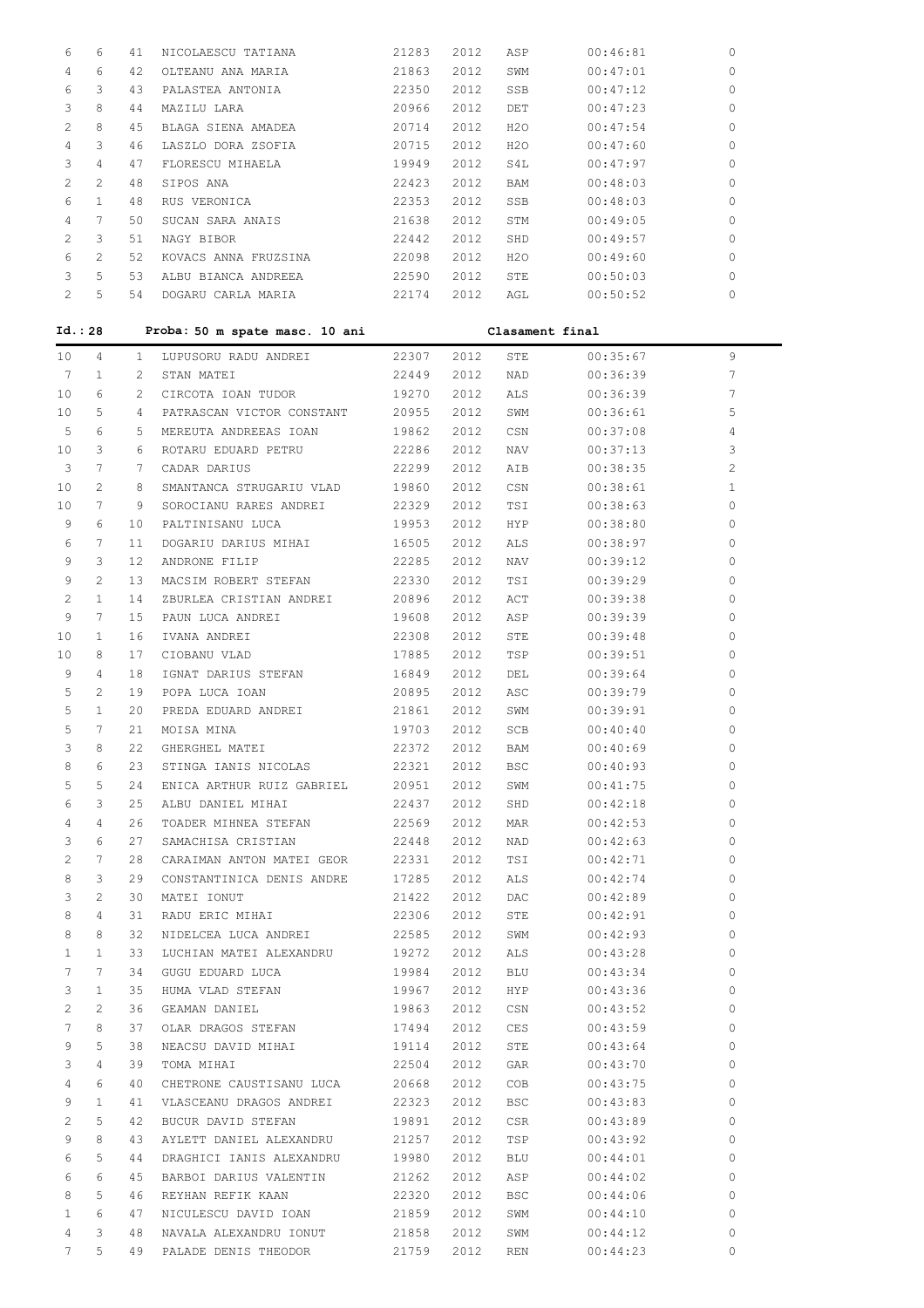| | | | | | | | | |
|---|---|---|---|---|---|---|---|---|
| 6 | 6 | 41 | NICOLAESCU TATIANA | 21283 | 2012 | ASP | 00:46:81 | 0 |
| 4 | 6 | 42 | OLTEANU ANA MARIA | 21863 | 2012 | SWM | 00:47:01 | 0 |
| 6 | 3 | 43 | PALASTEA ANTONIA | 22350 | 2012 | SSB | 00:47:12 | 0 |
| 3 | 8 | 44 | MAZILU LARA | 20966 | 2012 | DET | 00:47:23 | 0 |
| 2 | 8 | 45 | BLAGA SIENA AMADEA | 20714 | 2012 | H2O | 00:47:54 | 0 |
| 4 | 3 | 46 | LASZLO DORA ZSOFIA | 20715 | 2012 | H2O | 00:47:60 | 0 |
| 3 | 4 | 47 | FLORESCU MIHAELA | 19949 | 2012 | S4L | 00:47:97 | 0 |
| 2 | 2 | 48 | SIPOS ANA | 22423 | 2012 | BAM | 00:48:03 | 0 |
| 6 | 1 | 48 | RUS VERONICA | 22353 | 2012 | SSB | 00:48:03 | 0 |
| 4 | 7 | 50 | SUCAN SARA ANAIS | 21638 | 2012 | STM | 00:49:05 | 0 |
| 2 | 3 | 51 | NAGY BIBOR | 22442 | 2012 | SHD | 00:49:57 | 0 |
| 6 | 2 | 52 | KOVACS ANNA FRUZSINA | 22098 | 2012 | H2O | 00:49:60 | 0 |
| 3 | 5 | 53 | ALBU BIANCA ANDREEA | 22590 | 2012 | STE | 00:50:03 | 0 |
| 2 | 5 | 54 | DOGARU CARLA MARIA | 22174 | 2012 | AGL | 00:50:52 | 0 |

**Id.: 28 Proba: 50 m spate masc. 10 ani Clasament final**

| | | | | | | | | |
|---|---|---|---|---|---|---|---|---|
| 10 | 4 | 1 | LUPUSORU RADU ANDREI | 22307 | 2012 | STE | 00:35:67 | 9 |
| 7 | 1 | 2 | STAN MATEI | 22449 | 2012 | NAD | 00:36:39 | 7 |
| 10 | 6 | 2 | CIRCOTA IOAN TUDOR | 19270 | 2012 | ALS | 00:36:39 | 7 |
| 10 | 5 | 4 | PATRASCAN VICTOR CONSTANT | 20955 | 2012 | SWM | 00:36:61 | 5 |
| 5 | 6 | 5 | MEREUTA ANDREEAS IOAN | 19862 | 2012 | CSN | 00:37:08 | 4 |
| 10 | 3 | 6 | ROTARU EDUARD PETRU | 22286 | 2012 | NAV | 00:37:13 | 3 |
| 3 | 7 | 7 | CADAR DARIUS | 22299 | 2012 | AIB | 00:38:35 | 2 |
| 10 | 2 | 8 | SMANTANCA STRUGARIU VLAD | 19860 | 2012 | CSN | 00:38:61 | 1 |
| 10 | 7 | 9 | SOROCIANU RARES ANDREI | 22329 | 2012 | TSI | 00:38:63 | 0 |
| 9 | 6 | 10 | PALTINISANU LUCA | 19953 | 2012 | HYP | 00:38:80 | 0 |
| 6 | 7 | 11 | DOGARIU DARIUS MIHAI | 16505 | 2012 | ALS | 00:38:97 | 0 |
| 9 | 3 | 12 | ANDRONE FILIP | 22285 | 2012 | NAV | 00:39:12 | 0 |
| 9 | 2 | 13 | MACSIM ROBERT STEFAN | 22330 | 2012 | TSI | 00:39:29 | 0 |
| 2 | 1 | 14 | ZBURLEA CRISTIAN ANDREI | 20896 | 2012 | ACT | 00:39:38 | 0 |
| 9 | 7 | 15 | PAUN LUCA ANDREI | 19608 | 2012 | ASP | 00:39:39 | 0 |
| 10 | 1 | 16 | IVANA ANDREI | 22308 | 2012 | STE | 00:39:48 | 0 |
| 10 | 8 | 17 | CIOBANU VLAD | 17885 | 2012 | TSP | 00:39:51 | 0 |
| 9 | 4 | 18 | IGNAT DARIUS STEFAN | 16849 | 2012 | DEL | 00:39:64 | 0 |
| 5 | 2 | 19 | POPA LUCA IOAN | 20895 | 2012 | ASC | 00:39:79 | 0 |
| 5 | 1 | 20 | PREDA EDUARD ANDREI | 21861 | 2012 | SWM | 00:39:91 | 0 |
| 5 | 7 | 21 | MOISA MINA | 19703 | 2012 | SCB | 00:40:40 | 0 |
| 3 | 8 | 22 | GHERGHEL MATEI | 22372 | 2012 | BAM | 00:40:69 | 0 |
| 8 | 6 | 23 | STINGA IANIS NICOLAS | 22321 | 2012 | BSC | 00:40:93 | 0 |
| 5 | 5 | 24 | ENICA ARTHUR RUIZ GABRIEL | 20951 | 2012 | SWM | 00:41:75 | 0 |
| 6 | 3 | 25 | ALBU DANIEL MIHAI | 22437 | 2012 | SHD | 00:42:18 | 0 |
| 4 | 4 | 26 | TOADER MIHNEA STEFAN | 22569 | 2012 | MAR | 00:42:53 | 0 |
| 3 | 6 | 27 | SAMACHISA CRISTIAN | 22448 | 2012 | NAD | 00:42:63 | 0 |
| 2 | 7 | 28 | CARAIMAN ANTON MATEI GEOR | 22331 | 2012 | TSI | 00:42:71 | 0 |
| 8 | 3 | 29 | CONSTANTINICA DENIS ANDRE | 17285 | 2012 | ALS | 00:42:74 | 0 |
| 3 | 2 | 30 | MATEI IONUT | 21422 | 2012 | DAC | 00:42:89 | 0 |
| 8 | 4 | 31 | RADU ERIC MIHAI | 22306 | 2012 | STE | 00:42:91 | 0 |
| 8 | 8 | 32 | NIDELCEA LUCA ANDREI | 22585 | 2012 | SWM | 00:42:93 | 0 |
| 1 | 1 | 33 | LUCHIAN MATEI ALEXANDRU | 19272 | 2012 | ALS | 00:43:28 | 0 |
| 7 | 7 | 34 | GUGU EDUARD LUCA | 19984 | 2012 | BLU | 00:43:34 | 0 |
| 3 | 1 | 35 | HUMA VLAD STEFAN | 19967 | 2012 | HYP | 00:43:36 | 0 |
| 2 | 2 | 36 | GEAMAN DANIEL | 19863 | 2012 | CSN | 00:43:52 | 0 |
| 7 | 8 | 37 | OLAR DRAGOS STEFAN | 17494 | 2012 | CES | 00:43:59 | 0 |
| 9 | 5 | 38 | NEACSU DAVID MIHAI | 19114 | 2012 | STE | 00:43:64 | 0 |
| 3 | 4 | 39 | TOMA MIHAI | 22504 | 2012 | GAR | 00:43:70 | 0 |
| 4 | 6 | 40 | CHETRONE CAUSTISANU LUCA | 20668 | 2012 | COB | 00:43:75 | 0 |
| 9 | 1 | 41 | VLASCEANU DRAGOS ANDREI | 22323 | 2012 | BSC | 00:43:83 | 0 |
| 2 | 5 | 42 | BUCUR DAVID STEFAN | 19891 | 2012 | CSR | 00:43:89 | 0 |
| 9 | 8 | 43 | AYLETT DANIEL ALEXANDRU | 21257 | 2012 | TSP | 00:43:92 | 0 |
| 6 | 5 | 44 | DRAGHICI IANIS ALEXANDRU | 19980 | 2012 | BLU | 00:44:01 | 0 |
| 6 | 6 | 45 | BARBOI DARIUS VALENTIN | 21262 | 2012 | ASP | 00:44:02 | 0 |
| 8 | 5 | 46 | REYHAN REFIK KAAN | 22320 | 2012 | BSC | 00:44:06 | 0 |
| 1 | 6 | 47 | NICULESCU DAVID IOAN | 21859 | 2012 | SWM | 00:44:10 | 0 |
| 4 | 3 | 48 | NAVALA ALEXANDRU IONUT | 21858 | 2012 | SWM | 00:44:12 | 0 |
| 7 | 5 | 49 | PALADE DENIS THEODOR | 21759 | 2012 | REN | 00:44:23 | 0 |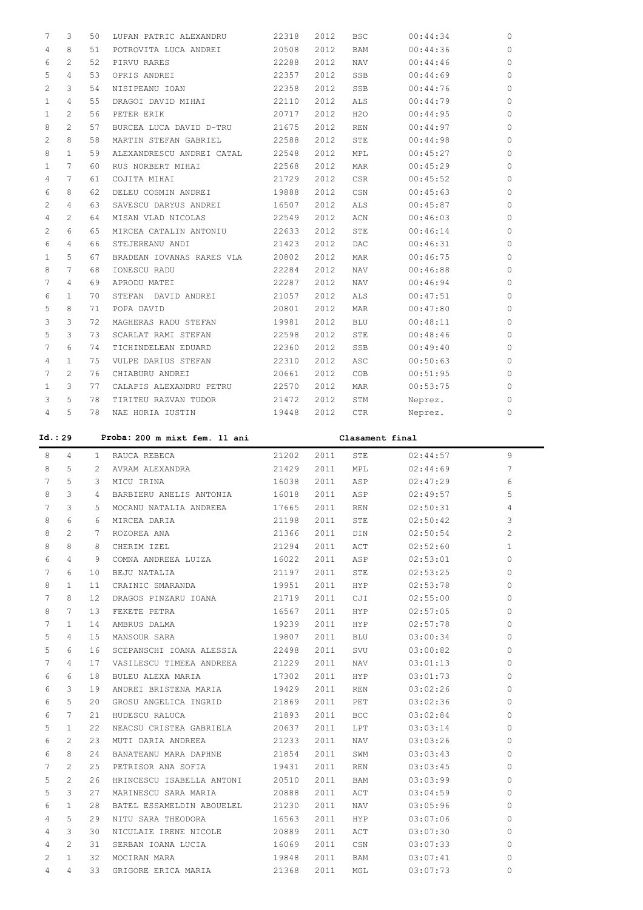| | | | | | | | | |
|---|---|---|---|---|---|---|---|---|
| 7 | 3 | 50 | LUPAN PATRIC ALEXANDRU | 22318 | 2012 | BSC | 00:44:34 | 0 |
| 4 | 8 | 51 | POTROVITA LUCA ANDREI | 20508 | 2012 | BAM | 00:44:36 | 0 |
| 6 | 2 | 52 | PIRVU RARES | 22288 | 2012 | NAV | 00:44:46 | 0 |
| 5 | 4 | 53 | OPRIS ANDREI | 22357 | 2012 | SSB | 00:44:69 | 0 |
| 2 | 3 | 54 | NISIPEANU IOAN | 22358 | 2012 | SSB | 00:44:76 | 0 |
| 1 | 4 | 55 | DRAGOI DAVID MIHAI | 22110 | 2012 | ALS | 00:44:79 | 0 |
| 1 | 2 | 56 | PETER ERIK | 20717 | 2012 | H2O | 00:44:95 | 0 |
| 8 | 2 | 57 | BURCEA LUCA DAVID D-TRU | 21675 | 2012 | REN | 00:44:97 | 0 |
| 2 | 8 | 58 | MARTIN STEFAN GABRIEL | 22588 | 2012 | STE | 00:44:98 | 0 |
| 8 | 1 | 59 | ALEXANDRESCU ANDREI CATAL | 22548 | 2012 | MPL | 00:45:27 | 0 |
| 1 | 7 | 60 | RUS NORBERT MIHAI | 22568 | 2012 | MAR | 00:45:29 | 0 |
| 4 | 7 | 61 | COJITA MIHAI | 21729 | 2012 | CSR | 00:45:52 | 0 |
| 6 | 8 | 62 | DELEU COSMIN ANDREI | 19888 | 2012 | CSN | 00:45:63 | 0 |
| 2 | 4 | 63 | SAVESCU DARYUS ANDREI | 16507 | 2012 | ALS | 00:45:87 | 0 |
| 4 | 2 | 64 | MISAN VLAD NICOLAS | 22549 | 2012 | ACN | 00:46:03 | 0 |
| 2 | 6 | 65 | MIRCEA CATALIN ANTONIU | 22633 | 2012 | STE | 00:46:14 | 0 |
| 6 | 4 | 66 | STEJEREANU ANDI | 21423 | 2012 | DAC | 00:46:31 | 0 |
| 1 | 5 | 67 | BRADEAN IOVANAS RARES VLA | 20802 | 2012 | MAR | 00:46:75 | 0 |
| 8 | 7 | 68 | IONESCU RADU | 22284 | 2012 | NAV | 00:46:88 | 0 |
| 7 | 4 | 69 | APRODU MATEI | 22287 | 2012 | NAV | 00:46:94 | 0 |
| 6 | 1 | 70 | STEFAN DAVID ANDREI | 21057 | 2012 | ALS | 00:47:51 | 0 |
| 5 | 8 | 71 | POPA DAVID | 20801 | 2012 | MAR | 00:47:80 | 0 |
| 3 | 3 | 72 | MAGHERAS RADU STEFAN | 19981 | 2012 | BLU | 00:48:11 | 0 |
| 5 | 3 | 73 | SCARLAT RAMI STEFAN | 22598 | 2012 | STE | 00:48:46 | 0 |
| 7 | 6 | 74 | TICHINDELEAN EDUARD | 22360 | 2012 | SSB | 00:49:40 | 0 |
| 4 | 1 | 75 | VULPE DARIUS STEFAN | 22310 | 2012 | ASC | 00:50:63 | 0 |
| 7 | 2 | 76 | CHIABURU ANDREI | 20661 | 2012 | COB | 00:51:95 | 0 |
| 1 | 3 | 77 | CALAPIS ALEXANDRU PETRU | 22570 | 2012 | MAR | 00:53:75 | 0 |
| 3 | 5 | 78 | TIRITEU RAZVAN TUDOR | 21472 | 2012 | STM | Neprez. | 0 |
| 4 | 5 | 78 | NAE HORIA IUSTIN | 19448 | 2012 | CTR | Neprez. | 0 |

**Id.:29 Proba: 200 m mixt fem. 11 ani — Clasament final**

| | | | | | | | | |
|---|---|---|---|---|---|---|---|---|
| 8 | 4 | 1 | RAUCA REBECA | 21202 | 2011 | STE | 02:44:57 | 9 |
| 8 | 5 | 2 | AVRAM ALEXANDRA | 21429 | 2011 | MPL | 02:44:69 | 7 |
| 7 | 5 | 3 | MICU IRINA | 16038 | 2011 | ASP | 02:47:29 | 6 |
| 8 | 3 | 4 | BARBIERU ANELIS ANTONIA | 16018 | 2011 | ASP | 02:49:57 | 5 |
| 7 | 3 | 5 | MOCANU NATALIA ANDREEA | 17665 | 2011 | REN | 02:50:31 | 4 |
| 8 | 6 | 6 | MIRCEA DARIA | 21198 | 2011 | STE | 02:50:42 | 3 |
| 8 | 2 | 7 | ROZOREA ANA | 21366 | 2011 | DIN | 02:50:54 | 2 |
| 8 | 8 | 8 | CHERIM IZEL | 21294 | 2011 | ACT | 02:52:60 | 1 |
| 6 | 4 | 9 | COMNA ANDREEA LUIZA | 16022 | 2011 | ASP | 02:53:01 | 0 |
| 7 | 6 | 10 | BEJU NATALIA | 21197 | 2011 | STE | 02:53:25 | 0 |
| 8 | 1 | 11 | CRAINIC SMARANDA | 19951 | 2011 | HYP | 02:53:78 | 0 |
| 7 | 8 | 12 | DRAGOS PINZARU IOANA | 21719 | 2011 | CJI | 02:55:00 | 0 |
| 8 | 7 | 13 | FEKETE PETRA | 16567 | 2011 | HYP | 02:57:05 | 0 |
| 7 | 1 | 14 | AMBRUS DALMA | 19239 | 2011 | HYP | 02:57:78 | 0 |
| 5 | 4 | 15 | MANSOUR SARA | 19807 | 2011 | BLU | 03:00:34 | 0 |
| 5 | 6 | 16 | SCEPANSCHI IOANA ALESSIA | 22498 | 2011 | SVU | 03:00:82 | 0 |
| 7 | 4 | 17 | VASILESCU TIMEEA ANDREEA | 21229 | 2011 | NAV | 03:01:13 | 0 |
| 6 | 6 | 18 | BULEU ALEXA MARIA | 17302 | 2011 | HYP | 03:01:73 | 0 |
| 6 | 3 | 19 | ANDREI BRISTENA MARIA | 19429 | 2011 | REN | 03:02:26 | 0 |
| 6 | 5 | 20 | GROSU ANGELICA INGRID | 21869 | 2011 | PET | 03:02:36 | 0 |
| 6 | 7 | 21 | HUDESCU RALUCA | 21893 | 2011 | BCC | 03:02:84 | 0 |
| 5 | 1 | 22 | NEACSU CRISTEA GABRIELA | 20637 | 2011 | LPT | 03:03:14 | 0 |
| 6 | 2 | 23 | MUTI DARIA ANDREEA | 21233 | 2011 | NAV | 03:03:26 | 0 |
| 6 | 8 | 24 | BANATEANU MARA DAPHNE | 21854 | 2011 | SWM | 03:03:43 | 0 |
| 7 | 2 | 25 | PETRISOR ANA SOFIA | 19431 | 2011 | REN | 03:03:45 | 0 |
| 5 | 2 | 26 | HRINCESCU ISABELLA ANTONI | 20510 | 2011 | BAM | 03:03:99 | 0 |
| 5 | 3 | 27 | MARINESCU SARA MARIA | 20888 | 2011 | ACT | 03:04:59 | 0 |
| 6 | 1 | 28 | BATEL ESSAMELDIN ABOUELEL | 21230 | 2011 | NAV | 03:05:96 | 0 |
| 4 | 5 | 29 | NITU SARA THEODORA | 16563 | 2011 | HYP | 03:07:06 | 0 |
| 4 | 3 | 30 | NICULAIE IRENE NICOLE | 20889 | 2011 | ACT | 03:07:30 | 0 |
| 4 | 2 | 31 | SERBAN IOANA LUCIA | 16069 | 2011 | CSN | 03:07:33 | 0 |
| 2 | 1 | 32 | MOCIRAN MARA | 19848 | 2011 | BAM | 03:07:41 | 0 |
| 4 | 4 | 33 | GRIGORE ERICA MARIA | 21368 | 2011 | MGL | 03:07:73 | 0 |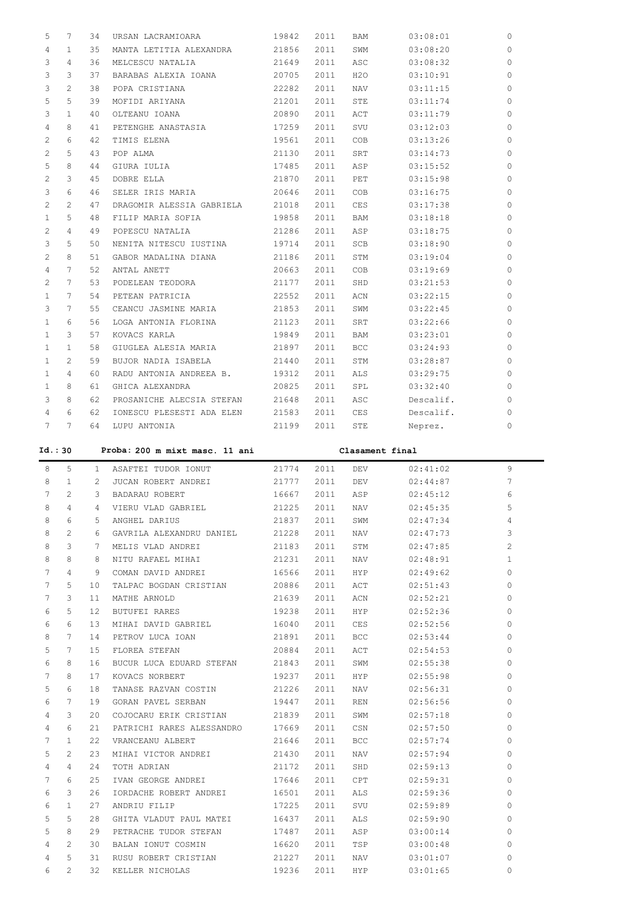| | | | | | | | | |
|---|---|---|---|---|---|---|---|---|
| 5 | 7 | 34 | URSAN LACRAMIOARA | 19842 | 2011 | BAM | 03:08:01 | 0 |
| 4 | 1 | 35 | MANTA LETITIA ALEXANDRA | 21856 | 2011 | SWM | 03:08:20 | 0 |
| 3 | 4 | 36 | MELCESCU NATALIA | 21649 | 2011 | ASC | 03:08:32 | 0 |
| 3 | 3 | 37 | BARABAS ALEXIA IOANA | 20705 | 2011 | H2O | 03:10:91 | 0 |
| 3 | 2 | 38 | POPA CRISTIANA | 22282 | 2011 | NAV | 03:11:15 | 0 |
| 5 | 5 | 39 | MOFIDI ARIYANA | 21201 | 2011 | STE | 03:11:74 | 0 |
| 3 | 1 | 40 | OLTEANU IOANA | 20890 | 2011 | ACT | 03:11:79 | 0 |
| 4 | 8 | 41 | PETENGHE ANASTASIA | 17259 | 2011 | SVU | 03:12:03 | 0 |
| 2 | 6 | 42 | TIMIS ELENA | 19561 | 2011 | COB | 03:13:26 | 0 |
| 2 | 5 | 43 | POP ALMA | 21130 | 2011 | SRT | 03:14:73 | 0 |
| 5 | 8 | 44 | GIURA IULIA | 17485 | 2011 | ASP | 03:15:52 | 0 |
| 2 | 3 | 45 | DOBRE ELLA | 21870 | 2011 | PET | 03:15:98 | 0 |
| 3 | 6 | 46 | SELER IRIS MARIA | 20646 | 2011 | COB | 03:16:75 | 0 |
| 2 | 2 | 47 | DRAGOMIR ALESSIA GABRIELA | 21018 | 2011 | CES | 03:17:38 | 0 |
| 1 | 5 | 48 | FILIP MARIA SOFIA | 19858 | 2011 | BAM | 03:18:18 | 0 |
| 2 | 4 | 49 | POPESCU NATALIA | 21286 | 2011 | ASP | 03:18:75 | 0 |
| 3 | 5 | 50 | NENITA NITESCU IUSTINA | 19714 | 2011 | SCB | 03:18:90 | 0 |
| 2 | 8 | 51 | GABOR MADALINA DIANA | 21186 | 2011 | STM | 03:19:04 | 0 |
| 4 | 7 | 52 | ANTAL ANETT | 20663 | 2011 | COB | 03:19:69 | 0 |
| 2 | 7 | 53 | PODELEAN TEODORA | 21177 | 2011 | SHD | 03:21:53 | 0 |
| 1 | 7 | 54 | PETEAN PATRICIA | 22552 | 2011 | ACN | 03:22:15 | 0 |
| 3 | 7 | 55 | CEANCU JASMINE MARIA | 21853 | 2011 | SWM | 03:22:45 | 0 |
| 1 | 6 | 56 | LOGA ANTONIA FLORINA | 21123 | 2011 | SRT | 03:22:66 | 0 |
| 1 | 3 | 57 | KOVACS KARLA | 19849 | 2011 | BAM | 03:23:01 | 0 |
| 1 | 1 | 58 | GIUGLEA ALESIA MARIA | 21897 | 2011 | BCC | 03:24:93 | 0 |
| 1 | 2 | 59 | BUJOR NADIA ISABELA | 21440 | 2011 | STM | 03:28:87 | 0 |
| 1 | 4 | 60 | RADU ANTONIA ANDREEA B. | 19312 | 2011 | ALS | 03:29:75 | 0 |
| 1 | 8 | 61 | GHICA ALEXANDRA | 20825 | 2011 | SPL | 03:32:40 | 0 |
| 3 | 8 | 62 | PROSANICHE ALECSIA STEFAN | 21648 | 2011 | ASC | Descalif. | 0 |
| 4 | 6 | 62 | IONESCU PLESESTI ADA ELEN | 21583 | 2011 | CES | Descalif. | 0 |
| 7 | 7 | 64 | LUPU ANTONIA | 21199 | 2011 | STE | Neprez. | 0 |

**Id.: 30    Proba: 200 m mixt masc. 11 ani    Clasament final**

| | | | | | | | | |
|---|---|---|---|---|---|---|---|---|
| 8 | 5 | 1 | ASAFTEI TUDOR IONUT | 21774 | 2011 | DEV | 02:41:02 | 9 |
| 8 | 1 | 2 | JUCAN ROBERT ANDREI | 21777 | 2011 | DEV | 02:44:87 | 7 |
| 7 | 2 | 3 | BADARAU ROBERT | 16667 | 2011 | ASP | 02:45:12 | 6 |
| 8 | 4 | 4 | VIERU VLAD GABRIEL | 21225 | 2011 | NAV | 02:45:35 | 5 |
| 8 | 6 | 5 | ANGHEL DARIUS | 21837 | 2011 | SWM | 02:47:34 | 4 |
| 8 | 2 | 6 | GAVRILA ALEXANDRU DANIEL | 21228 | 2011 | NAV | 02:47:73 | 3 |
| 8 | 3 | 7 | MELIS VLAD ANDREI | 21183 | 2011 | STM | 02:47:85 | 2 |
| 8 | 8 | 8 | NITU RAFAEL MIHAI | 21231 | 2011 | NAV | 02:48:91 | 1 |
| 7 | 4 | 9 | COMAN DAVID ANDREI | 16566 | 2011 | HYP | 02:49:62 | 0 |
| 7 | 5 | 10 | TALPAC BOGDAN CRISTIAN | 20886 | 2011 | ACT | 02:51:43 | 0 |
| 7 | 3 | 11 | MATHE ARNOLD | 21639 | 2011 | ACN | 02:52:21 | 0 |
| 6 | 5 | 12 | BUTUFEI RARES | 19238 | 2011 | HYP | 02:52:36 | 0 |
| 6 | 6 | 13 | MIHAI DAVID GABRIEL | 16040 | 2011 | CES | 02:52:56 | 0 |
| 8 | 7 | 14 | PETROV LUCA IOAN | 21891 | 2011 | BCC | 02:53:44 | 0 |
| 5 | 7 | 15 | FLOREA STEFAN | 20884 | 2011 | ACT | 02:54:53 | 0 |
| 6 | 8 | 16 | BUCUR LUCA EDUARD STEFAN | 21843 | 2011 | SWM | 02:55:38 | 0 |
| 7 | 8 | 17 | KOVACS NORBERT | 19237 | 2011 | HYP | 02:55:98 | 0 |
| 5 | 6 | 18 | TANASE RAZVAN COSTIN | 21226 | 2011 | NAV | 02:56:31 | 0 |
| 6 | 7 | 19 | GORAN PAVEL SERBAN | 19447 | 2011 | REN | 02:56:56 | 0 |
| 4 | 3 | 20 | COJOCARU ERIK CRISTIAN | 21839 | 2011 | SWM | 02:57:18 | 0 |
| 4 | 6 | 21 | PATRICHI RARES ALESSANDRO | 17669 | 2011 | CSN | 02:57:50 | 0 |
| 7 | 1 | 22 | VRANCEANU ALBERT | 21646 | 2011 | BCC | 02:57:74 | 0 |
| 5 | 2 | 23 | MIHAI VICTOR ANDREI | 21430 | 2011 | NAV | 02:57:94 | 0 |
| 4 | 4 | 24 | TOTH ADRIAN | 21172 | 2011 | SHD | 02:59:13 | 0 |
| 7 | 6 | 25 | IVAN GEORGE ANDREI | 17646 | 2011 | CPT | 02:59:31 | 0 |
| 6 | 3 | 26 | IORDACHE ROBERT ANDREI | 16501 | 2011 | ALS | 02:59:36 | 0 |
| 6 | 1 | 27 | ANDRIU FILIP | 17225 | 2011 | SVU | 02:59:89 | 0 |
| 5 | 5 | 28 | GHITA VLADUT PAUL MATEI | 16437 | 2011 | ALS | 02:59:90 | 0 |
| 5 | 8 | 29 | PETRACHE TUDOR STEFAN | 17487 | 2011 | ASP | 03:00:14 | 0 |
| 4 | 2 | 30 | BALAN IONUT COSMIN | 16620 | 2011 | TSP | 03:00:48 | 0 |
| 4 | 5 | 31 | RUSU ROBERT CRISTIAN | 21227 | 2011 | NAV | 03:01:07 | 0 |
| 6 | 2 | 32 | KELLER NICHOLAS | 19236 | 2011 | HYP | 03:01:65 | 0 |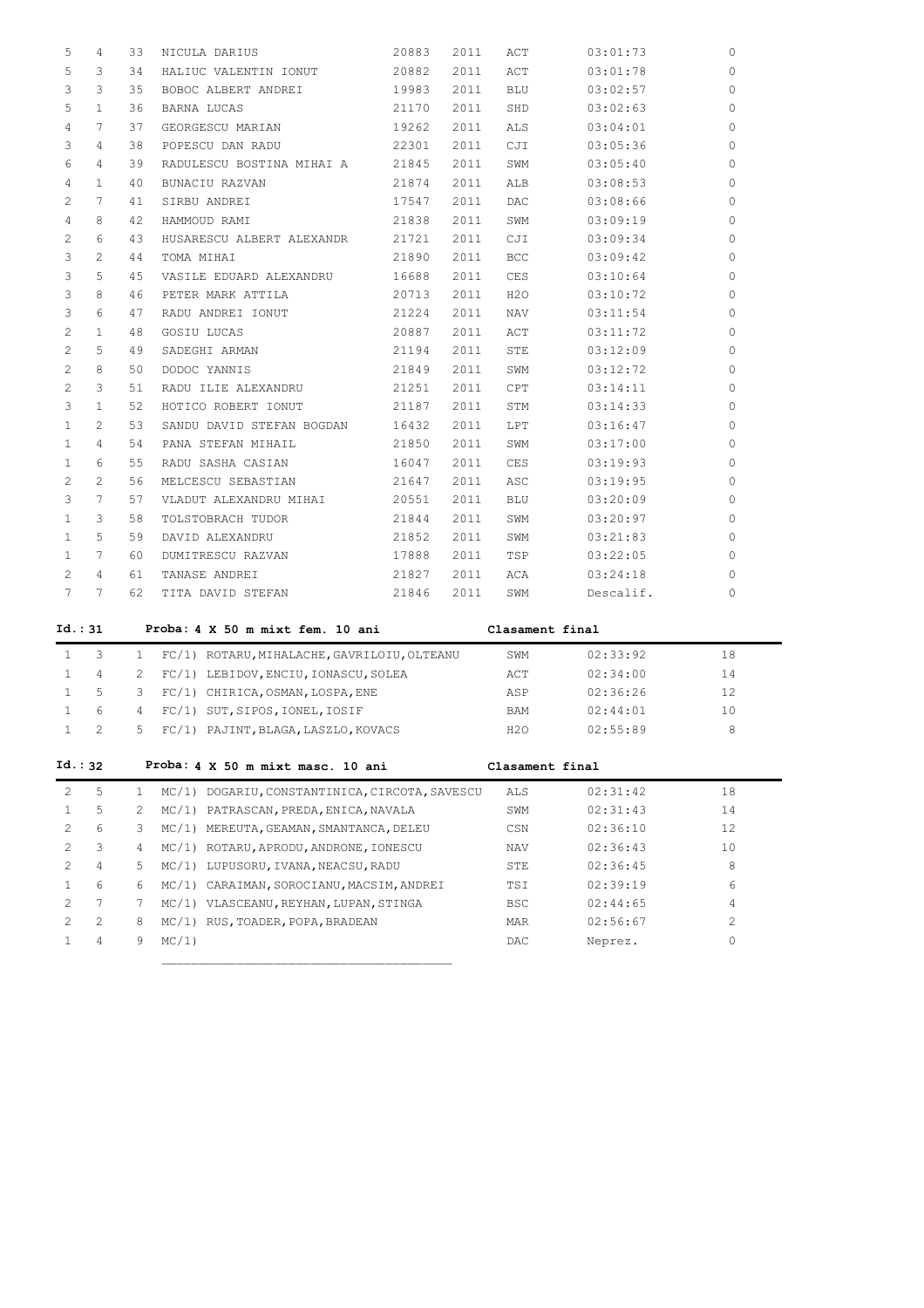| | | | | | | | | |
|---|---|---|---|---|---|---|---|---|
| 5 | 4 | 33 | NICULA DARIUS | 20883 | 2011 | ACT | 03:01:73 | 0 |
| 5 | 3 | 34 | HALIUC VALENTIN IONUT | 20882 | 2011 | ACT | 03:01:78 | 0 |
| 3 | 3 | 35 | BOBOC ALBERT ANDREI | 19983 | 2011 | BLU | 03:02:57 | 0 |
| 5 | 1 | 36 | BARNA LUCAS | 21170 | 2011 | SHD | 03:02:63 | 0 |
| 4 | 7 | 37 | GEORGESCU MARIAN | 19262 | 2011 | ALS | 03:04:01 | 0 |
| 3 | 4 | 38 | POPESCU DAN RADU | 22301 | 2011 | CJI | 03:05:36 | 0 |
| 6 | 4 | 39 | RADULESCU BOSTINA MIHAI A | 21845 | 2011 | SWM | 03:05:40 | 0 |
| 4 | 1 | 40 | BUNACIU RAZVAN | 21874 | 2011 | ALB | 03:08:53 | 0 |
| 2 | 7 | 41 | SIRBU ANDREI | 17547 | 2011 | DAC | 03:08:66 | 0 |
| 4 | 8 | 42 | HAMMOUD RAMI | 21838 | 2011 | SWM | 03:09:19 | 0 |
| 2 | 6 | 43 | HUSARESCU ALBERT ALEXANDR | 21721 | 2011 | CJI | 03:09:34 | 0 |
| 3 | 2 | 44 | TOMA MIHAI | 21890 | 2011 | BCC | 03:09:42 | 0 |
| 3 | 5 | 45 | VASILE EDUARD ALEXANDRU | 16688 | 2011 | CES | 03:10:64 | 0 |
| 3 | 8 | 46 | PETER MARK ATTILA | 20713 | 2011 | H2O | 03:10:72 | 0 |
| 3 | 6 | 47 | RADU ANDREI IONUT | 21224 | 2011 | NAV | 03:11:54 | 0 |
| 2 | 1 | 48 | GOSIU LUCAS | 20887 | 2011 | ACT | 03:11:72 | 0 |
| 2 | 5 | 49 | SADEGHI ARMAN | 21194 | 2011 | STE | 03:12:09 | 0 |
| 2 | 8 | 50 | DODOC YANNIS | 21849 | 2011 | SWM | 03:12:72 | 0 |
| 2 | 3 | 51 | RADU ILIE ALEXANDRU | 21251 | 2011 | CPT | 03:14:11 | 0 |
| 3 | 1 | 52 | HOTICO ROBERT IONUT | 21187 | 2011 | STM | 03:14:33 | 0 |
| 1 | 2 | 53 | SANDU DAVID STEFAN BOGDAN | 16432 | 2011 | LPT | 03:16:47 | 0 |
| 1 | 4 | 54 | PANA STEFAN MIHAIL | 21850 | 2011 | SWM | 03:17:00 | 0 |
| 1 | 6 | 55 | RADU SASHA CASIAN | 16047 | 2011 | CES | 03:19:93 | 0 |
| 2 | 2 | 56 | MELCESCU SEBASTIAN | 21647 | 2011 | ASC | 03:19:95 | 0 |
| 3 | 7 | 57 | VLADUT ALEXANDRU MIHAI | 20551 | 2011 | BLU | 03:20:09 | 0 |
| 1 | 3 | 58 | TOLSTOBRACH TUDOR | 21844 | 2011 | SWM | 03:20:97 | 0 |
| 1 | 5 | 59 | DAVID ALEXANDRU | 21852 | 2011 | SWM | 03:21:83 | 0 |
| 1 | 7 | 60 | DUMITRESCU RAZVAN | 17888 | 2011 | TSP | 03:22:05 | 0 |
| 2 | 4 | 61 | TANASE ANDREI | 21827 | 2011 | ACA | 03:24:18 | 0 |
| 7 | 7 | 62 | TITA DAVID STEFAN | 21846 | 2011 | SWM | Descalif. | 0 |

**Id.: 31 Proba: 4 X 50 m mixt fem. 10 ani Clasament final**

| | | | | | | |
|---|---|---|---|---|---|---|
| 1 | 3 | 1 | FC/1) ROTARU,MIHALACHE,GAVRILOIU,OLTEANU | SWM | 02:33:92 | 18 |
| 1 | 4 | 2 | FC/1) LEBIDOV,ENCIU,IONASCU,SOLEA | ACT | 02:34:00 | 14 |
| 1 | 5 | 3 | FC/1) CHIRICA,OSMAN,LOSPA,ENE | ASP | 02:36:26 | 12 |
| 1 | 6 | 4 | FC/1) SUT,SIPOS,IONEL,IOSIF | BAM | 02:44:01 | 10 |
| 1 | 2 | 5 | FC/1) PAJINT,BLAGA,LASZLO,KOVACS | H2O | 02:55:89 | 8 |

**Id.: 32 Proba: 4 X 50 m mixt masc. 10 ani Clasament final**

| | | | | | | |
|---|---|---|---|---|---|---|
| 2 | 5 | 1 | MC/1) DOGARIU,CONSTANTINICA,CIRCOTA,SAVESCU | ALS | 02:31:42 | 18 |
| 1 | 5 | 2 | MC/1) PATRASCAN,PREDA,ENICA,NAVALA | SWM | 02:31:43 | 14 |
| 2 | 6 | 3 | MC/1) MEREUTA,GEAMAN,SMANTANCA,DELEU | CSN | 02:36:10 | 12 |
| 2 | 3 | 4 | MC/1) ROTARU,APRODU,ANDRONE,IONESCU | NAV | 02:36:43 | 10 |
| 2 | 4 | 5 | MC/1) LUPUSORU,IVANA,NEACSU,RADU | STE | 02:36:45 | 8 |
| 1 | 6 | 6 | MC/1) CARAIMAN,SOROCIANU,MACSIM,ANDREI | TSI | 02:39:19 | 6 |
| 2 | 7 | 7 | MC/1) VLASCEANU,REYHAN,LUPAN,STINGA | BSC | 02:44:65 | 4 |
| 2 | 2 | 8 | MC/1) RUS,TOADER,POPA,BRADEAN | MAR | 02:56:67 | 2 |
| 1 | 4 | 9 | MC/1) | DAC | Neprez. | 0 |